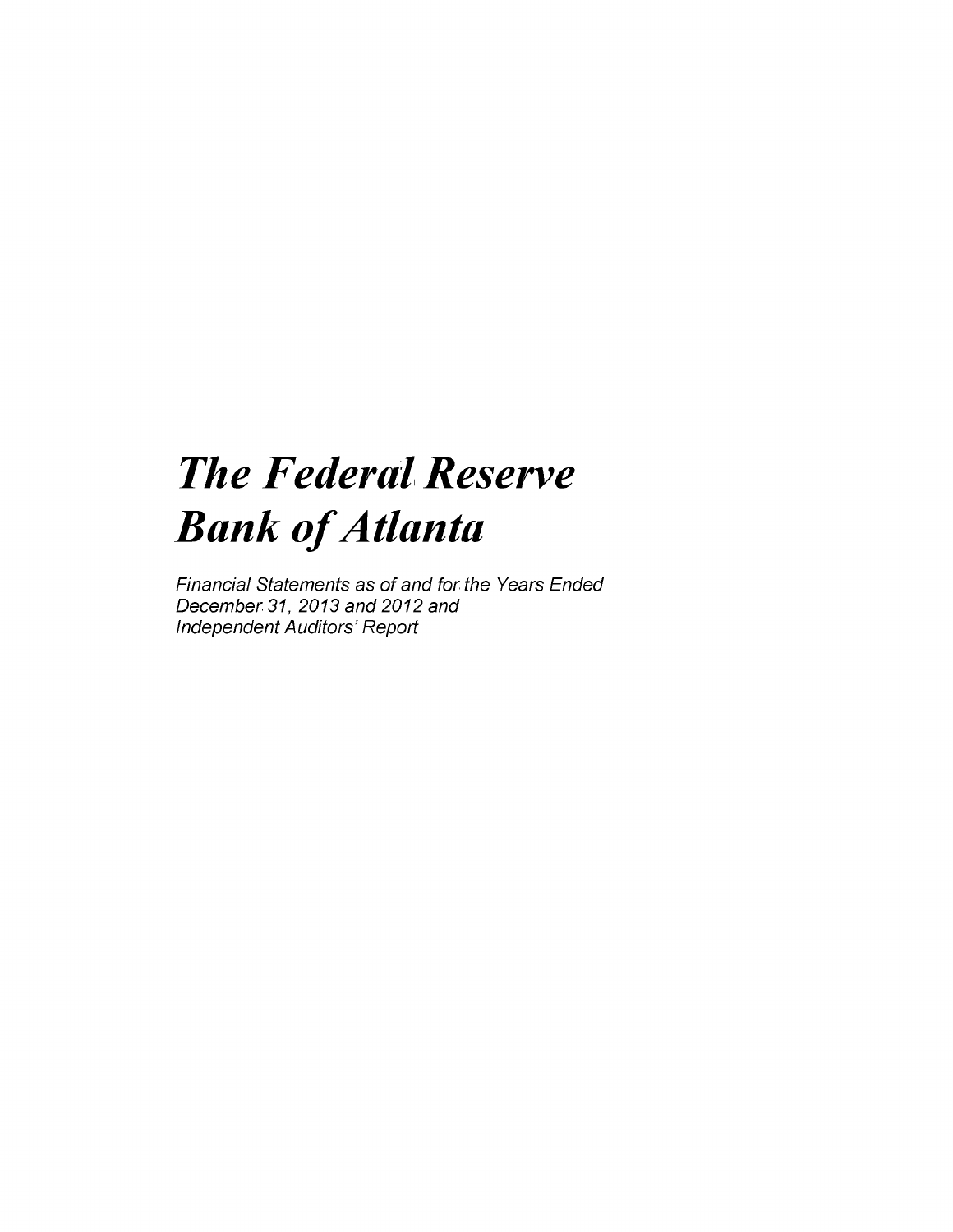# *The Federal Reserve Bank of Atlanta*

*Financial Statements as of and for the Years Ended December 31, 2013 and 2012 and Independent Auditors' Report*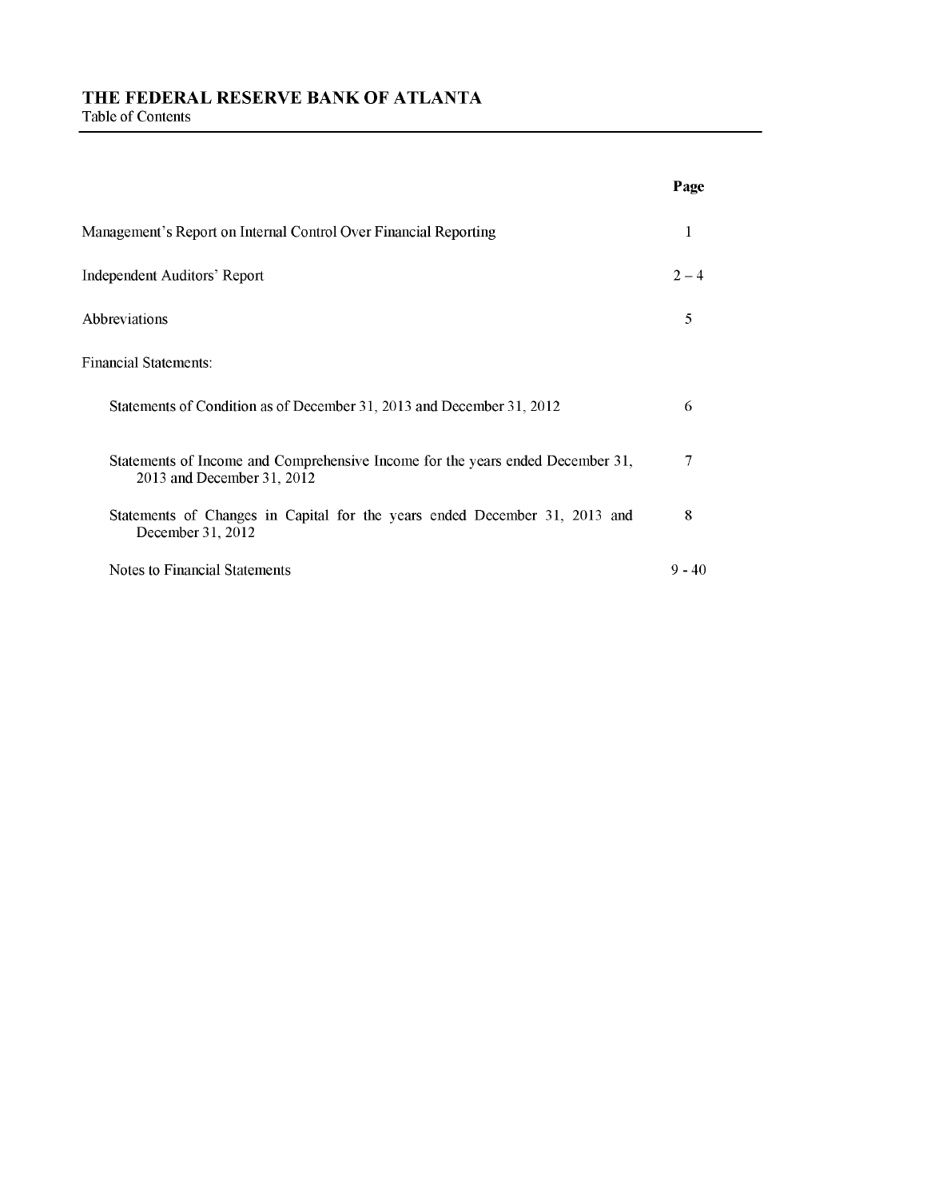# THE FEDERAL RESERVE BANK OF ATLANTA

Table of Contents

| | Page |
|---|---|
| Management's Report on Internal Control Over Financial Reporting | 1 |
| Independent Auditors' Report | 2 – 4 |
| Abbreviations | 5 |
| Financial Statements: | |
| Statements of Condition as of December 31, 2013 and December 31, 2012 | 6 |
| Statements of Income and Comprehensive Income for the years ended December 31, 2013 and December 31, 2012 | 7 |
| Statements of Changes in Capital for the years ended December 31, 2013 and December 31, 2012 | 8 |
| Notes to Financial Statements | 9 - 40 |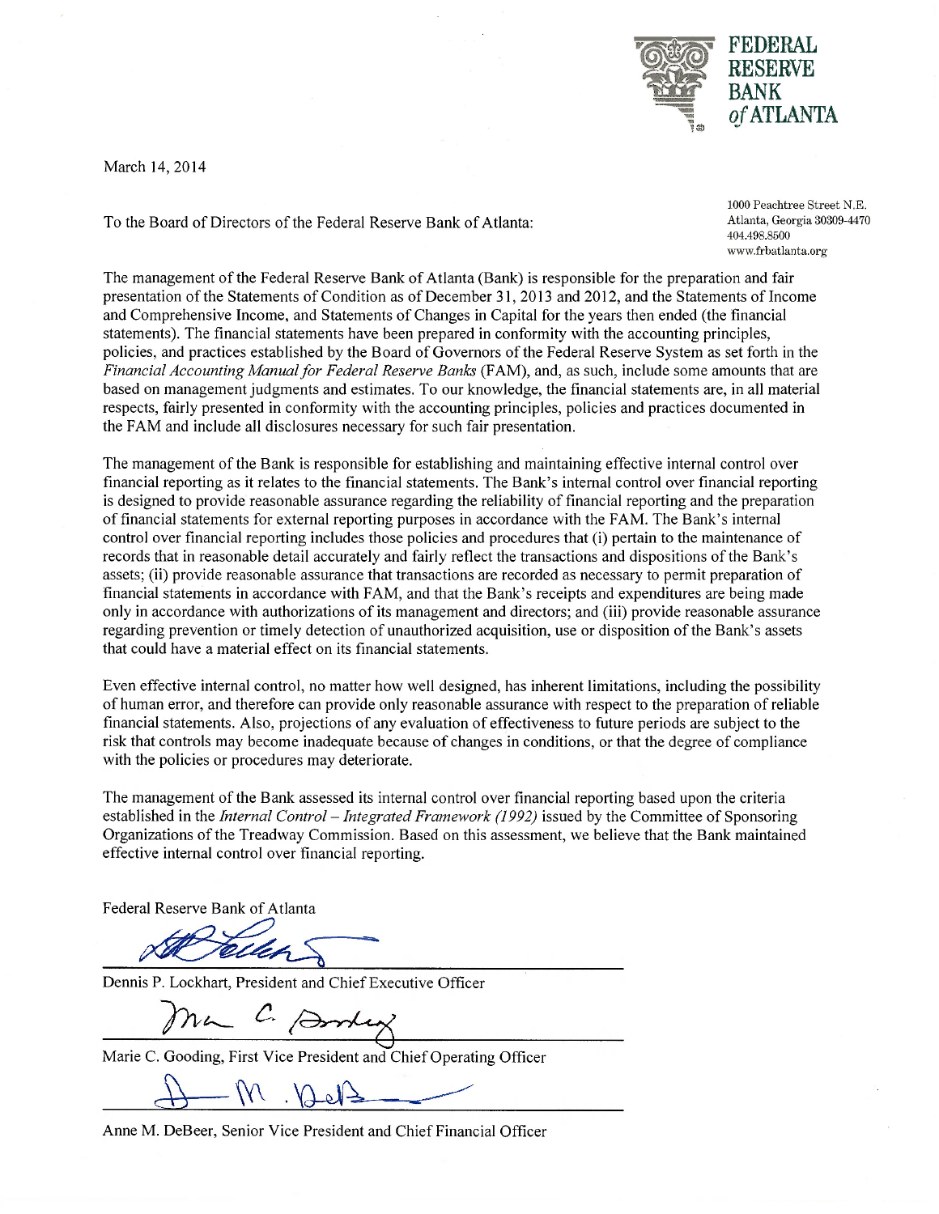**FEDERAL RESERVE BANK *of* ATLANTA**

March 14, 2014

1000 Peachtree Street N.E.
Atlanta, Georgia 30309-4470
404.498.8500
www.frbatlanta.org

To the Board of Directors of the Federal Reserve Bank of Atlanta:

The management of the Federal Reserve Bank of Atlanta (Bank) is responsible for the preparation and fair presentation of the Statements of Condition as of December 31, 2013 and 2012, and the Statements of Income and Comprehensive Income, and Statements of Changes in Capital for the years then ended (the financial statements). The financial statements have been prepared in conformity with the accounting principles, policies, and practices established by the Board of Governors of the Federal Reserve System as set forth in the *Financial Accounting Manual for Federal Reserve Banks* (FAM), and, as such, include some amounts that are based on management judgments and estimates. To our knowledge, the financial statements are, in all material respects, fairly presented in conformity with the accounting principles, policies and practices documented in the FAM and include all disclosures necessary for such fair presentation.

The management of the Bank is responsible for establishing and maintaining effective internal control over financial reporting as it relates to the financial statements. The Bank's internal control over financial reporting is designed to provide reasonable assurance regarding the reliability of financial reporting and the preparation of financial statements for external reporting purposes in accordance with the FAM. The Bank's internal control over financial reporting includes those policies and procedures that (i) pertain to the maintenance of records that in reasonable detail accurately and fairly reflect the transactions and dispositions of the Bank's assets; (ii) provide reasonable assurance that transactions are recorded as necessary to permit preparation of financial statements in accordance with FAM, and that the Bank's receipts and expenditures are being made only in accordance with authorizations of its management and directors; and (iii) provide reasonable assurance regarding prevention or timely detection of unauthorized acquisition, use or disposition of the Bank's assets that could have a material effect on its financial statements.

Even effective internal control, no matter how well designed, has inherent limitations, including the possibility of human error, and therefore can provide only reasonable assurance with respect to the preparation of reliable financial statements. Also, projections of any evaluation of effectiveness to future periods are subject to the risk that controls may become inadequate because of changes in conditions, or that the degree of compliance with the policies or procedures may deteriorate.

The management of the Bank assessed its internal control over financial reporting based upon the criteria established in the *Internal Control – Integrated Framework (1992)* issued by the Committee of Sponsoring Organizations of the Treadway Commission. Based on this assessment, we believe that the Bank maintained effective internal control over financial reporting.

Federal Reserve Bank of Atlanta

Dennis P. Lockhart, President and Chief Executive Officer

Marie C. Gooding, First Vice President and Chief Operating Officer

Anne M. DeBeer, Senior Vice President and Chief Financial Officer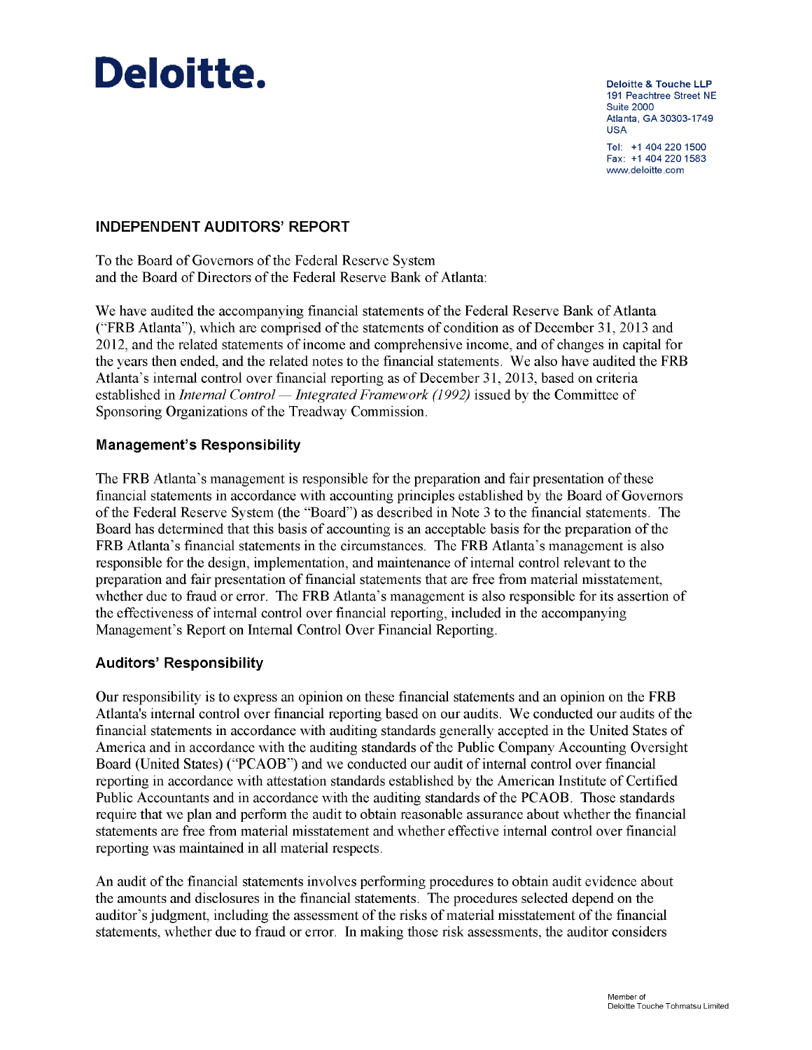**Deloitte.**

**Deloitte & Touche LLP**
191 Peachtree Street NE
Suite 2000
Atlanta, GA 30303-1749
USA

Tel: +1 404 220 1500
Fax: +1 404 220 1583
www.deloitte.com

## INDEPENDENT AUDITORS' REPORT

To the Board of Governors of the Federal Reserve System
and the Board of Directors of the Federal Reserve Bank of Atlanta:

We have audited the accompanying financial statements of the Federal Reserve Bank of Atlanta ("FRB Atlanta"), which are comprised of the statements of condition as of December 31, 2013 and 2012, and the related statements of income and comprehensive income, and of changes in capital for the years then ended, and the related notes to the financial statements. We also have audited the FRB Atlanta's internal control over financial reporting as of December 31, 2013, based on criteria established in *Internal Control — Integrated Framework (1992)* issued by the Committee of Sponsoring Organizations of the Treadway Commission.

### Management's Responsibility

The FRB Atlanta's management is responsible for the preparation and fair presentation of these financial statements in accordance with accounting principles established by the Board of Governors of the Federal Reserve System (the "Board") as described in Note 3 to the financial statements. The Board has determined that this basis of accounting is an acceptable basis for the preparation of the FRB Atlanta's financial statements in the circumstances. The FRB Atlanta's management is also responsible for the design, implementation, and maintenance of internal control relevant to the preparation and fair presentation of financial statements that are free from material misstatement, whether due to fraud or error. The FRB Atlanta's management is also responsible for its assertion of the effectiveness of internal control over financial reporting, included in the accompanying Management's Report on Internal Control Over Financial Reporting.

### Auditors' Responsibility

Our responsibility is to express an opinion on these financial statements and an opinion on the FRB Atlanta's internal control over financial reporting based on our audits. We conducted our audits of the financial statements in accordance with auditing standards generally accepted in the United States of America and in accordance with the auditing standards of the Public Company Accounting Oversight Board (United States) ("PCAOB") and we conducted our audit of internal control over financial reporting in accordance with attestation standards established by the American Institute of Certified Public Accountants and in accordance with the auditing standards of the PCAOB. Those standards require that we plan and perform the audit to obtain reasonable assurance about whether the financial statements are free from material misstatement and whether effective internal control over financial reporting was maintained in all material respects.

An audit of the financial statements involves performing procedures to obtain audit evidence about the amounts and disclosures in the financial statements. The procedures selected depend on the auditor's judgment, including the assessment of the risks of material misstatement of the financial statements, whether due to fraud or error. In making those risk assessments, the auditor considers

Member of
Deloitte Touche Tohmatsu Limited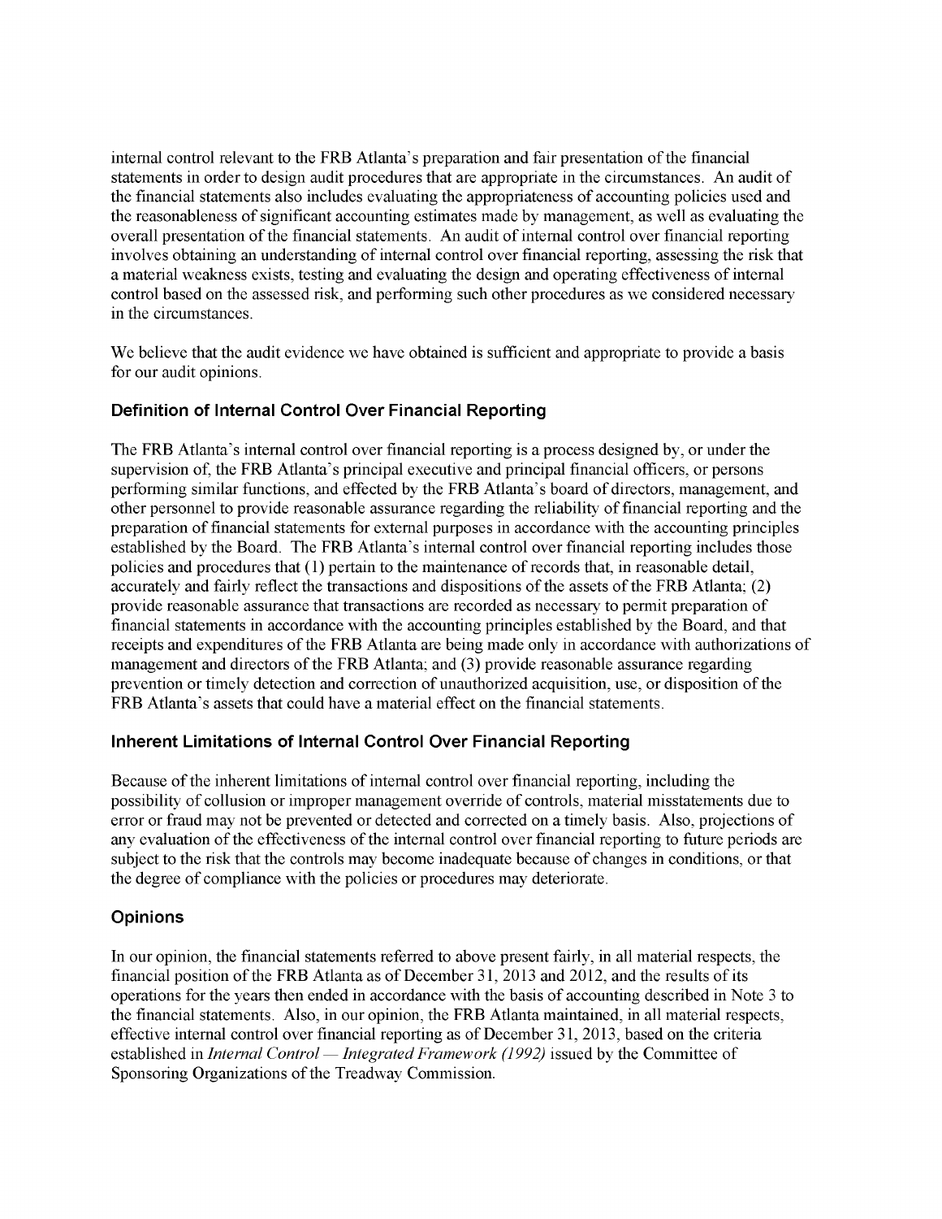internal control relevant to the FRB Atlanta's preparation and fair presentation of the financial statements in order to design audit procedures that are appropriate in the circumstances. An audit of the financial statements also includes evaluating the appropriateness of accounting policies used and the reasonableness of significant accounting estimates made by management, as well as evaluating the overall presentation of the financial statements. An audit of internal control over financial reporting involves obtaining an understanding of internal control over financial reporting, assessing the risk that a material weakness exists, testing and evaluating the design and operating effectiveness of internal control based on the assessed risk, and performing such other procedures as we considered necessary in the circumstances.

We believe that the audit evidence we have obtained is sufficient and appropriate to provide a basis for our audit opinions.

## Definition of Internal Control Over Financial Reporting

The FRB Atlanta's internal control over financial reporting is a process designed by, or under the supervision of, the FRB Atlanta's principal executive and principal financial officers, or persons performing similar functions, and effected by the FRB Atlanta's board of directors, management, and other personnel to provide reasonable assurance regarding the reliability of financial reporting and the preparation of financial statements for external purposes in accordance with the accounting principles established by the Board. The FRB Atlanta's internal control over financial reporting includes those policies and procedures that (1) pertain to the maintenance of records that, in reasonable detail, accurately and fairly reflect the transactions and dispositions of the assets of the FRB Atlanta; (2) provide reasonable assurance that transactions are recorded as necessary to permit preparation of financial statements in accordance with the accounting principles established by the Board, and that receipts and expenditures of the FRB Atlanta are being made only in accordance with authorizations of management and directors of the FRB Atlanta; and (3) provide reasonable assurance regarding prevention or timely detection and correction of unauthorized acquisition, use, or disposition of the FRB Atlanta's assets that could have a material effect on the financial statements.

## Inherent Limitations of Internal Control Over Financial Reporting

Because of the inherent limitations of internal control over financial reporting, including the possibility of collusion or improper management override of controls, material misstatements due to error or fraud may not be prevented or detected and corrected on a timely basis. Also, projections of any evaluation of the effectiveness of the internal control over financial reporting to future periods are subject to the risk that the controls may become inadequate because of changes in conditions, or that the degree of compliance with the policies or procedures may deteriorate.

## Opinions

In our opinion, the financial statements referred to above present fairly, in all material respects, the financial position of the FRB Atlanta as of December 31, 2013 and 2012, and the results of its operations for the years then ended in accordance with the basis of accounting described in Note 3 to the financial statements. Also, in our opinion, the FRB Atlanta maintained, in all material respects, effective internal control over financial reporting as of December 31, 2013, based on the criteria established in *Internal Control — Integrated Framework (1992)* issued by the Committee of Sponsoring Organizations of the Treadway Commission.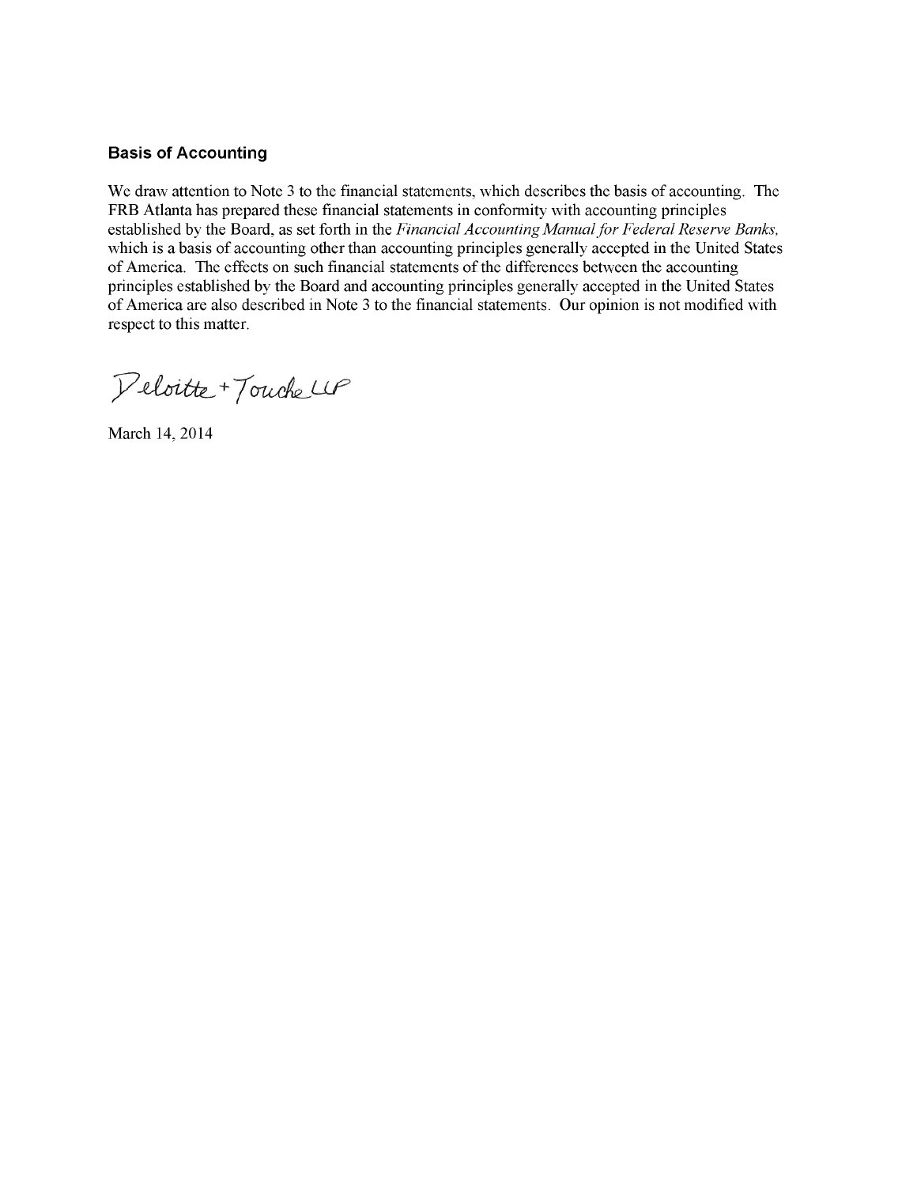### Basis of Accounting

We draw attention to Note 3 to the financial statements, which describes the basis of accounting. The FRB Atlanta has prepared these financial statements in conformity with accounting principles established by the Board, as set forth in the *Financial Accounting Manual for Federal Reserve Banks,* which is a basis of accounting other than accounting principles generally accepted in the United States of America. The effects on such financial statements of the differences between the accounting principles established by the Board and accounting principles generally accepted in the United States of America are also described in Note 3 to the financial statements. Our opinion is not modified with respect to this matter.

Deloitte + Touche LLP

March 14, 2014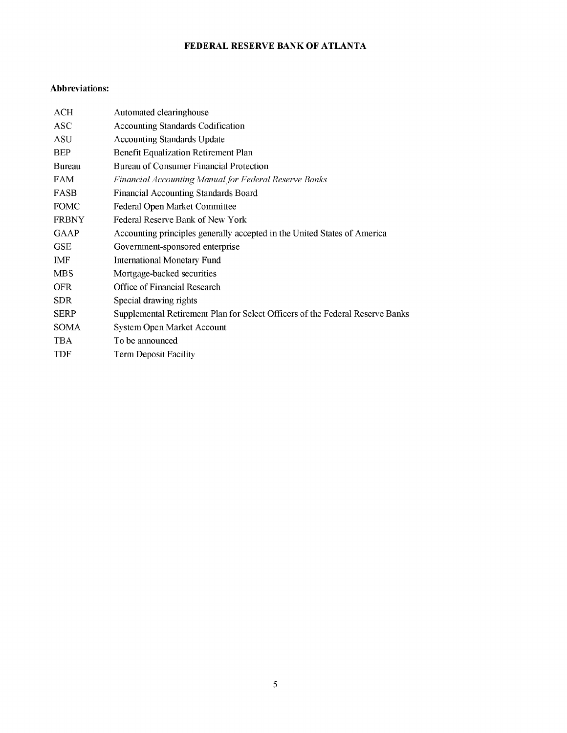# FEDERAL RESERVE BANK OF ATLANTA

**Abbreviations:**

| | |
|---|---|
| ACH | Automated clearinghouse |
| ASC | Accounting Standards Codification |
| ASU | Accounting Standards Update |
| BEP | Benefit Equalization Retirement Plan |
| Bureau | Bureau of Consumer Financial Protection |
| FAM | *Financial Accounting Manual for Federal Reserve Banks* |
| FASB | Financial Accounting Standards Board |
| FOMC | Federal Open Market Committee |
| FRBNY | Federal Reserve Bank of New York |
| GAAP | Accounting principles generally accepted in the United States of America |
| GSE | Government-sponsored enterprise |
| IMF | International Monetary Fund |
| MBS | Mortgage-backed securities |
| OFR | Office of Financial Research |
| SDR | Special drawing rights |
| SERP | Supplemental Retirement Plan for Select Officers of the Federal Reserve Banks |
| SOMA | System Open Market Account |
| TBA | To be announced |
| TDF | Term Deposit Facility |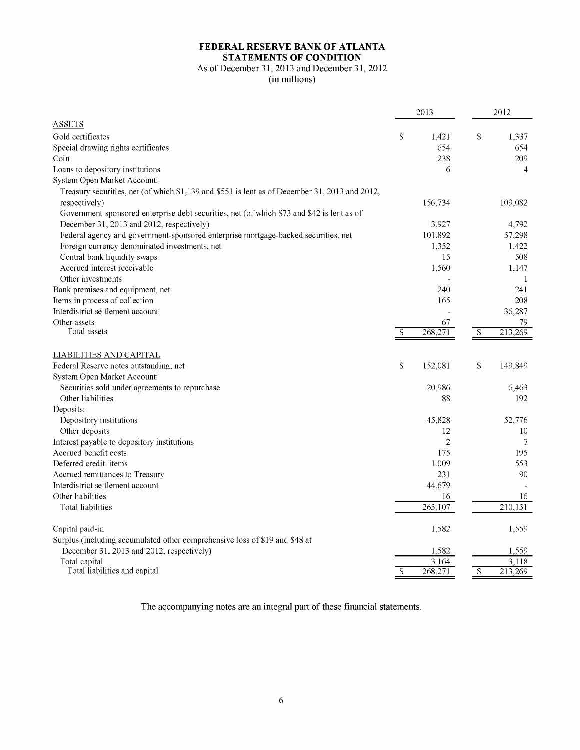**FEDERAL RESERVE BANK OF ATLANTA**
**STATEMENTS OF CONDITION**
As of December 31, 2013 and December 31, 2012
(in millions)

| | 2013 | 2012 |
|---|---|---|
| ASSETS | | |
| Gold certificates | $ 1,421 | $ 1,337 |
| Special drawing rights certificates | 654 | 654 |
| Coin | 238 | 209 |
| Loans to depository institutions | 6 | 4 |
| System Open Market Account: | | |
| Treasury securities, net (of which $1,139 and $551 is lent as of December 31, 2013 and 2012, respectively) | 156,734 | 109,082 |
| Government-sponsored enterprise debt securities, net (of which $73 and $42 is lent as of December 31, 2013 and 2012, respectively) | 3,927 | 4,792 |
| Federal agency and government-sponsored enterprise mortgage-backed securities, net | 101,892 | 57,298 |
| Foreign currency denominated investments, net | 1,352 | 1,422 |
| Central bank liquidity swaps | 15 | 508 |
| Accrued interest receivable | 1,560 | 1,147 |
| Other investments | - | 1 |
| Bank premises and equipment, net | 240 | 241 |
| Items in process of collection | 165 | 208 |
| Interdistrict settlement account | - | 36,287 |
| Other assets | 67 | 79 |
| Total assets | $ 268,271 | $ 213,269 |
| LIABILITIES AND CAPITAL | | |
| Federal Reserve notes outstanding, net | $ 152,081 | $ 149,849 |
| System Open Market Account: | | |
| Securities sold under agreements to repurchase | 20,986 | 6,463 |
| Other liabilities | 88 | 192 |
| Deposits: | | |
| Depository institutions | 45,828 | 52,776 |
| Other deposits | 12 | 10 |
| Interest payable to depository institutions | 2 | 7 |
| Accrued benefit costs | 175 | 195 |
| Deferred credit items | 1,009 | 553 |
| Accrued remittances to Treasury | 231 | 90 |
| Interdistrict settlement account | 44,679 | - |
| Other liabilities | 16 | 16 |
| Total liabilities | 265,107 | 210,151 |
| Capital paid-in | 1,582 | 1,559 |
| Surplus (including accumulated other comprehensive loss of $19 and $48 at December 31, 2013 and 2012, respectively) | 1,582 | 1,559 |
| Total capital | 3,164 | 3,118 |
| Total liabilities and capital | $ 268,271 | $ 213,269 |

The accompanying notes are an integral part of these financial statements.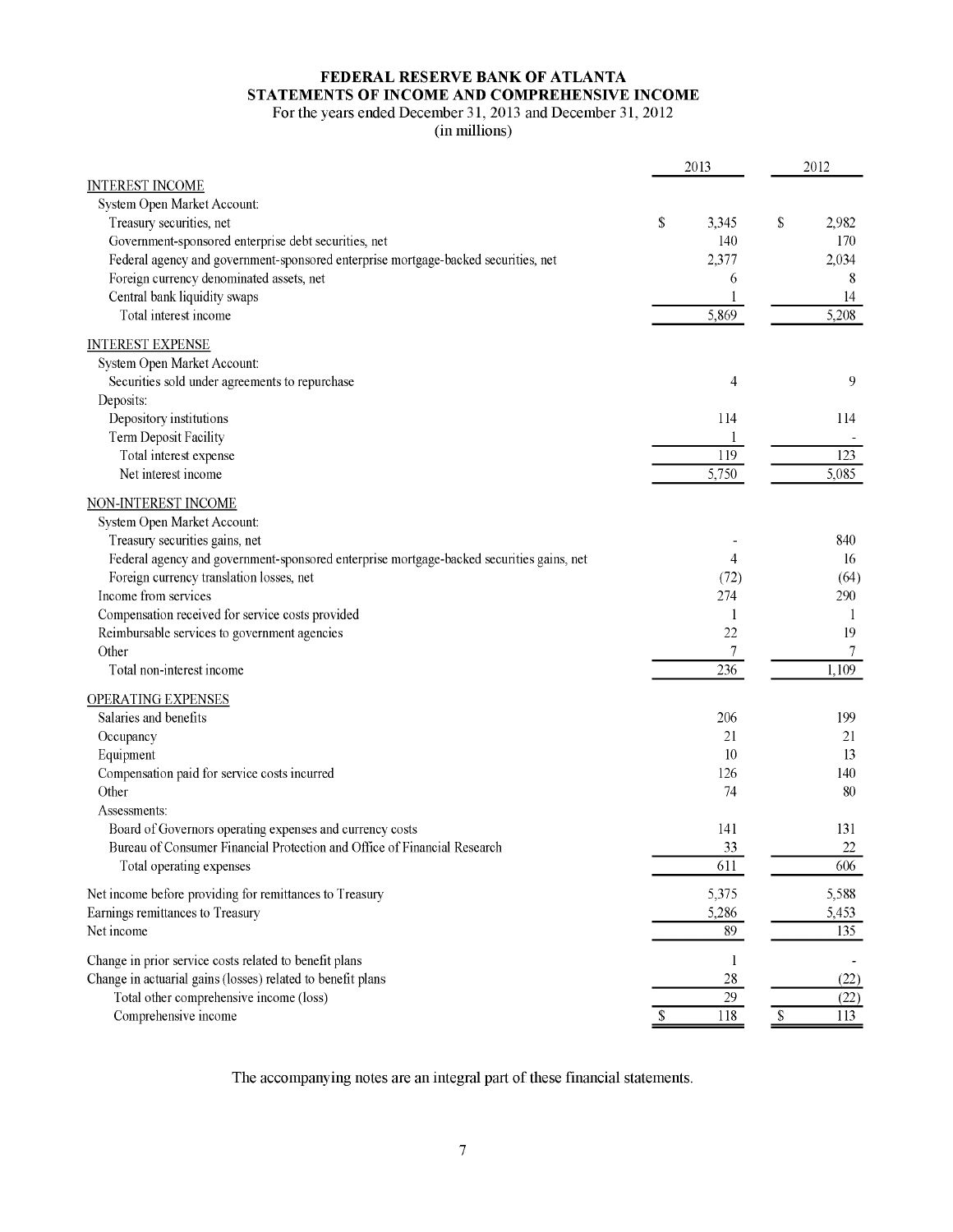# FEDERAL RESERVE BANK OF ATLANTA
## STATEMENTS OF INCOME AND COMPREHENSIVE INCOME
For the years ended December 31, 2013 and December 31, 2012
(in millions)

| | 2013 | 2012 |
|---|---|---|
| INTEREST INCOME | | |
| System Open Market Account: | | |
| Treasury securities, net | $ 3,345 | $ 2,982 |
| Government-sponsored enterprise debt securities, net | 140 | 170 |
| Federal agency and government-sponsored enterprise mortgage-backed securities, net | 2,377 | 2,034 |
| Foreign currency denominated assets, net | 6 | 8 |
| Central bank liquidity swaps | 1 | 14 |
| Total interest income | 5,869 | 5,208 |
| INTEREST EXPENSE | | |
| System Open Market Account: | | |
| Securities sold under agreements to repurchase | 4 | 9 |
| Deposits: | | |
| Depository institutions | 114 | 114 |
| Term Deposit Facility | 1 | - |
| Total interest expense | 119 | 123 |
| Net interest income | 5,750 | 5,085 |
| NON-INTEREST INCOME | | |
| System Open Market Account: | | |
| Treasury securities gains, net | - | 840 |
| Federal agency and government-sponsored enterprise mortgage-backed securities gains, net | 4 | 16 |
| Foreign currency translation losses, net | (72) | (64) |
| Income from services | 274 | 290 |
| Compensation received for service costs provided | 1 | 1 |
| Reimbursable services to government agencies | 22 | 19 |
| Other | 7 | 7 |
| Total non-interest income | 236 | 1,109 |
| OPERATING EXPENSES | | |
| Salaries and benefits | 206 | 199 |
| Occupancy | 21 | 21 |
| Equipment | 10 | 13 |
| Compensation paid for service costs incurred | 126 | 140 |
| Other | 74 | 80 |
| Assessments: | | |
| Board of Governors operating expenses and currency costs | 141 | 131 |
| Bureau of Consumer Financial Protection and Office of Financial Research | 33 | 22 |
| Total operating expenses | 611 | 606 |
| Net income before providing for remittances to Treasury | 5,375 | 5,588 |
| Earnings remittances to Treasury | 5,286 | 5,453 |
| Net income | 89 | 135 |
| Change in prior service costs related to benefit plans | 1 | - |
| Change in actuarial gains (losses) related to benefit plans | 28 | (22) |
| Total other comprehensive income (loss) | 29 | (22) |
| Comprehensive income | $ 118 | $ 113 |

The accompanying notes are an integral part of these financial statements.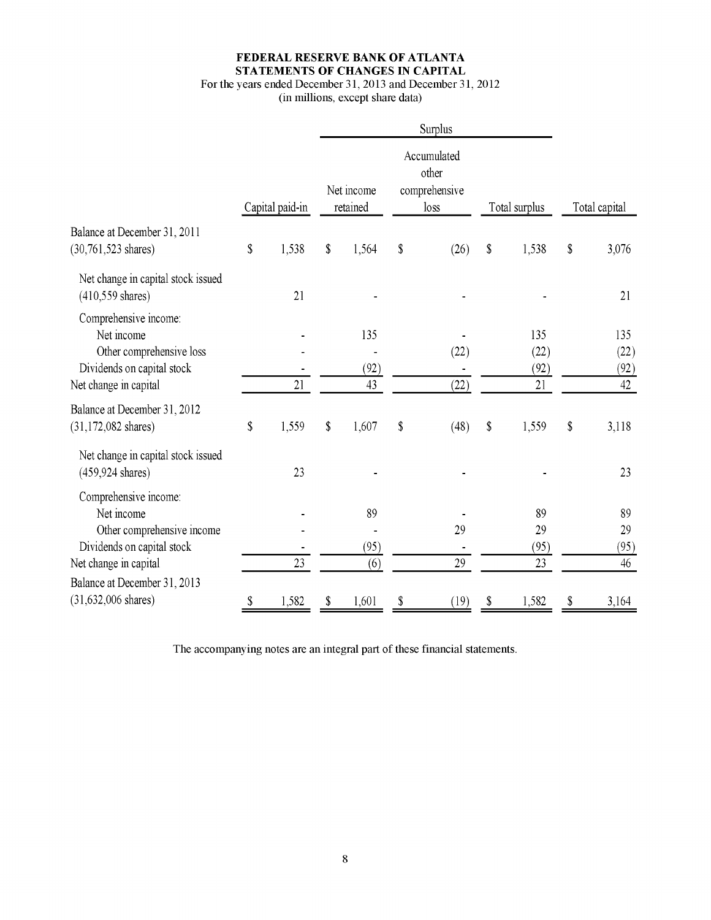**FEDERAL RESERVE BANK OF ATLANTA**
**STATEMENTS OF CHANGES IN CAPITAL**
For the years ended December 31, 2013 and December 31, 2012
(in millions, except share data)

| | | Surplus | | | |
|---|---|---|---|---|---|
| | Capital paid-in | Net income retained | Accumulated other comprehensive loss | Total surplus | Total capital |
| Balance at December 31, 2011 (30,761,523 shares) | $ 1,538 | $ 1,564 | $ (26) | $ 1,538 | $ 3,076 |
| Net change in capital stock issued (410,559 shares) | 21 | - | - | - | 21 |
| Comprehensive income: | | | | | |
| Net income | - | 135 | - | 135 | 135 |
| Other comprehensive loss | - | - | (22) | (22) | (22) |
| Dividends on capital stock | - | (92) | - | (92) | (92) |
| Net change in capital | 21 | 43 | (22) | 21 | 42 |
| Balance at December 31, 2012 (31,172,082 shares) | $ 1,559 | $ 1,607 | $ (48) | $ 1,559 | $ 3,118 |
| Net change in capital stock issued (459,924 shares) | 23 | - | - | - | 23 |
| Comprehensive income: | | | | | |
| Net income | - | 89 | - | 89 | 89 |
| Other comprehensive income | - | - | 29 | 29 | 29 |
| Dividends on capital stock | - | (95) | - | (95) | (95) |
| Net change in capital | 23 | (6) | 29 | 23 | 46 |
| Balance at December 31, 2013 (31,632,006 shares) | $ 1,582 | $ 1,601 | $ (19) | $ 1,582 | $ 3,164 |

The accompanying notes are an integral part of these financial statements.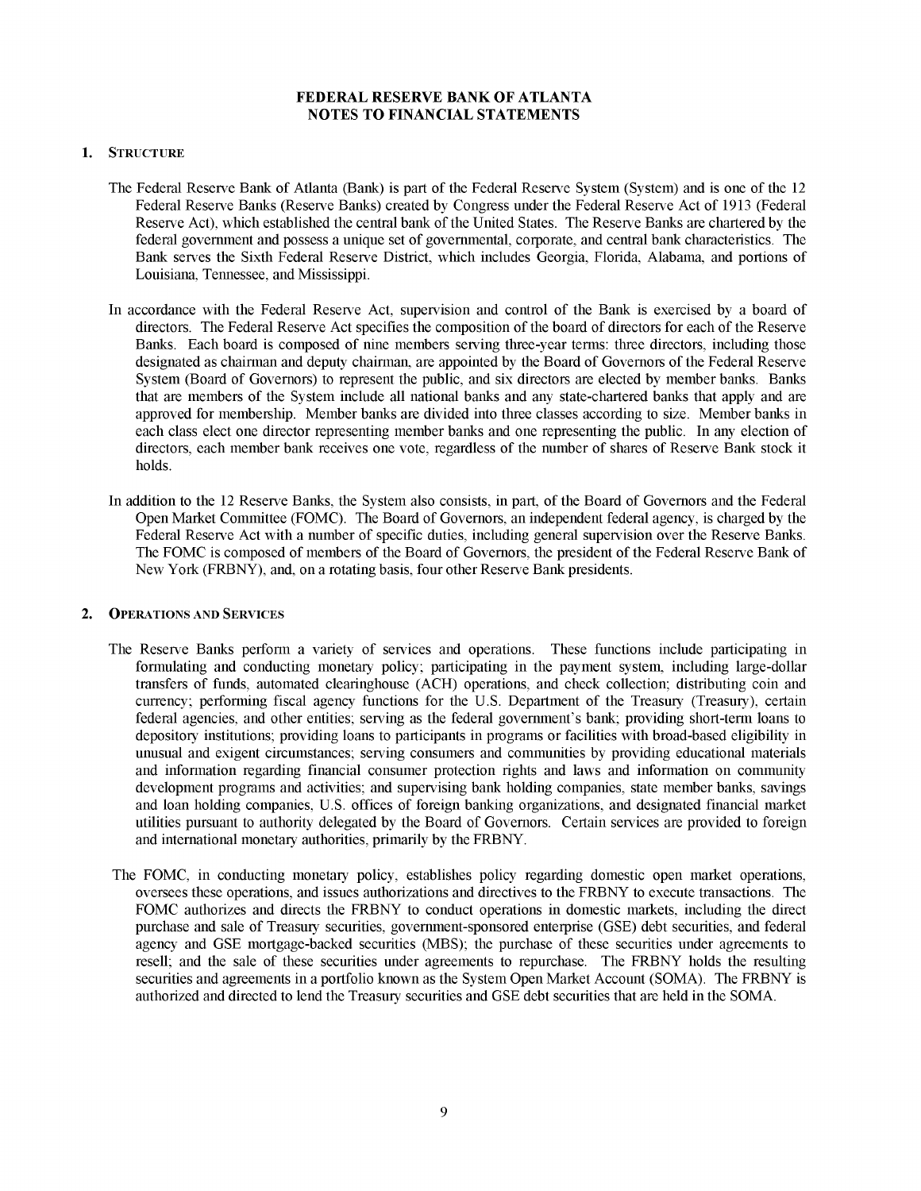# FEDERAL RESERVE BANK OF ATLANTA
# NOTES TO FINANCIAL STATEMENTS

## 1. STRUCTURE

The Federal Reserve Bank of Atlanta (Bank) is part of the Federal Reserve System (System) and is one of the 12 Federal Reserve Banks (Reserve Banks) created by Congress under the Federal Reserve Act of 1913 (Federal Reserve Act), which established the central bank of the United States. The Reserve Banks are chartered by the federal government and possess a unique set of governmental, corporate, and central bank characteristics. The Bank serves the Sixth Federal Reserve District, which includes Georgia, Florida, Alabama, and portions of Louisiana, Tennessee, and Mississippi.

In accordance with the Federal Reserve Act, supervision and control of the Bank is exercised by a board of directors. The Federal Reserve Act specifies the composition of the board of directors for each of the Reserve Banks. Each board is composed of nine members serving three-year terms: three directors, including those designated as chairman and deputy chairman, are appointed by the Board of Governors of the Federal Reserve System (Board of Governors) to represent the public, and six directors are elected by member banks. Banks that are members of the System include all national banks and any state-chartered banks that apply and are approved for membership. Member banks are divided into three classes according to size. Member banks in each class elect one director representing member banks and one representing the public. In any election of directors, each member bank receives one vote, regardless of the number of shares of Reserve Bank stock it holds.

In addition to the 12 Reserve Banks, the System also consists, in part, of the Board of Governors and the Federal Open Market Committee (FOMC). The Board of Governors, an independent federal agency, is charged by the Federal Reserve Act with a number of specific duties, including general supervision over the Reserve Banks. The FOMC is composed of members of the Board of Governors, the president of the Federal Reserve Bank of New York (FRBNY), and, on a rotating basis, four other Reserve Bank presidents.

## 2. OPERATIONS AND SERVICES

The Reserve Banks perform a variety of services and operations. These functions include participating in formulating and conducting monetary policy; participating in the payment system, including large-dollar transfers of funds, automated clearinghouse (ACH) operations, and check collection; distributing coin and currency; performing fiscal agency functions for the U.S. Department of the Treasury (Treasury), certain federal agencies, and other entities; serving as the federal government's bank; providing short-term loans to depository institutions; providing loans to participants in programs or facilities with broad-based eligibility in unusual and exigent circumstances; serving consumers and communities by providing educational materials and information regarding financial consumer protection rights and laws and information on community development programs and activities; and supervising bank holding companies, state member banks, savings and loan holding companies, U.S. offices of foreign banking organizations, and designated financial market utilities pursuant to authority delegated by the Board of Governors. Certain services are provided to foreign and international monetary authorities, primarily by the FRBNY.

The FOMC, in conducting monetary policy, establishes policy regarding domestic open market operations, oversees these operations, and issues authorizations and directives to the FRBNY to execute transactions. The FOMC authorizes and directs the FRBNY to conduct operations in domestic markets, including the direct purchase and sale of Treasury securities, government-sponsored enterprise (GSE) debt securities, and federal agency and GSE mortgage-backed securities (MBS); the purchase of these securities under agreements to resell; and the sale of these securities under agreements to repurchase. The FRBNY holds the resulting securities and agreements in a portfolio known as the System Open Market Account (SOMA). The FRBNY is authorized and directed to lend the Treasury securities and GSE debt securities that are held in the SOMA.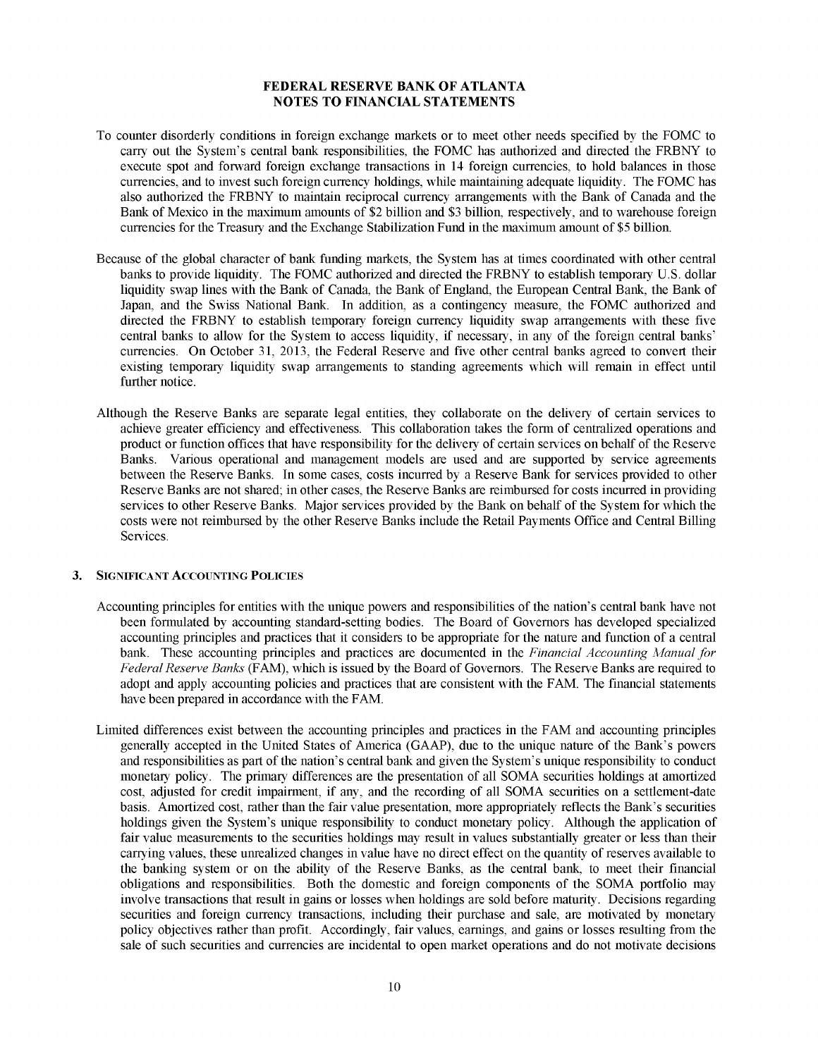To counter disorderly conditions in foreign exchange markets or to meet other needs specified by the FOMC to carry out the System's central bank responsibilities, the FOMC has authorized and directed the FRBNY to execute spot and forward foreign exchange transactions in 14 foreign currencies, to hold balances in those currencies, and to invest such foreign currency holdings, while maintaining adequate liquidity. The FOMC has also authorized the FRBNY to maintain reciprocal currency arrangements with the Bank of Canada and the Bank of Mexico in the maximum amounts of $2 billion and $3 billion, respectively, and to warehouse foreign currencies for the Treasury and the Exchange Stabilization Fund in the maximum amount of $5 billion.

Because of the global character of bank funding markets, the System has at times coordinated with other central banks to provide liquidity. The FOMC authorized and directed the FRBNY to establish temporary U.S. dollar liquidity swap lines with the Bank of Canada, the Bank of England, the European Central Bank, the Bank of Japan, and the Swiss National Bank. In addition, as a contingency measure, the FOMC authorized and directed the FRBNY to establish temporary foreign currency liquidity swap arrangements with these five central banks to allow for the System to access liquidity, if necessary, in any of the foreign central banks' currencies. On October 31, 2013, the Federal Reserve and five other central banks agreed to convert their existing temporary liquidity swap arrangements to standing agreements which will remain in effect until further notice.

Although the Reserve Banks are separate legal entities, they collaborate on the delivery of certain services to achieve greater efficiency and effectiveness. This collaboration takes the form of centralized operations and product or function offices that have responsibility for the delivery of certain services on behalf of the Reserve Banks. Various operational and management models are used and are supported by service agreements between the Reserve Banks. In some cases, costs incurred by a Reserve Bank for services provided to other Reserve Banks are not shared; in other cases, the Reserve Banks are reimbursed for costs incurred in providing services to other Reserve Banks. Major services provided by the Bank on behalf of the System for which the costs were not reimbursed by the other Reserve Banks include the Retail Payments Office and Central Billing Services.

## 3. SIGNIFICANT ACCOUNTING POLICIES

Accounting principles for entities with the unique powers and responsibilities of the nation's central bank have not been formulated by accounting standard-setting bodies. The Board of Governors has developed specialized accounting principles and practices that it considers to be appropriate for the nature and function of a central bank. These accounting principles and practices are documented in the *Financial Accounting Manual for Federal Reserve Banks* (FAM), which is issued by the Board of Governors. The Reserve Banks are required to adopt and apply accounting policies and practices that are consistent with the FAM. The financial statements have been prepared in accordance with the FAM.

Limited differences exist between the accounting principles and practices in the FAM and accounting principles generally accepted in the United States of America (GAAP), due to the unique nature of the Bank's powers and responsibilities as part of the nation's central bank and given the System's unique responsibility to conduct monetary policy. The primary differences are the presentation of all SOMA securities holdings at amortized cost, adjusted for credit impairment, if any, and the recording of all SOMA securities on a settlement-date basis. Amortized cost, rather than the fair value presentation, more appropriately reflects the Bank's securities holdings given the System's unique responsibility to conduct monetary policy. Although the application of fair value measurements to the securities holdings may result in values substantially greater or less than their carrying values, these unrealized changes in value have no direct effect on the quantity of reserves available to the banking system or on the ability of the Reserve Banks, as the central bank, to meet their financial obligations and responsibilities. Both the domestic and foreign components of the SOMA portfolio may involve transactions that result in gains or losses when holdings are sold before maturity. Decisions regarding securities and foreign currency transactions, including their purchase and sale, are motivated by monetary policy objectives rather than profit. Accordingly, fair values, earnings, and gains or losses resulting from the sale of such securities and currencies are incidental to open market operations and do not motivate decisions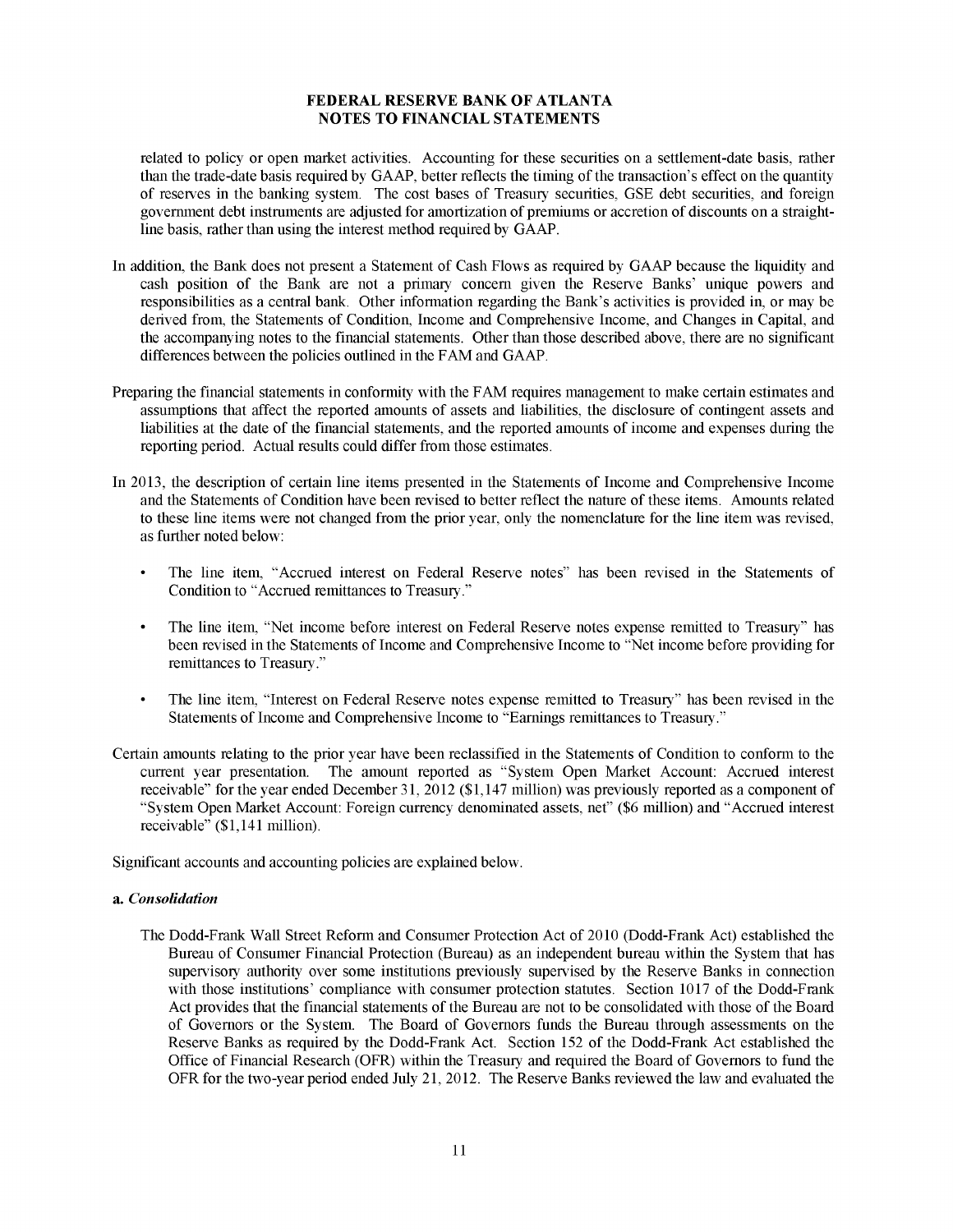related to policy or open market activities. Accounting for these securities on a settlement-date basis, rather than the trade-date basis required by GAAP, better reflects the timing of the transaction's effect on the quantity of reserves in the banking system. The cost bases of Treasury securities, GSE debt securities, and foreign government debt instruments are adjusted for amortization of premiums or accretion of discounts on a straight-line basis, rather than using the interest method required by GAAP.

In addition, the Bank does not present a Statement of Cash Flows as required by GAAP because the liquidity and cash position of the Bank are not a primary concern given the Reserve Banks' unique powers and responsibilities as a central bank. Other information regarding the Bank's activities is provided in, or may be derived from, the Statements of Condition, Income and Comprehensive Income, and Changes in Capital, and the accompanying notes to the financial statements. Other than those described above, there are no significant differences between the policies outlined in the FAM and GAAP.

Preparing the financial statements in conformity with the FAM requires management to make certain estimates and assumptions that affect the reported amounts of assets and liabilities, the disclosure of contingent assets and liabilities at the date of the financial statements, and the reported amounts of income and expenses during the reporting period. Actual results could differ from those estimates.

In 2013, the description of certain line items presented in the Statements of Income and Comprehensive Income and the Statements of Condition have been revised to better reflect the nature of these items. Amounts related to these line items were not changed from the prior year, only the nomenclature for the line item was revised, as further noted below:

- The line item, "Accrued interest on Federal Reserve notes" has been revised in the Statements of Condition to "Accrued remittances to Treasury."
- The line item, "Net income before interest on Federal Reserve notes expense remitted to Treasury" has been revised in the Statements of Income and Comprehensive Income to "Net income before providing for remittances to Treasury."
- The line item, "Interest on Federal Reserve notes expense remitted to Treasury" has been revised in the Statements of Income and Comprehensive Income to "Earnings remittances to Treasury."

Certain amounts relating to the prior year have been reclassified in the Statements of Condition to conform to the current year presentation. The amount reported as "System Open Market Account: Accrued interest receivable" for the year ended December 31, 2012 ($1,147 million) was previously reported as a component of "System Open Market Account: Foreign currency denominated assets, net" ($6 million) and "Accrued interest receivable" ($1,141 million).

Significant accounts and accounting policies are explained below.

**a. *Consolidation***

The Dodd-Frank Wall Street Reform and Consumer Protection Act of 2010 (Dodd-Frank Act) established the Bureau of Consumer Financial Protection (Bureau) as an independent bureau within the System that has supervisory authority over some institutions previously supervised by the Reserve Banks in connection with those institutions' compliance with consumer protection statutes. Section 1017 of the Dodd-Frank Act provides that the financial statements of the Bureau are not to be consolidated with those of the Board of Governors or the System. The Board of Governors funds the Bureau through assessments on the Reserve Banks as required by the Dodd-Frank Act. Section 152 of the Dodd-Frank Act established the Office of Financial Research (OFR) within the Treasury and required the Board of Governors to fund the OFR for the two-year period ended July 21, 2012. The Reserve Banks reviewed the law and evaluated the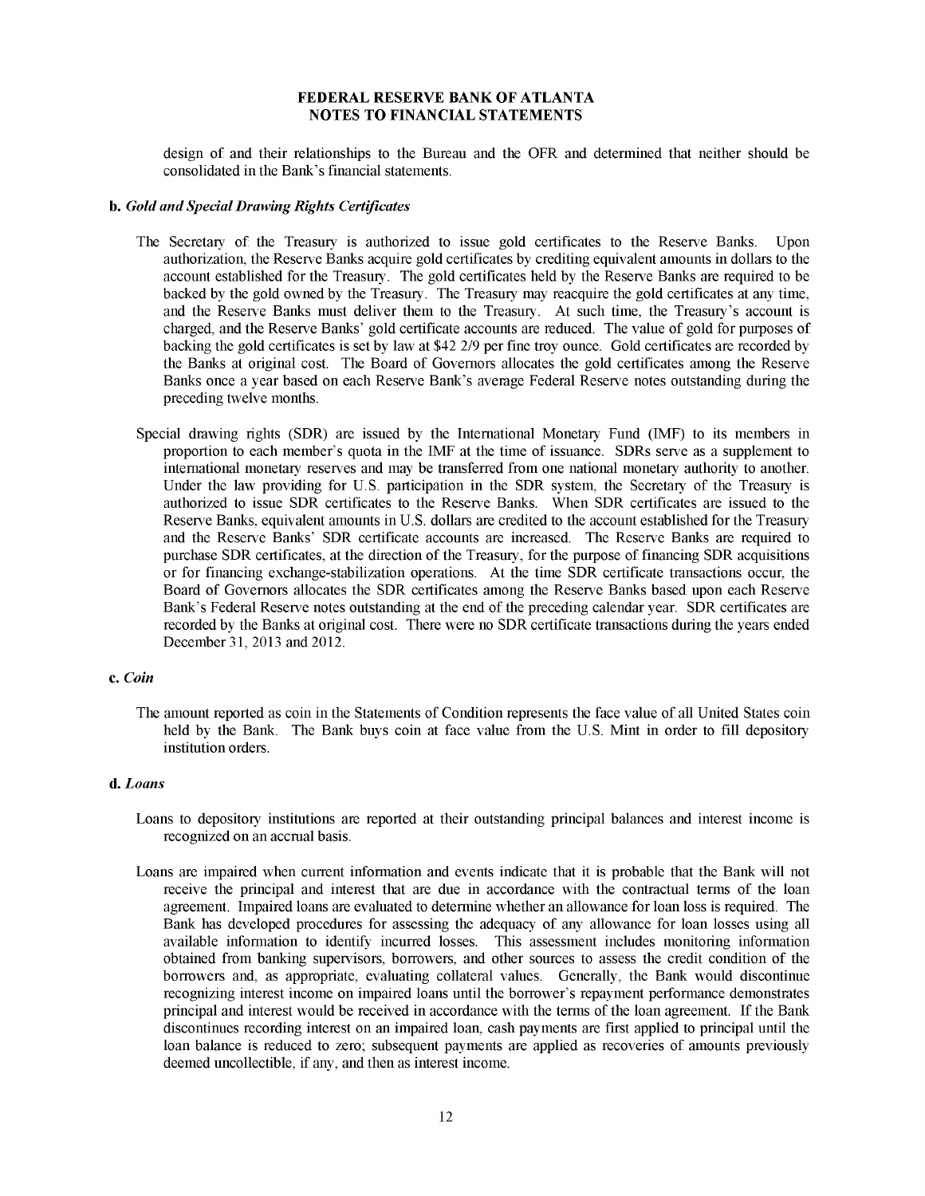design of and their relationships to the Bureau and the OFR and determined that neither should be consolidated in the Bank's financial statements.

**b.** ***Gold and Special Drawing Rights Certificates***

The Secretary of the Treasury is authorized to issue gold certificates to the Reserve Banks. Upon authorization, the Reserve Banks acquire gold certificates by crediting equivalent amounts in dollars to the account established for the Treasury. The gold certificates held by the Reserve Banks are required to be backed by the gold owned by the Treasury. The Treasury may reacquire the gold certificates at any time, and the Reserve Banks must deliver them to the Treasury. At such time, the Treasury's account is charged, and the Reserve Banks' gold certificate accounts are reduced. The value of gold for purposes of backing the gold certificates is set by law at $42 2/9 per fine troy ounce. Gold certificates are recorded by the Banks at original cost. The Board of Governors allocates the gold certificates among the Reserve Banks once a year based on each Reserve Bank's average Federal Reserve notes outstanding during the preceding twelve months.

Special drawing rights (SDR) are issued by the International Monetary Fund (IMF) to its members in proportion to each member's quota in the IMF at the time of issuance. SDRs serve as a supplement to international monetary reserves and may be transferred from one national monetary authority to another. Under the law providing for U.S. participation in the SDR system, the Secretary of the Treasury is authorized to issue SDR certificates to the Reserve Banks. When SDR certificates are issued to the Reserve Banks, equivalent amounts in U.S. dollars are credited to the account established for the Treasury and the Reserve Banks' SDR certificate accounts are increased. The Reserve Banks are required to purchase SDR certificates, at the direction of the Treasury, for the purpose of financing SDR acquisitions or for financing exchange-stabilization operations. At the time SDR certificate transactions occur, the Board of Governors allocates the SDR certificates among the Reserve Banks based upon each Reserve Bank's Federal Reserve notes outstanding at the end of the preceding calendar year. SDR certificates are recorded by the Banks at original cost. There were no SDR certificate transactions during the years ended December 31, 2013 and 2012.

**c.** ***Coin***

The amount reported as coin in the Statements of Condition represents the face value of all United States coin held by the Bank. The Bank buys coin at face value from the U.S. Mint in order to fill depository institution orders.

**d.** ***Loans***

Loans to depository institutions are reported at their outstanding principal balances and interest income is recognized on an accrual basis.

Loans are impaired when current information and events indicate that it is probable that the Bank will not receive the principal and interest that are due in accordance with the contractual terms of the loan agreement. Impaired loans are evaluated to determine whether an allowance for loan loss is required. The Bank has developed procedures for assessing the adequacy of any allowance for loan losses using all available information to identify incurred losses. This assessment includes monitoring information obtained from banking supervisors, borrowers, and other sources to assess the credit condition of the borrowers and, as appropriate, evaluating collateral values. Generally, the Bank would discontinue recognizing interest income on impaired loans until the borrower's repayment performance demonstrates principal and interest would be received in accordance with the terms of the loan agreement. If the Bank discontinues recording interest on an impaired loan, cash payments are first applied to principal until the loan balance is reduced to zero; subsequent payments are applied as recoveries of amounts previously deemed uncollectible, if any, and then as interest income.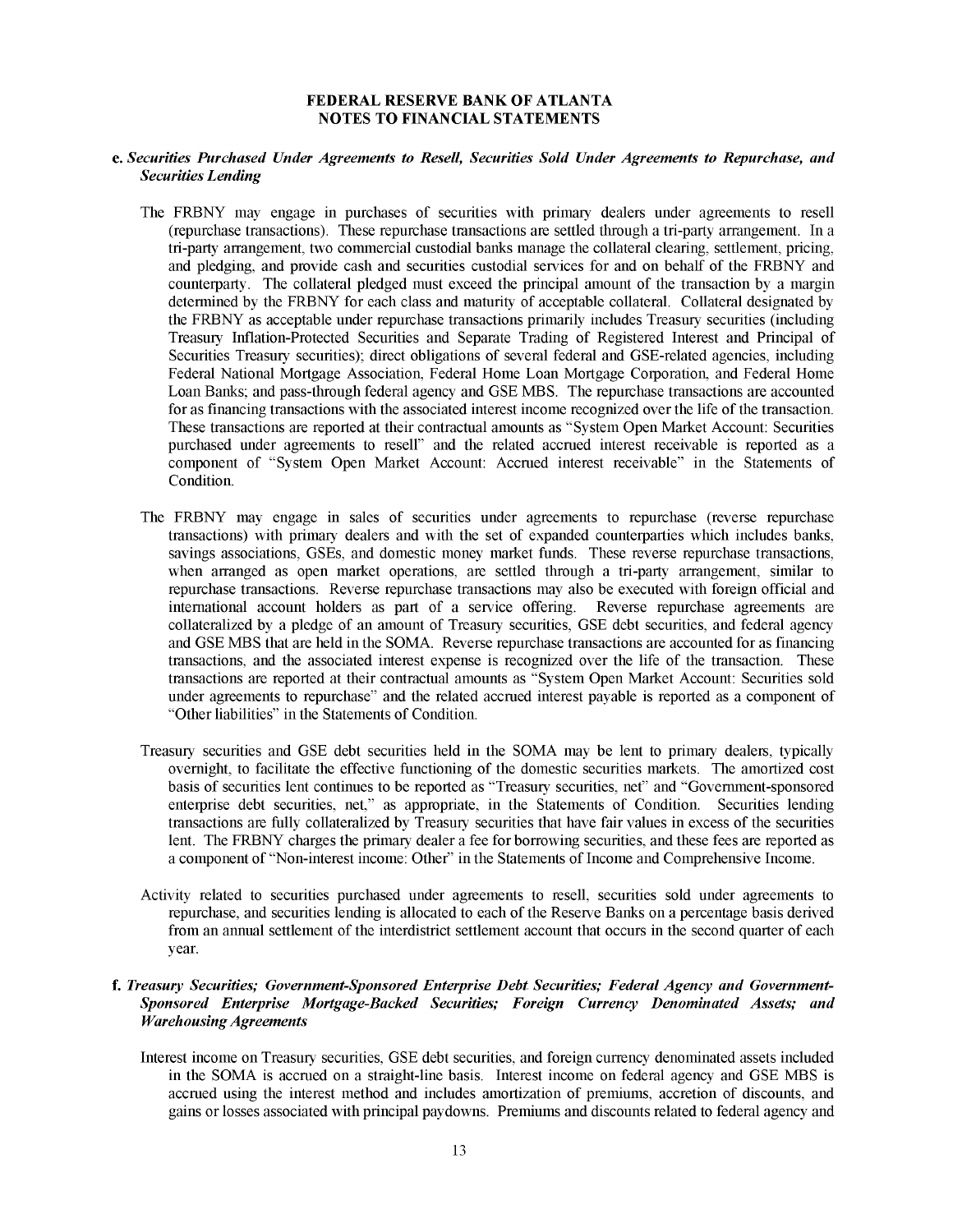**e. *Securities Purchased Under Agreements to Resell, Securities Sold Under Agreements to Repurchase, and Securities Lending***

The FRBNY may engage in purchases of securities with primary dealers under agreements to resell (repurchase transactions). These repurchase transactions are settled through a tri-party arrangement. In a tri-party arrangement, two commercial custodial banks manage the collateral clearing, settlement, pricing, and pledging, and provide cash and securities custodial services for and on behalf of the FRBNY and counterparty. The collateral pledged must exceed the principal amount of the transaction by a margin determined by the FRBNY for each class and maturity of acceptable collateral. Collateral designated by the FRBNY as acceptable under repurchase transactions primarily includes Treasury securities (including Treasury Inflation-Protected Securities and Separate Trading of Registered Interest and Principal of Securities Treasury securities); direct obligations of several federal and GSE-related agencies, including Federal National Mortgage Association, Federal Home Loan Mortgage Corporation, and Federal Home Loan Banks; and pass-through federal agency and GSE MBS. The repurchase transactions are accounted for as financing transactions with the associated interest income recognized over the life of the transaction. These transactions are reported at their contractual amounts as "System Open Market Account: Securities purchased under agreements to resell" and the related accrued interest receivable is reported as a component of "System Open Market Account: Accrued interest receivable" in the Statements of Condition.

The FRBNY may engage in sales of securities under agreements to repurchase (reverse repurchase transactions) with primary dealers and with the set of expanded counterparties which includes banks, savings associations, GSEs, and domestic money market funds. These reverse repurchase transactions, when arranged as open market operations, are settled through a tri-party arrangement, similar to repurchase transactions. Reverse repurchase transactions may also be executed with foreign official and international account holders as part of a service offering. Reverse repurchase agreements are collateralized by a pledge of an amount of Treasury securities, GSE debt securities, and federal agency and GSE MBS that are held in the SOMA. Reverse repurchase transactions are accounted for as financing transactions, and the associated interest expense is recognized over the life of the transaction. These transactions are reported at their contractual amounts as "System Open Market Account: Securities sold under agreements to repurchase" and the related accrued interest payable is reported as a component of "Other liabilities" in the Statements of Condition.

Treasury securities and GSE debt securities held in the SOMA may be lent to primary dealers, typically overnight, to facilitate the effective functioning of the domestic securities markets. The amortized cost basis of securities lent continues to be reported as "Treasury securities, net" and "Government-sponsored enterprise debt securities, net," as appropriate, in the Statements of Condition. Securities lending transactions are fully collateralized by Treasury securities that have fair values in excess of the securities lent. The FRBNY charges the primary dealer a fee for borrowing securities, and these fees are reported as a component of "Non-interest income: Other" in the Statements of Income and Comprehensive Income.

Activity related to securities purchased under agreements to resell, securities sold under agreements to repurchase, and securities lending is allocated to each of the Reserve Banks on a percentage basis derived from an annual settlement of the interdistrict settlement account that occurs in the second quarter of each year.

**f. *Treasury Securities; Government-Sponsored Enterprise Debt Securities; Federal Agency and Government-Sponsored Enterprise Mortgage-Backed Securities; Foreign Currency Denominated Assets; and Warehousing Agreements***

Interest income on Treasury securities, GSE debt securities, and foreign currency denominated assets included in the SOMA is accrued on a straight-line basis. Interest income on federal agency and GSE MBS is accrued using the interest method and includes amortization of premiums, accretion of discounts, and gains or losses associated with principal paydowns. Premiums and discounts related to federal agency and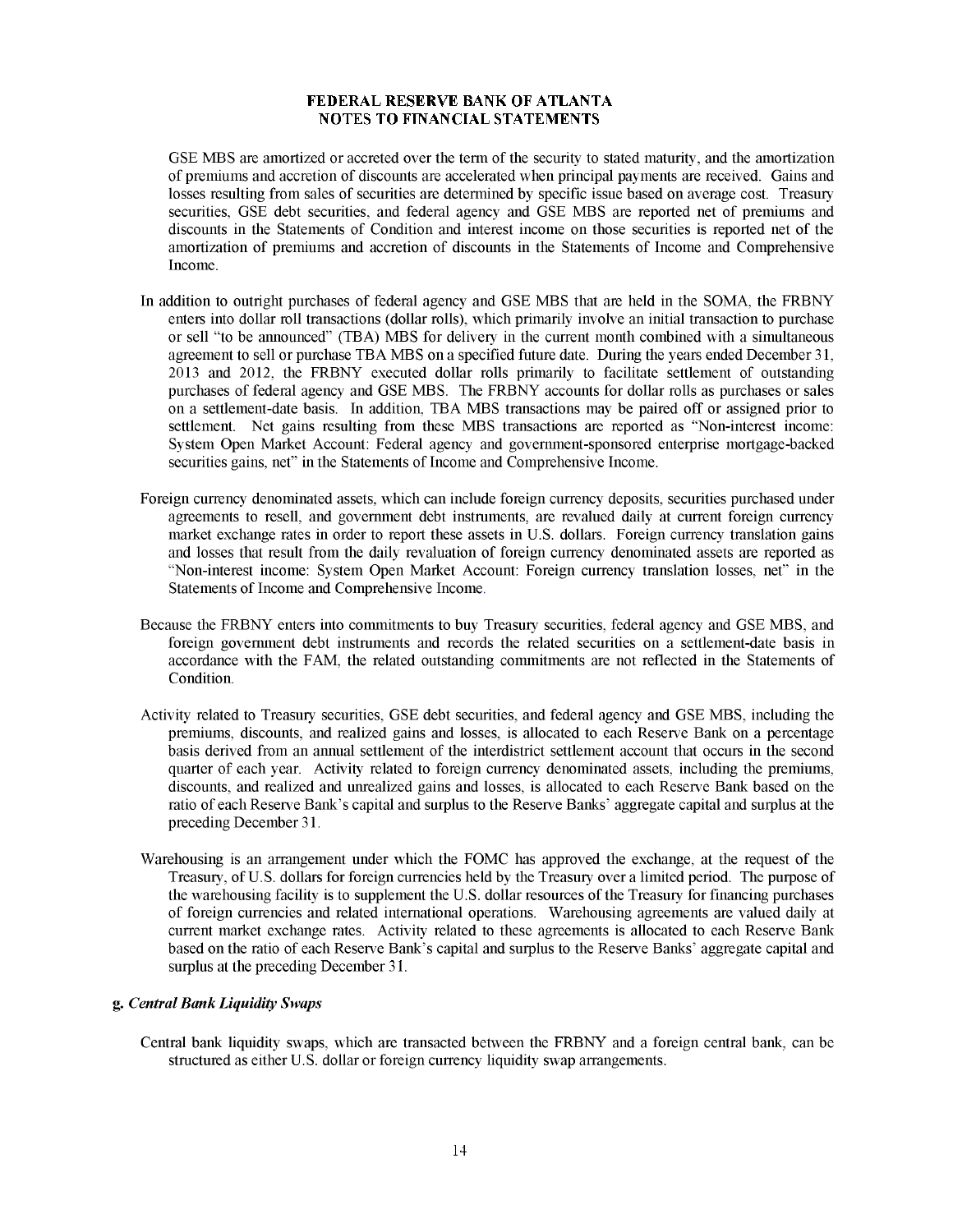GSE MBS are amortized or accreted over the term of the security to stated maturity, and the amortization of premiums and accretion of discounts are accelerated when principal payments are received. Gains and losses resulting from sales of securities are determined by specific issue based on average cost. Treasury securities, GSE debt securities, and federal agency and GSE MBS are reported net of premiums and discounts in the Statements of Condition and interest income on those securities is reported net of the amortization of premiums and accretion of discounts in the Statements of Income and Comprehensive Income.

In addition to outright purchases of federal agency and GSE MBS that are held in the SOMA, the FRBNY enters into dollar roll transactions (dollar rolls), which primarily involve an initial transaction to purchase or sell "to be announced" (TBA) MBS for delivery in the current month combined with a simultaneous agreement to sell or purchase TBA MBS on a specified future date. During the years ended December 31, 2013 and 2012, the FRBNY executed dollar rolls primarily to facilitate settlement of outstanding purchases of federal agency and GSE MBS. The FRBNY accounts for dollar rolls as purchases or sales on a settlement-date basis. In addition, TBA MBS transactions may be paired off or assigned prior to settlement. Net gains resulting from these MBS transactions are reported as "Non-interest income: System Open Market Account: Federal agency and government-sponsored enterprise mortgage-backed securities gains, net" in the Statements of Income and Comprehensive Income.

Foreign currency denominated assets, which can include foreign currency deposits, securities purchased under agreements to resell, and government debt instruments, are revalued daily at current foreign currency market exchange rates in order to report these assets in U.S. dollars. Foreign currency translation gains and losses that result from the daily revaluation of foreign currency denominated assets are reported as "Non-interest income: System Open Market Account: Foreign currency translation losses, net" in the Statements of Income and Comprehensive Income.

Because the FRBNY enters into commitments to buy Treasury securities, federal agency and GSE MBS, and foreign government debt instruments and records the related securities on a settlement-date basis in accordance with the FAM, the related outstanding commitments are not reflected in the Statements of Condition.

Activity related to Treasury securities, GSE debt securities, and federal agency and GSE MBS, including the premiums, discounts, and realized gains and losses, is allocated to each Reserve Bank on a percentage basis derived from an annual settlement of the interdistrict settlement account that occurs in the second quarter of each year. Activity related to foreign currency denominated assets, including the premiums, discounts, and realized and unrealized gains and losses, is allocated to each Reserve Bank based on the ratio of each Reserve Bank's capital and surplus to the Reserve Banks' aggregate capital and surplus at the preceding December 31.

Warehousing is an arrangement under which the FOMC has approved the exchange, at the request of the Treasury, of U.S. dollars for foreign currencies held by the Treasury over a limited period. The purpose of the warehousing facility is to supplement the U.S. dollar resources of the Treasury for financing purchases of foreign currencies and related international operations. Warehousing agreements are valued daily at current market exchange rates. Activity related to these agreements is allocated to each Reserve Bank based on the ratio of each Reserve Bank's capital and surplus to the Reserve Banks' aggregate capital and surplus at the preceding December 31.

**g. *Central Bank Liquidity Swaps***

Central bank liquidity swaps, which are transacted between the FRBNY and a foreign central bank, can be structured as either U.S. dollar or foreign currency liquidity swap arrangements.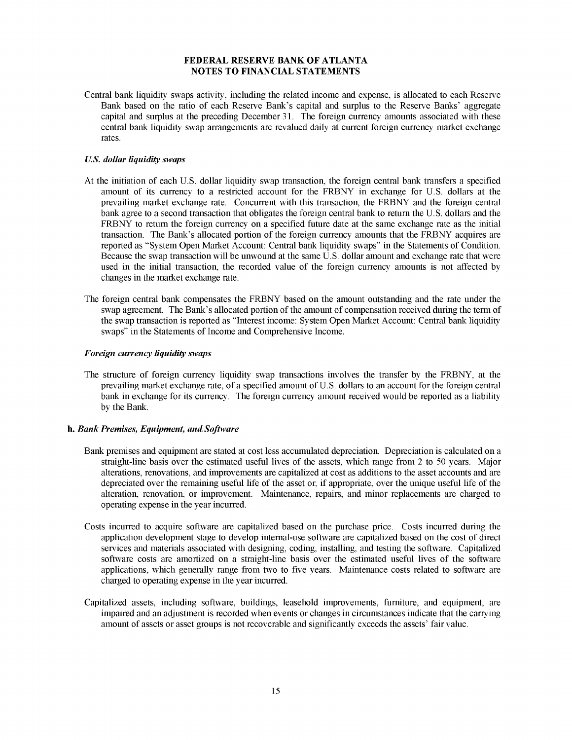Central bank liquidity swaps activity, including the related income and expense, is allocated to each Reserve Bank based on the ratio of each Reserve Bank's capital and surplus to the Reserve Banks' aggregate capital and surplus at the preceding December 31. The foreign currency amounts associated with these central bank liquidity swap arrangements are revalued daily at current foreign currency market exchange rates.

***U.S. dollar liquidity swaps***

At the initiation of each U.S. dollar liquidity swap transaction, the foreign central bank transfers a specified amount of its currency to a restricted account for the FRBNY in exchange for U.S. dollars at the prevailing market exchange rate. Concurrent with this transaction, the FRBNY and the foreign central bank agree to a second transaction that obligates the foreign central bank to return the U.S. dollars and the FRBNY to return the foreign currency on a specified future date at the same exchange rate as the initial transaction. The Bank's allocated portion of the foreign currency amounts that the FRBNY acquires are reported as "System Open Market Account: Central bank liquidity swaps" in the Statements of Condition. Because the swap transaction will be unwound at the same U.S. dollar amount and exchange rate that were used in the initial transaction, the recorded value of the foreign currency amounts is not affected by changes in the market exchange rate.

The foreign central bank compensates the FRBNY based on the amount outstanding and the rate under the swap agreement. The Bank's allocated portion of the amount of compensation received during the term of the swap transaction is reported as "Interest income: System Open Market Account: Central bank liquidity swaps" in the Statements of Income and Comprehensive Income.

***Foreign currency liquidity swaps***

The structure of foreign currency liquidity swap transactions involves the transfer by the FRBNY, at the prevailing market exchange rate, of a specified amount of U.S. dollars to an account for the foreign central bank in exchange for its currency. The foreign currency amount received would be reported as a liability by the Bank.

**h.** ***Bank Premises, Equipment, and Software***

Bank premises and equipment are stated at cost less accumulated depreciation. Depreciation is calculated on a straight-line basis over the estimated useful lives of the assets, which range from 2 to 50 years. Major alterations, renovations, and improvements are capitalized at cost as additions to the asset accounts and are depreciated over the remaining useful life of the asset or, if appropriate, over the unique useful life of the alteration, renovation, or improvement. Maintenance, repairs, and minor replacements are charged to operating expense in the year incurred.

Costs incurred to acquire software are capitalized based on the purchase price. Costs incurred during the application development stage to develop internal-use software are capitalized based on the cost of direct services and materials associated with designing, coding, installing, and testing the software. Capitalized software costs are amortized on a straight-line basis over the estimated useful lives of the software applications, which generally range from two to five years. Maintenance costs related to software are charged to operating expense in the year incurred.

Capitalized assets, including software, buildings, leasehold improvements, furniture, and equipment, are impaired and an adjustment is recorded when events or changes in circumstances indicate that the carrying amount of assets or asset groups is not recoverable and significantly exceeds the assets' fair value.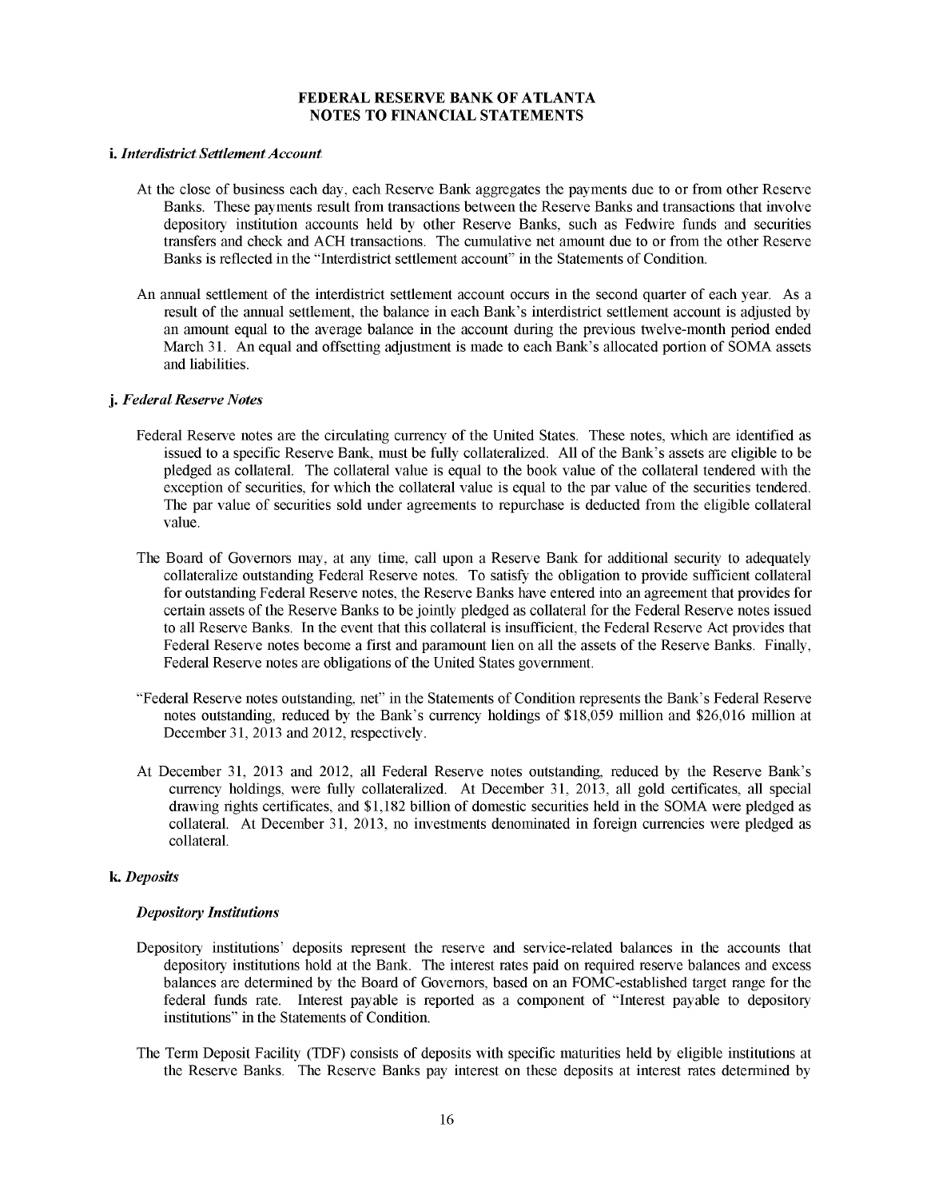# FEDERAL RESERVE BANK OF ATLANTA
## NOTES TO FINANCIAL STATEMENTS

**i.** ***Interdistrict Settlement Account***

At the close of business each day, each Reserve Bank aggregates the payments due to or from other Reserve Banks. These payments result from transactions between the Reserve Banks and transactions that involve depository institution accounts held by other Reserve Banks, such as Fedwire funds and securities transfers and check and ACH transactions. The cumulative net amount due to or from the other Reserve Banks is reflected in the "Interdistrict settlement account" in the Statements of Condition.

An annual settlement of the interdistrict settlement account occurs in the second quarter of each year. As a result of the annual settlement, the balance in each Bank's interdistrict settlement account is adjusted by an amount equal to the average balance in the account during the previous twelve-month period ended March 31. An equal and offsetting adjustment is made to each Bank's allocated portion of SOMA assets and liabilities.

**j.** ***Federal Reserve Notes***

Federal Reserve notes are the circulating currency of the United States. These notes, which are identified as issued to a specific Reserve Bank, must be fully collateralized. All of the Bank's assets are eligible to be pledged as collateral. The collateral value is equal to the book value of the collateral tendered with the exception of securities, for which the collateral value is equal to the par value of the securities tendered. The par value of securities sold under agreements to repurchase is deducted from the eligible collateral value.

The Board of Governors may, at any time, call upon a Reserve Bank for additional security to adequately collateralize outstanding Federal Reserve notes. To satisfy the obligation to provide sufficient collateral for outstanding Federal Reserve notes, the Reserve Banks have entered into an agreement that provides for certain assets of the Reserve Banks to be jointly pledged as collateral for the Federal Reserve notes issued to all Reserve Banks. In the event that this collateral is insufficient, the Federal Reserve Act provides that Federal Reserve notes become a first and paramount lien on all the assets of the Reserve Banks. Finally, Federal Reserve notes are obligations of the United States government.

"Federal Reserve notes outstanding, net" in the Statements of Condition represents the Bank's Federal Reserve notes outstanding, reduced by the Bank's currency holdings of \$18,059 million and \$26,016 million at December 31, 2013 and 2012, respectively.

At December 31, 2013 and 2012, all Federal Reserve notes outstanding, reduced by the Reserve Bank's currency holdings, were fully collateralized. At December 31, 2013, all gold certificates, all special drawing rights certificates, and \$1,182 billion of domestic securities held in the SOMA were pledged as collateral. At December 31, 2013, no investments denominated in foreign currencies were pledged as collateral.

**k.** ***Deposits***

***Depository Institutions***

Depository institutions' deposits represent the reserve and service-related balances in the accounts that depository institutions hold at the Bank. The interest rates paid on required reserve balances and excess balances are determined by the Board of Governors, based on an FOMC-established target range for the federal funds rate. Interest payable is reported as a component of "Interest payable to depository institutions" in the Statements of Condition.

The Term Deposit Facility (TDF) consists of deposits with specific maturities held by eligible institutions at the Reserve Banks. The Reserve Banks pay interest on these deposits at interest rates determined by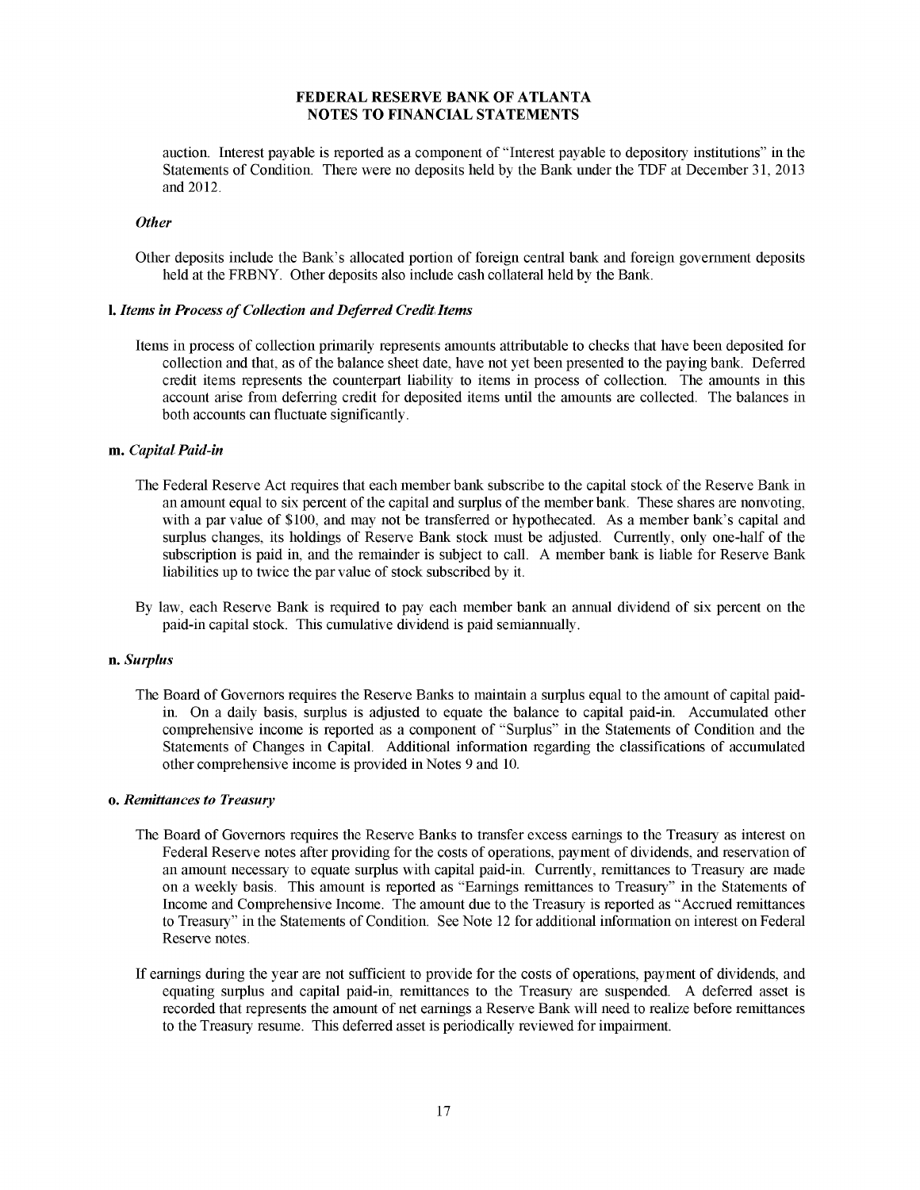auction. Interest payable is reported as a component of "Interest payable to depository institutions" in the Statements of Condition. There were no deposits held by the Bank under the TDF at December 31, 2013 and 2012.

*Other*

Other deposits include the Bank's allocated portion of foreign central bank and foreign government deposits held at the FRBNY. Other deposits also include cash collateral held by the Bank.

**l.** ***Items in Process of Collection and Deferred Credit Items***

Items in process of collection primarily represents amounts attributable to checks that have been deposited for collection and that, as of the balance sheet date, have not yet been presented to the paying bank. Deferred credit items represents the counterpart liability to items in process of collection. The amounts in this account arise from deferring credit for deposited items until the amounts are collected. The balances in both accounts can fluctuate significantly.

**m.** ***Capital Paid-in***

The Federal Reserve Act requires that each member bank subscribe to the capital stock of the Reserve Bank in an amount equal to six percent of the capital and surplus of the member bank. These shares are nonvoting, with a par value of $100, and may not be transferred or hypothecated. As a member bank's capital and surplus changes, its holdings of Reserve Bank stock must be adjusted. Currently, only one-half of the subscription is paid in, and the remainder is subject to call. A member bank is liable for Reserve Bank liabilities up to twice the par value of stock subscribed by it.

By law, each Reserve Bank is required to pay each member bank an annual dividend of six percent on the paid-in capital stock. This cumulative dividend is paid semiannually.

**n.** ***Surplus***

The Board of Governors requires the Reserve Banks to maintain a surplus equal to the amount of capital paid-in. On a daily basis, surplus is adjusted to equate the balance to capital paid-in. Accumulated other comprehensive income is reported as a component of "Surplus" in the Statements of Condition and the Statements of Changes in Capital. Additional information regarding the classifications of accumulated other comprehensive income is provided in Notes 9 and 10.

**o.** ***Remittances to Treasury***

The Board of Governors requires the Reserve Banks to transfer excess earnings to the Treasury as interest on Federal Reserve notes after providing for the costs of operations, payment of dividends, and reservation of an amount necessary to equate surplus with capital paid-in. Currently, remittances to Treasury are made on a weekly basis. This amount is reported as "Earnings remittances to Treasury" in the Statements of Income and Comprehensive Income. The amount due to the Treasury is reported as "Accrued remittances to Treasury" in the Statements of Condition. See Note 12 for additional information on interest on Federal Reserve notes.

If earnings during the year are not sufficient to provide for the costs of operations, payment of dividends, and equating surplus and capital paid-in, remittances to the Treasury are suspended. A deferred asset is recorded that represents the amount of net earnings a Reserve Bank will need to realize before remittances to the Treasury resume. This deferred asset is periodically reviewed for impairment.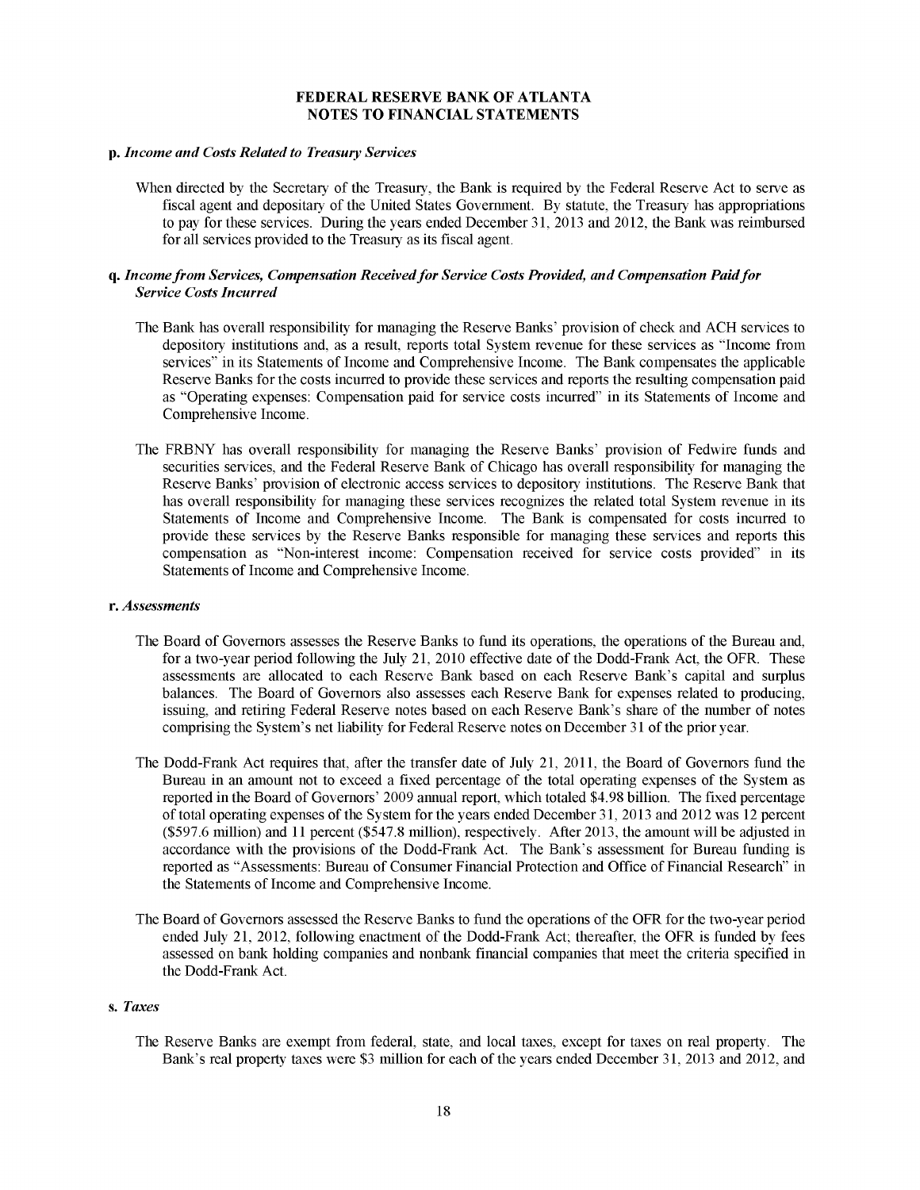**FEDERAL RESERVE BANK OF ATLANTA**
**NOTES TO FINANCIAL STATEMENTS**

**p.** ***Income and Costs Related to Treasury Services***

When directed by the Secretary of the Treasury, the Bank is required by the Federal Reserve Act to serve as fiscal agent and depositary of the United States Government. By statute, the Treasury has appropriations to pay for these services. During the years ended December 31, 2013 and 2012, the Bank was reimbursed for all services provided to the Treasury as its fiscal agent.

**q.** ***Income from Services, Compensation Received for Service Costs Provided, and Compensation Paid for Service Costs Incurred***

The Bank has overall responsibility for managing the Reserve Banks' provision of check and ACH services to depository institutions and, as a result, reports total System revenue for these services as "Income from services" in its Statements of Income and Comprehensive Income. The Bank compensates the applicable Reserve Banks for the costs incurred to provide these services and reports the resulting compensation paid as "Operating expenses: Compensation paid for service costs incurred" in its Statements of Income and Comprehensive Income.

The FRBNY has overall responsibility for managing the Reserve Banks' provision of Fedwire funds and securities services, and the Federal Reserve Bank of Chicago has overall responsibility for managing the Reserve Banks' provision of electronic access services to depository institutions. The Reserve Bank that has overall responsibility for managing these services recognizes the related total System revenue in its Statements of Income and Comprehensive Income. The Bank is compensated for costs incurred to provide these services by the Reserve Banks responsible for managing these services and reports this compensation as "Non-interest income: Compensation received for service costs provided" in its Statements of Income and Comprehensive Income.

**r.** ***Assessments***

The Board of Governors assesses the Reserve Banks to fund its operations, the operations of the Bureau and, for a two-year period following the July 21, 2010 effective date of the Dodd-Frank Act, the OFR. These assessments are allocated to each Reserve Bank based on each Reserve Bank's capital and surplus balances. The Board of Governors also assesses each Reserve Bank for expenses related to producing, issuing, and retiring Federal Reserve notes based on each Reserve Bank's share of the number of notes comprising the System's net liability for Federal Reserve notes on December 31 of the prior year.

The Dodd-Frank Act requires that, after the transfer date of July 21, 2011, the Board of Governors fund the Bureau in an amount not to exceed a fixed percentage of the total operating expenses of the System as reported in the Board of Governors' 2009 annual report, which totaled $4.98 billion. The fixed percentage of total operating expenses of the System for the years ended December 31, 2013 and 2012 was 12 percent ($597.6 million) and 11 percent ($547.8 million), respectively. After 2013, the amount will be adjusted in accordance with the provisions of the Dodd-Frank Act. The Bank's assessment for Bureau funding is reported as "Assessments: Bureau of Consumer Financial Protection and Office of Financial Research" in the Statements of Income and Comprehensive Income.

The Board of Governors assessed the Reserve Banks to fund the operations of the OFR for the two-year period ended July 21, 2012, following enactment of the Dodd-Frank Act; thereafter, the OFR is funded by fees assessed on bank holding companies and nonbank financial companies that meet the criteria specified in the Dodd-Frank Act.

**s.** ***Taxes***

The Reserve Banks are exempt from federal, state, and local taxes, except for taxes on real property. The Bank's real property taxes were $3 million for each of the years ended December 31, 2013 and 2012, and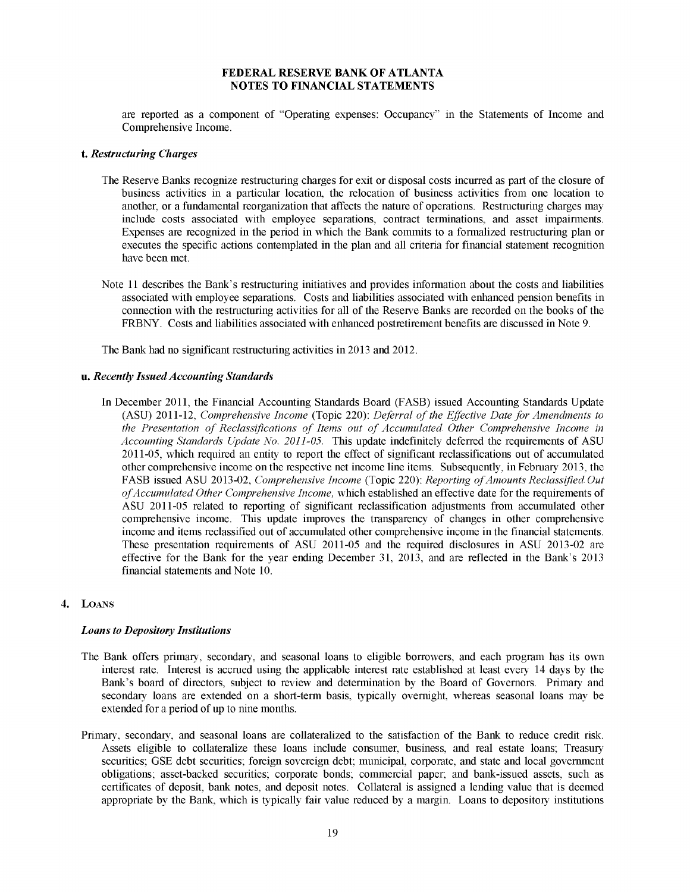are reported as a component of "Operating expenses: Occupancy" in the Statements of Income and Comprehensive Income.

**t. *Restructuring Charges***

The Reserve Banks recognize restructuring charges for exit or disposal costs incurred as part of the closure of business activities in a particular location, the relocation of business activities from one location to another, or a fundamental reorganization that affects the nature of operations. Restructuring charges may include costs associated with employee separations, contract terminations, and asset impairments. Expenses are recognized in the period in which the Bank commits to a formalized restructuring plan or executes the specific actions contemplated in the plan and all criteria for financial statement recognition have been met.

Note 11 describes the Bank's restructuring initiatives and provides information about the costs and liabilities associated with employee separations. Costs and liabilities associated with enhanced pension benefits in connection with the restructuring activities for all of the Reserve Banks are recorded on the books of the FRBNY. Costs and liabilities associated with enhanced postretirement benefits are discussed in Note 9.

The Bank had no significant restructuring activities in 2013 and 2012.

**u. *Recently Issued Accounting Standards***

In December 2011, the Financial Accounting Standards Board (FASB) issued Accounting Standards Update (ASU) 2011-12, *Comprehensive Income* (Topic 220): *Deferral of the Effective Date for Amendments to the Presentation of Reclassifications of Items out of Accumulated Other Comprehensive Income in Accounting Standards Update No. 2011-05*. This update indefinitely deferred the requirements of ASU 2011-05, which required an entity to report the effect of significant reclassifications out of accumulated other comprehensive income on the respective net income line items. Subsequently, in February 2013, the FASB issued ASU 2013-02, *Comprehensive Income* (Topic 220): *Reporting of Amounts Reclassified Out of Accumulated Other Comprehensive Income,* which established an effective date for the requirements of ASU 2011-05 related to reporting of significant reclassification adjustments from accumulated other comprehensive income. This update improves the transparency of changes in other comprehensive income and items reclassified out of accumulated other comprehensive income in the financial statements. These presentation requirements of ASU 2011-05 and the required disclosures in ASU 2013-02 are effective for the Bank for the year ending December 31, 2013, and are reflected in the Bank's 2013 financial statements and Note 10.

## 4. LOANS

***Loans to Depository Institutions***

The Bank offers primary, secondary, and seasonal loans to eligible borrowers, and each program has its own interest rate. Interest is accrued using the applicable interest rate established at least every 14 days by the Bank's board of directors, subject to review and determination by the Board of Governors. Primary and secondary loans are extended on a short-term basis, typically overnight, whereas seasonal loans may be extended for a period of up to nine months.

Primary, secondary, and seasonal loans are collateralized to the satisfaction of the Bank to reduce credit risk. Assets eligible to collateralize these loans include consumer, business, and real estate loans; Treasury securities; GSE debt securities; foreign sovereign debt; municipal, corporate, and state and local government obligations; asset-backed securities; corporate bonds; commercial paper; and bank-issued assets, such as certificates of deposit, bank notes, and deposit notes. Collateral is assigned a lending value that is deemed appropriate by the Bank, which is typically fair value reduced by a margin. Loans to depository institutions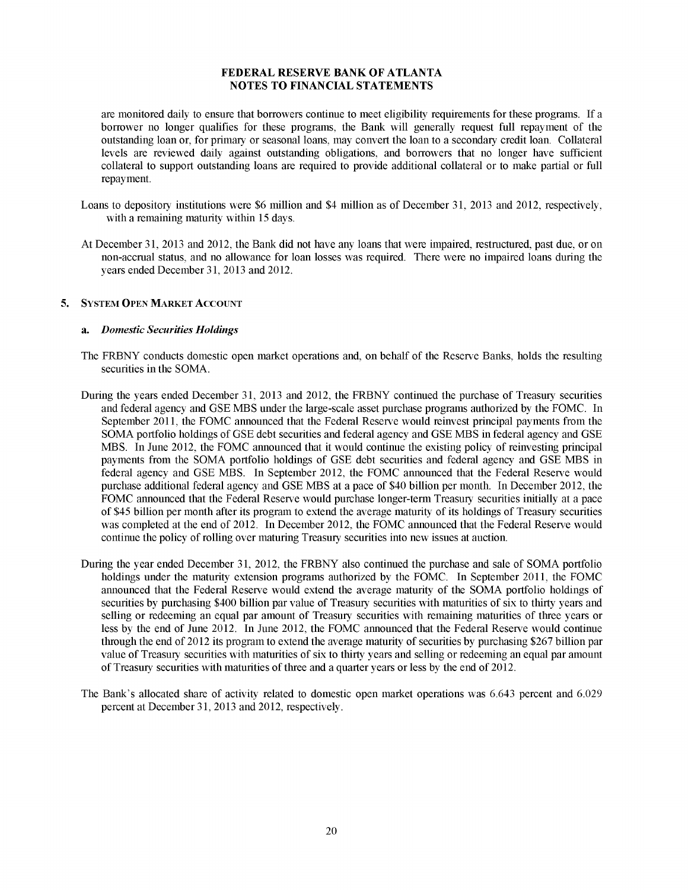are monitored daily to ensure that borrowers continue to meet eligibility requirements for these programs. If a borrower no longer qualifies for these programs, the Bank will generally request full repayment of the outstanding loan or, for primary or seasonal loans, may convert the loan to a secondary credit loan. Collateral levels are reviewed daily against outstanding obligations, and borrowers that no longer have sufficient collateral to support outstanding loans are required to provide additional collateral or to make partial or full repayment.

Loans to depository institutions were $6 million and $4 million as of December 31, 2013 and 2012, respectively, with a remaining maturity within 15 days.

At December 31, 2013 and 2012, the Bank did not have any loans that were impaired, restructured, past due, or on non-accrual status, and no allowance for loan losses was required. There were no impaired loans during the years ended December 31, 2013 and 2012.

## 5. System Open Market Account

### a. *Domestic Securities Holdings*

The FRBNY conducts domestic open market operations and, on behalf of the Reserve Banks, holds the resulting securities in the SOMA.

During the years ended December 31, 2013 and 2012, the FRBNY continued the purchase of Treasury securities and federal agency and GSE MBS under the large-scale asset purchase programs authorized by the FOMC. In September 2011, the FOMC announced that the Federal Reserve would reinvest principal payments from the SOMA portfolio holdings of GSE debt securities and federal agency and GSE MBS in federal agency and GSE MBS. In June 2012, the FOMC announced that it would continue the existing policy of reinvesting principal payments from the SOMA portfolio holdings of GSE debt securities and federal agency and GSE MBS in federal agency and GSE MBS. In September 2012, the FOMC announced that the Federal Reserve would purchase additional federal agency and GSE MBS at a pace of $40 billion per month. In December 2012, the FOMC announced that the Federal Reserve would purchase longer-term Treasury securities initially at a pace of $45 billion per month after its program to extend the average maturity of its holdings of Treasury securities was completed at the end of 2012. In December 2012, the FOMC announced that the Federal Reserve would continue the policy of rolling over maturing Treasury securities into new issues at auction.

During the year ended December 31, 2012, the FRBNY also continued the purchase and sale of SOMA portfolio holdings under the maturity extension programs authorized by the FOMC. In September 2011, the FOMC announced that the Federal Reserve would extend the average maturity of the SOMA portfolio holdings of securities by purchasing $400 billion par value of Treasury securities with maturities of six to thirty years and selling or redeeming an equal par amount of Treasury securities with remaining maturities of three years or less by the end of June 2012. In June 2012, the FOMC announced that the Federal Reserve would continue through the end of 2012 its program to extend the average maturity of securities by purchasing $267 billion par value of Treasury securities with maturities of six to thirty years and selling or redeeming an equal par amount of Treasury securities with maturities of three and a quarter years or less by the end of 2012.

The Bank's allocated share of activity related to domestic open market operations was 6.643 percent and 6.029 percent at December 31, 2013 and 2012, respectively.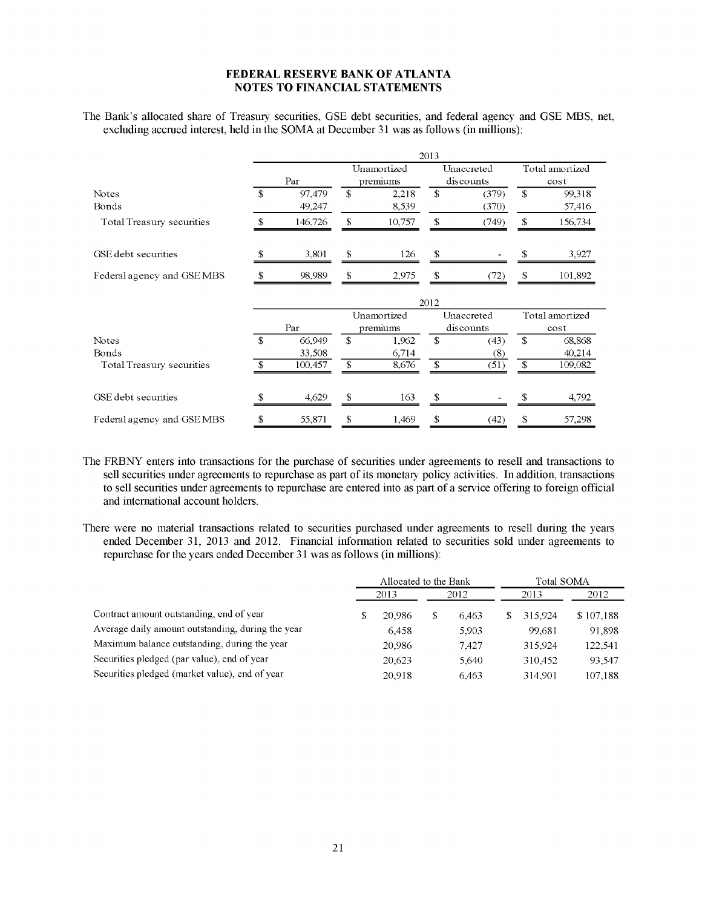**FEDERAL RESERVE BANK OF ATLANTA**
**NOTES TO FINANCIAL STATEMENTS**

The Bank's allocated share of Treasury securities, GSE debt securities, and federal agency and GSE MBS, net, excluding accrued interest, held in the SOMA at December 31 was as follows (in millions):

| | 2013 | | | |
|---|---|---|---|---|
| | Par | Unamortized premiums | Unaccreted discounts | Total amortized cost |
| Notes | $ 97,479 | $ 2,218 | $ (379) | $ 99,318 |
| Bonds | 49,247 | 8,539 | (370) | 57,416 |
| Total Treasury securities | $ 146,726 | $ 10,757 | $ (749) | $ 156,734 |
| GSE debt securities | $ 3,801 | $ 126 | $ - | $ 3,927 |
| Federal agency and GSE MBS | $ 98,989 | $ 2,975 | $ (72) | $ 101,892 |

| | 2012 | | | |
|---|---|---|---|---|
| | Par | Unamortized premiums | Unaccreted discounts | Total amortized cost |
| Notes | $ 66,949 | $ 1,962 | $ (43) | $ 68,868 |
| Bonds | 33,508 | 6,714 | (8) | 40,214 |
| Total Treasury securities | $ 100,457 | $ 8,676 | $ (51) | $ 109,082 |
| GSE debt securities | $ 4,629 | $ 163 | $ - | $ 4,792 |
| Federal agency and GSE MBS | $ 55,871 | $ 1,469 | $ (42) | $ 57,298 |

The FRBNY enters into transactions for the purchase of securities under agreements to resell and transactions to sell securities under agreements to repurchase as part of its monetary policy activities. In addition, transactions to sell securities under agreements to repurchase are entered into as part of a service offering to foreign official and international account holders.

There were no material transactions related to securities purchased under agreements to resell during the years ended December 31, 2013 and 2012. Financial information related to securities sold under agreements to repurchase for the years ended December 31 was as follows (in millions):

| | Allocated to the Bank | | Total SOMA | |
|---|---|---|---|---|
| | 2013 | 2012 | 2013 | 2012 |
| Contract amount outstanding, end of year | $ 20,986 | $ 6,463 | $ 315,924 | $ 107,188 |
| Average daily amount outstanding, during the year | 6,458 | 5,903 | 99,681 | 91,898 |
| Maximum balance outstanding, during the year | 20,986 | 7,427 | 315,924 | 122,541 |
| Securities pledged (par value), end of year | 20,623 | 5,640 | 310,452 | 93,547 |
| Securities pledged (market value), end of year | 20,918 | 6,463 | 314,901 | 107,188 |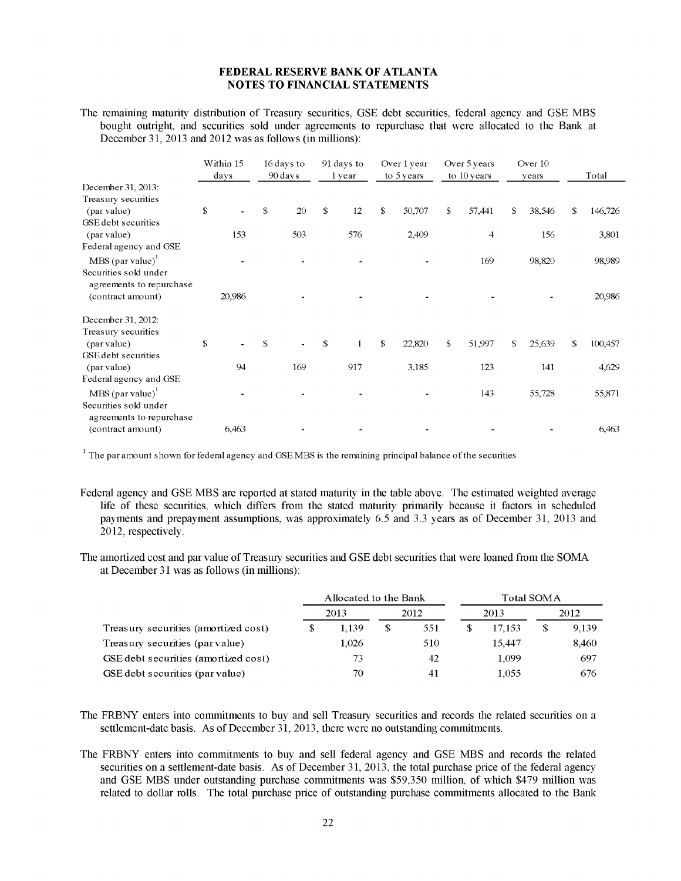**FEDERAL RESERVE BANK OF ATLANTA**
**NOTES TO FINANCIAL STATEMENTS**

The remaining maturity distribution of Treasury securities, GSE debt securities, federal agency and GSE MBS bought outright, and securities sold under agreements to repurchase that were allocated to the Bank at December 31, 2013 and 2012 was as follows (in millions):

| | Within 15 days | 16 days to 90 days | 91 days to 1 year | Over 1 year to 5 years | Over 5 years to 10 years | Over 10 years | Total |
|---|---|---|---|---|---|---|---|
| December 31, 2013: | | | | | | | |
| Treasury securities (par value) | $ - | $ 20 | $ 12 | $ 50,707 | $ 57,441 | $ 38,546 | $ 146,726 |
| GSE debt securities (par value) | 153 | 503 | 576 | 2,409 | 4 | 156 | 3,801 |
| Federal agency and GSE MBS (par value)[1] | - | - | - | - | 169 | 98,820 | 98,989 |
| Securities sold under agreements to repurchase (contract amount) | 20,986 | - | - | - | - | - | 20,986 |
| December 31, 2012: | | | | | | | |
| Treasury securities (par value) | $ - | $ - | $ 1 | $ 22,820 | $ 51,997 | $ 25,639 | $ 100,457 |
| GSE debt securities (par value) | 94 | 169 | 917 | 3,185 | 123 | 141 | 4,629 |
| Federal agency and GSE MBS (par value)[1] | - | - | - | - | 143 | 55,728 | 55,871 |
| Securities sold under agreements to repurchase (contract amount) | 6,463 | - | - | - | - | - | 6,463 |

[1] The par amount shown for federal agency and GSE MBS is the remaining principal balance of the securities.

Federal agency and GSE MBS are reported at stated maturity in the table above. The estimated weighted average life of these securities, which differs from the stated maturity primarily because it factors in scheduled payments and prepayment assumptions, was approximately 6.5 and 3.3 years as of December 31, 2013 and 2012, respectively.

The amortized cost and par value of Treasury securities and GSE debt securities that were loaned from the SOMA at December 31 was as follows (in millions):

| | Allocated to the Bank | | Total SOMA | |
|---|---|---|---|---|
| | 2013 | 2012 | 2013 | 2012 |
| Treasury securities (amortized cost) | $ 1,139 | $ 551 | $ 17,153 | $ 9,139 |
| Treasury securities (par value) | 1,026 | 510 | 15,447 | 8,460 |
| GSE debt securities (amortized cost) | 73 | 42 | 1,099 | 697 |
| GSE debt securities (par value) | 70 | 41 | 1,055 | 676 |

The FRBNY enters into commitments to buy and sell Treasury securities and records the related securities on a settlement-date basis. As of December 31, 2013, there were no outstanding commitments.

The FRBNY enters into commitments to buy and sell federal agency and GSE MBS and records the related securities on a settlement-date basis. As of December 31, 2013, the total purchase price of the federal agency and GSE MBS under outstanding purchase commitments was $59,350 million, of which $479 million was related to dollar rolls. The total purchase price of outstanding purchase commitments allocated to the Bank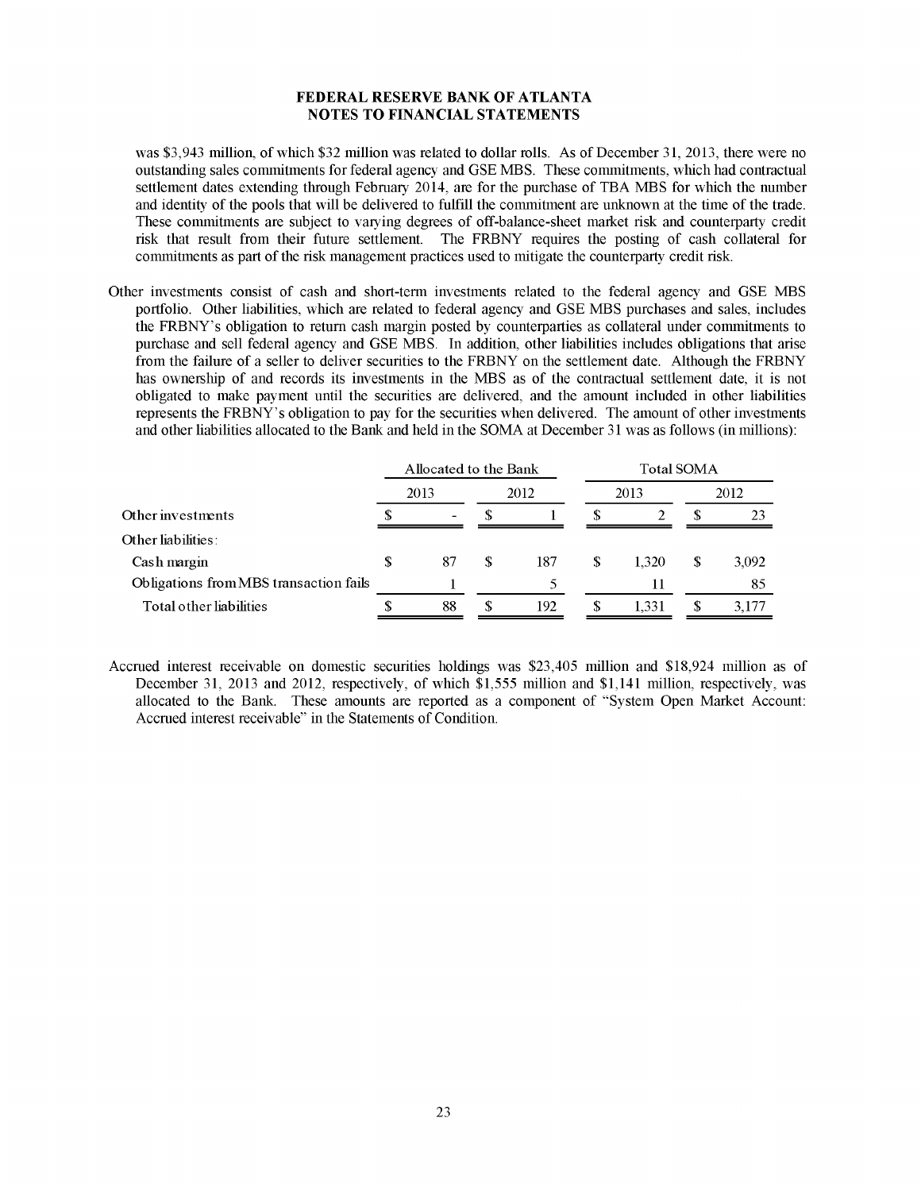was $3,943 million, of which $32 million was related to dollar rolls. As of December 31, 2013, there were no outstanding sales commitments for federal agency and GSE MBS. These commitments, which had contractual settlement dates extending through February 2014, are for the purchase of TBA MBS for which the number and identity of the pools that will be delivered to fulfill the commitment are unknown at the time of the trade. These commitments are subject to varying degrees of off-balance-sheet market risk and counterparty credit risk that result from their future settlement. The FRBNY requires the posting of cash collateral for commitments as part of the risk management practices used to mitigate the counterparty credit risk.

Other investments consist of cash and short-term investments related to the federal agency and GSE MBS portfolio. Other liabilities, which are related to federal agency and GSE MBS purchases and sales, includes the FRBNY's obligation to return cash margin posted by counterparties as collateral under commitments to purchase and sell federal agency and GSE MBS. In addition, other liabilities includes obligations that arise from the failure of a seller to deliver securities to the FRBNY on the settlement date. Although the FRBNY has ownership of and records its investments in the MBS as of the contractual settlement date, it is not obligated to make payment until the securities are delivered, and the amount included in other liabilities represents the FRBNY's obligation to pay for the securities when delivered. The amount of other investments and other liabilities allocated to the Bank and held in the SOMA at December 31 was as follows (in millions):

| | Allocated to the Bank | | Total SOMA | |
|---|---|---|---|---|
| | 2013 | 2012 | 2013 | 2012 |
| Other investments | $ - | $ 1 | $ 2 | $ 23 |
| Other liabilities: | | | | |
| Cash margin | $ 87 | $ 187 | $ 1,320 | $ 3,092 |
| Obligations from MBS transaction fails | 1 | 5 | 11 | 85 |
| Total other liabilities | $ 88 | $ 192 | $ 1,331 | $ 3,177 |

Accrued interest receivable on domestic securities holdings was $23,405 million and $18,924 million as of December 31, 2013 and 2012, respectively, of which $1,555 million and $1,141 million, respectively, was allocated to the Bank. These amounts are reported as a component of "System Open Market Account: Accrued interest receivable" in the Statements of Condition.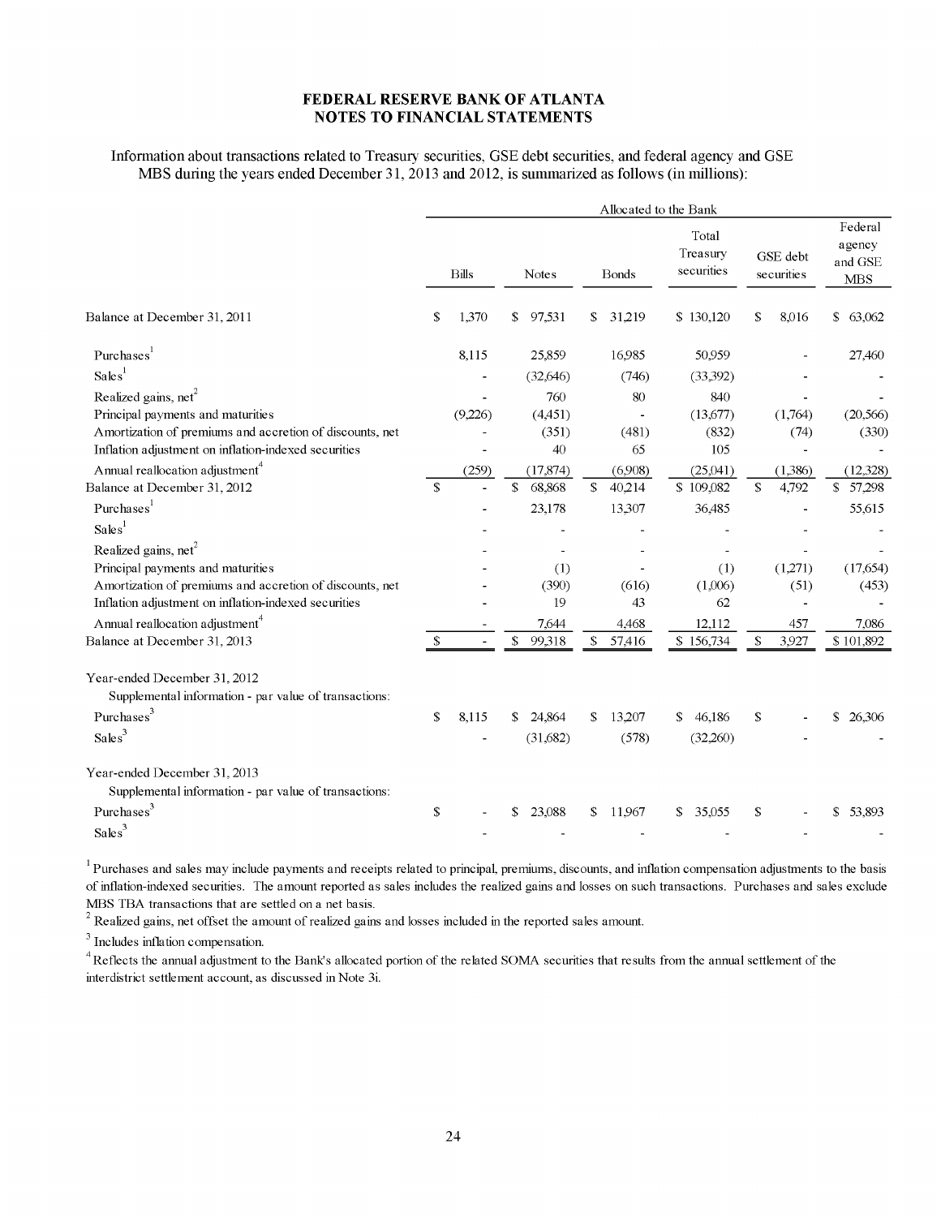**FEDERAL RESERVE BANK OF ATLANTA**
**NOTES TO FINANCIAL STATEMENTS**

Information about transactions related to Treasury securities, GSE debt securities, and federal agency and GSE MBS during the years ended December 31, 2013 and 2012, is summarized as follows (in millions):

| | Allocated to the Bank | | | | | |
|---|---|---|---|---|---|---|
| | Bills | Notes | Bonds | Total Treasury securities | GSE debt securities | Federal agency and GSE MBS |
| Balance at December 31, 2011 | $ 1,370 | $ 97,531 | $ 31,219 | $ 130,120 | $ 8,016 | $ 63,062 |
| Purchases[1] | 8,115 | 25,859 | 16,985 | 50,959 | - | 27,460 |
| Sales[1] | - | (32,646) | (746) | (33,392) | - | - |
| Realized gains, net[2] | - | 760 | 80 | 840 | - | - |
| Principal payments and maturities | (9,226) | (4,451) | - | (13,677) | (1,764) | (20,566) |
| Amortization of premiums and accretion of discounts, net | - | (351) | (481) | (832) | (74) | (330) |
| Inflation adjustment on inflation-indexed securities | - | 40 | 65 | 105 | - | - |
| Annual reallocation adjustment[4] | (259) | (17,874) | (6,908) | (25,041) | (1,386) | (12,328) |
| Balance at December 31, 2012 | $ - | $ 68,868 | $ 40,214 | $ 109,082 | $ 4,792 | $ 57,298 |
| Purchases[1] | - | 23,178 | 13,307 | 36,485 | - | 55,615 |
| Sales[1] | - | - | - | - | - | - |
| Realized gains, net[2] | - | - | - | - | - | - |
| Principal payments and maturities | - | (1) | - | (1) | (1,271) | (17,654) |
| Amortization of premiums and accretion of discounts, net | - | (390) | (616) | (1,006) | (51) | (453) |
| Inflation adjustment on inflation-indexed securities | - | 19 | 43 | 62 | - | - |
| Annual reallocation adjustment[4] | - | 7,644 | 4,468 | 12,112 | 457 | 7,086 |
| Balance at December 31, 2013 | $ - | $ 99,318 | $ 57,416 | $ 156,734 | $ 3,927 | $ 101,892 |
| Year-ended December 31, 2012 | | | | | | |
| Supplemental information - par value of transactions: | | | | | | |
| Purchases[3] | $ 8,115 | $ 24,864 | $ 13,207 | $ 46,186 | $ - | $ 26,306 |
| Sales[3] | - | (31,682) | (578) | (32,260) | - | - |
| Year-ended December 31, 2013 | | | | | | |
| Supplemental information - par value of transactions: | | | | | | |
| Purchases[3] | $ - | $ 23,088 | $ 11,967 | $ 35,055 | $ - | $ 53,893 |
| Sales[3] | - | - | - | - | - | - |

[1] Purchases and sales may include payments and receipts related to principal, premiums, discounts, and inflation compensation adjustments to the basis of inflation-indexed securities. The amount reported as sales includes the realized gains and losses on such transactions. Purchases and sales exclude MBS TBA transactions that are settled on a net basis.

[2] Realized gains, net offset the amount of realized gains and losses included in the reported sales amount.

[3] Includes inflation compensation.

[4] Reflects the annual adjustment to the Bank's allocated portion of the related SOMA securities that results from the annual settlement of the interdistrict settlement account, as discussed in Note 3i.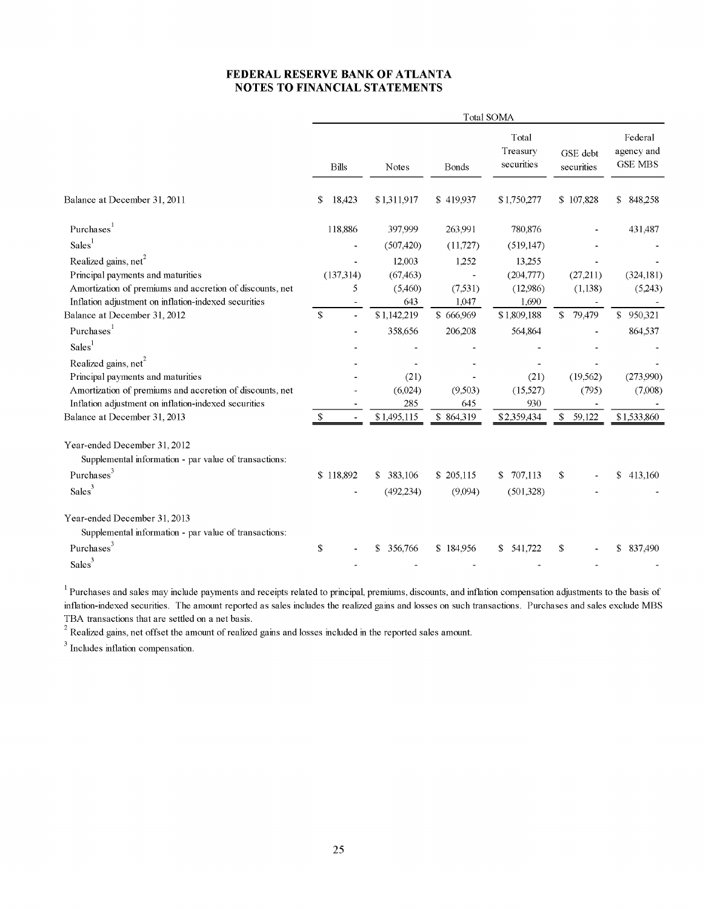# FEDERAL RESERVE BANK OF ATLANTA
## NOTES TO FINANCIAL STATEMENTS

| | Total SOMA | | | | | |
|---|---|---|---|---|---|---|
| | Bills | Notes | Bonds | Total Treasury securities | GSE debt securities | Federal agency and GSE MBS |
| Balance at December 31, 2011 | $ 18,423 | $ 1,311,917 | $ 419,937 | $ 1,750,277 | $ 107,828 | $ 848,258 |
| Purchases[1] | 118,886 | 397,999 | 263,991 | 780,876 | - | 431,487 |
| Sales[1] | - | (507,420) | (11,727) | (519,147) | - | - |
| Realized gains, net[2] | - | 12,003 | 1,252 | 13,255 | - | - |
| Principal payments and maturities | (137,314) | (67,463) | - | (204,777) | (27,211) | (324,181) |
| Amortization of premiums and accretion of discounts, net | 5 | (5,460) | (7,531) | (12,986) | (1,138) | (5,243) |
| Inflation adjustment on inflation-indexed securities | - | 643 | 1,047 | 1,690 | - | - |
| Balance at December 31, 2012 | $ - | $ 1,142,219 | $ 666,969 | $ 1,809,188 | $ 79,479 | $ 950,321 |
| Purchases[1] | - | 358,656 | 206,208 | 564,864 | - | 864,537 |
| Sales[1] | - | - | - | - | - | - |
| Realized gains, net[2] | - | - | - | - | - | - |
| Principal payments and maturities | - | (21) | - | (21) | (19,562) | (273,990) |
| Amortization of premiums and accretion of discounts, net | - | (6,024) | (9,503) | (15,527) | (795) | (7,008) |
| Inflation adjustment on inflation-indexed securities | - | 285 | 645 | 930 | - | - |
| Balance at December 31, 2013 | $ - | $ 1,495,115 | $ 864,319 | $ 2,359,434 | $ 59,122 | $ 1,533,860 |
| Year-ended December 31, 2012 | | | | | | |
| Supplemental information - par value of transactions: | | | | | | |
| Purchases[3] | $ 118,892 | $ 383,106 | $ 205,115 | $ 707,113 | $ - | $ 413,160 |
| Sales[3] | - | (492,234) | (9,094) | (501,328) | - | - |
| Year-ended December 31, 2013 | | | | | | |
| Supplemental information - par value of transactions: | | | | | | |
| Purchases[3] | $ - | $ 356,766 | $ 184,956 | $ 541,722 | $ - | $ 837,490 |
| Sales[3] | - | - | - | - | - | - |

[1] Purchases and sales may include payments and receipts related to principal, premiums, discounts, and inflation compensation adjustments to the basis of inflation-indexed securities. The amount reported as sales includes the realized gains and losses on such transactions. Purchases and sales exclude MBS TBA transactions that are settled on a net basis.

[2] Realized gains, net offset the amount of realized gains and losses included in the reported sales amount.

[3] Includes inflation compensation.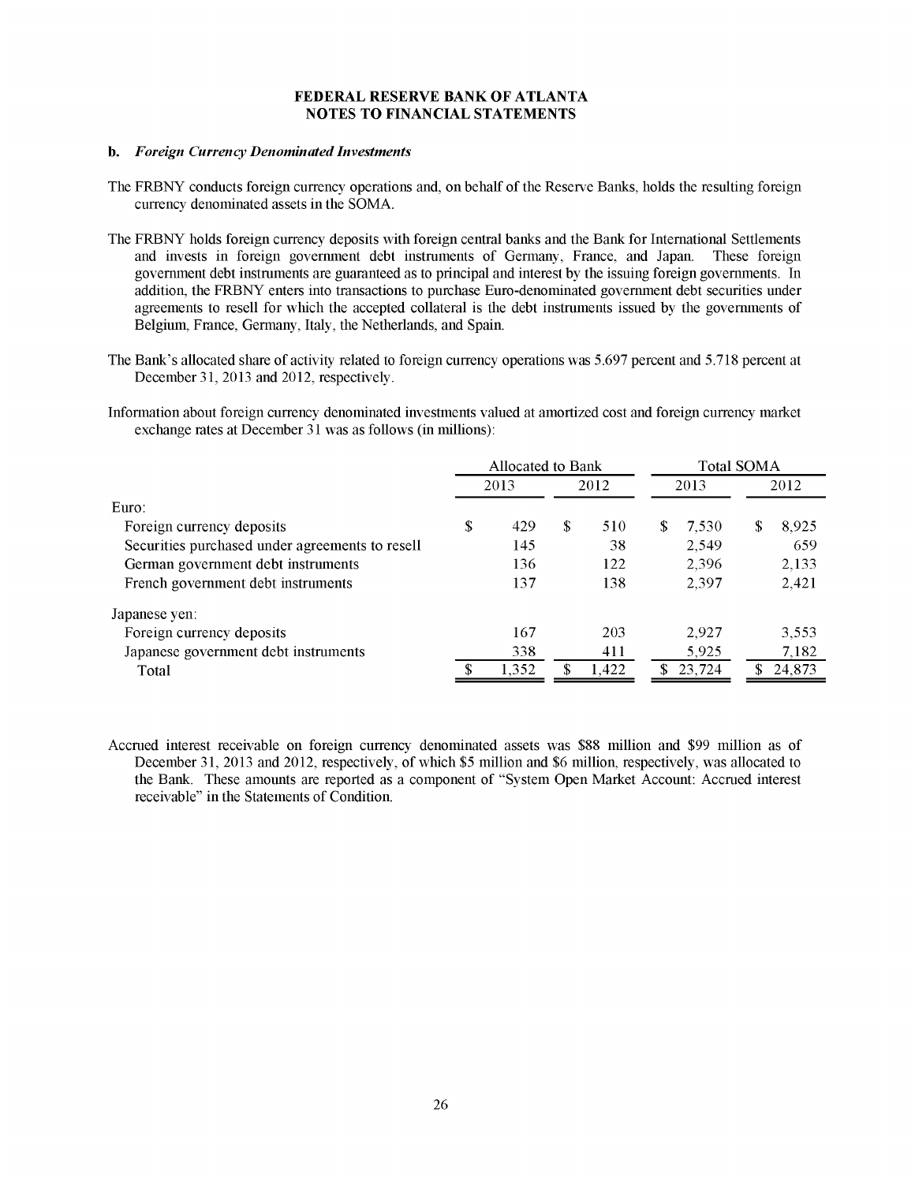**FEDERAL RESERVE BANK OF ATLANTA**
**NOTES TO FINANCIAL STATEMENTS**

**b.** ***Foreign Currency Denominated Investments***

The FRBNY conducts foreign currency operations and, on behalf of the Reserve Banks, holds the resulting foreign currency denominated assets in the SOMA.

The FRBNY holds foreign currency deposits with foreign central banks and the Bank for International Settlements and invests in foreign government debt instruments of Germany, France, and Japan. These foreign government debt instruments are guaranteed as to principal and interest by the issuing foreign governments. In addition, the FRBNY enters into transactions to purchase Euro-denominated government debt securities under agreements to resell for which the accepted collateral is the debt instruments issued by the governments of Belgium, France, Germany, Italy, the Netherlands, and Spain.

The Bank's allocated share of activity related to foreign currency operations was 5.697 percent and 5.718 percent at December 31, 2013 and 2012, respectively.

Information about foreign currency denominated investments valued at amortized cost and foreign currency market exchange rates at December 31 was as follows (in millions):

| | Allocated to Bank | | Total SOMA | |
|---|---|---|---|---|
| | 2013 | 2012 | 2013 | 2012 |
| Euro: | | | | |
| Foreign currency deposits | $ 429 | $ 510 | $ 7,530 | $ 8,925 |
| Securities purchased under agreements to resell | 145 | 38 | 2,549 | 659 |
| German government debt instruments | 136 | 122 | 2,396 | 2,133 |
| French government debt instruments | 137 | 138 | 2,397 | 2,421 |
| Japanese yen: | | | | |
| Foreign currency deposits | 167 | 203 | 2,927 | 3,553 |
| Japanese government debt instruments | 338 | 411 | 5,925 | 7,182 |
| Total | $ 1,352 | $ 1,422 | $ 23,724 | $ 24,873 |

Accrued interest receivable on foreign currency denominated assets was $88 million and $99 million as of December 31, 2013 and 2012, respectively, of which $5 million and $6 million, respectively, was allocated to the Bank. These amounts are reported as a component of "System Open Market Account: Accrued interest receivable" in the Statements of Condition.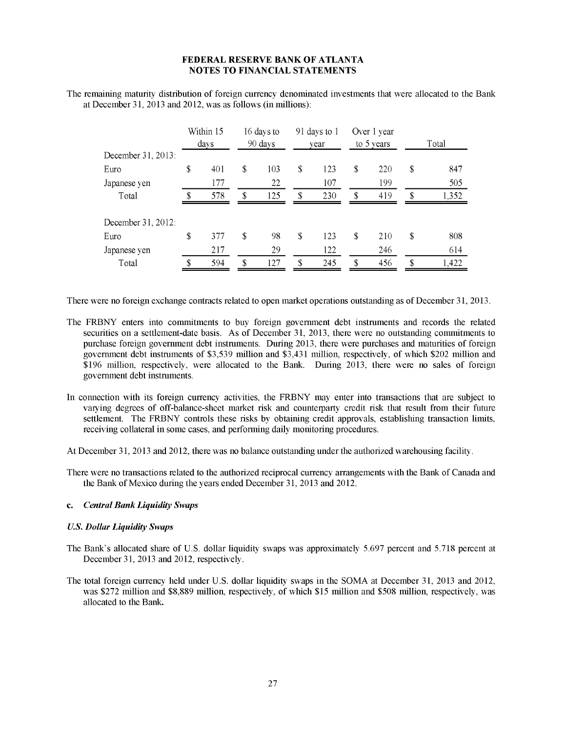**FEDERAL RESERVE BANK OF ATLANTA**
**NOTES TO FINANCIAL STATEMENTS**

The remaining maturity distribution of foreign currency denominated investments that were allocated to the Bank at December 31, 2013 and 2012, was as follows (in millions):

| | Within 15 days | 16 days to 90 days | 91 days to 1 year | Over 1 year to 5 years | Total |
|---|---|---|---|---|---|
| December 31, 2013: | | | | | |
| Euro | $ 401 | $ 103 | $ 123 | $ 220 | $ 847 |
| Japanese yen | 177 | 22 | 107 | 199 | 505 |
| Total | $ 578 | $ 125 | $ 230 | $ 419 | $ 1,352 |
| December 31, 2012: | | | | | |
| Euro | $ 377 | $ 98 | $ 123 | $ 210 | $ 808 |
| Japanese yen | 217 | 29 | 122 | 246 | 614 |
| Total | $ 594 | $ 127 | $ 245 | $ 456 | $ 1,422 |

There were no foreign exchange contracts related to open market operations outstanding as of December 31, 2013.

The FRBNY enters into commitments to buy foreign government debt instruments and records the related securities on a settlement-date basis. As of December 31, 2013, there were no outstanding commitments to purchase foreign government debt instruments. During 2013, there were purchases and maturities of foreign government debt instruments of $3,539 million and $3,431 million, respectively, of which $202 million and $196 million, respectively, were allocated to the Bank. During 2013, there were no sales of foreign government debt instruments.

In connection with its foreign currency activities, the FRBNY may enter into transactions that are subject to varying degrees of off-balance-sheet market risk and counterparty credit risk that result from their future settlement. The FRBNY controls these risks by obtaining credit approvals, establishing transaction limits, receiving collateral in some cases, and performing daily monitoring procedures.

At December 31, 2013 and 2012, there was no balance outstanding under the authorized warehousing facility.

There were no transactions related to the authorized reciprocal currency arrangements with the Bank of Canada and the Bank of Mexico during the years ended December 31, 2013 and 2012.

**c. *Central Bank Liquidity Swaps***

***U.S. Dollar Liquidity Swaps***

The Bank's allocated share of U.S. dollar liquidity swaps was approximately 5.697 percent and 5.718 percent at December 31, 2013 and 2012, respectively.

The total foreign currency held under U.S. dollar liquidity swaps in the SOMA at December 31, 2013 and 2012, was $272 million and $8,889 million, respectively, of which $15 million and $508 million, respectively, was allocated to the Bank.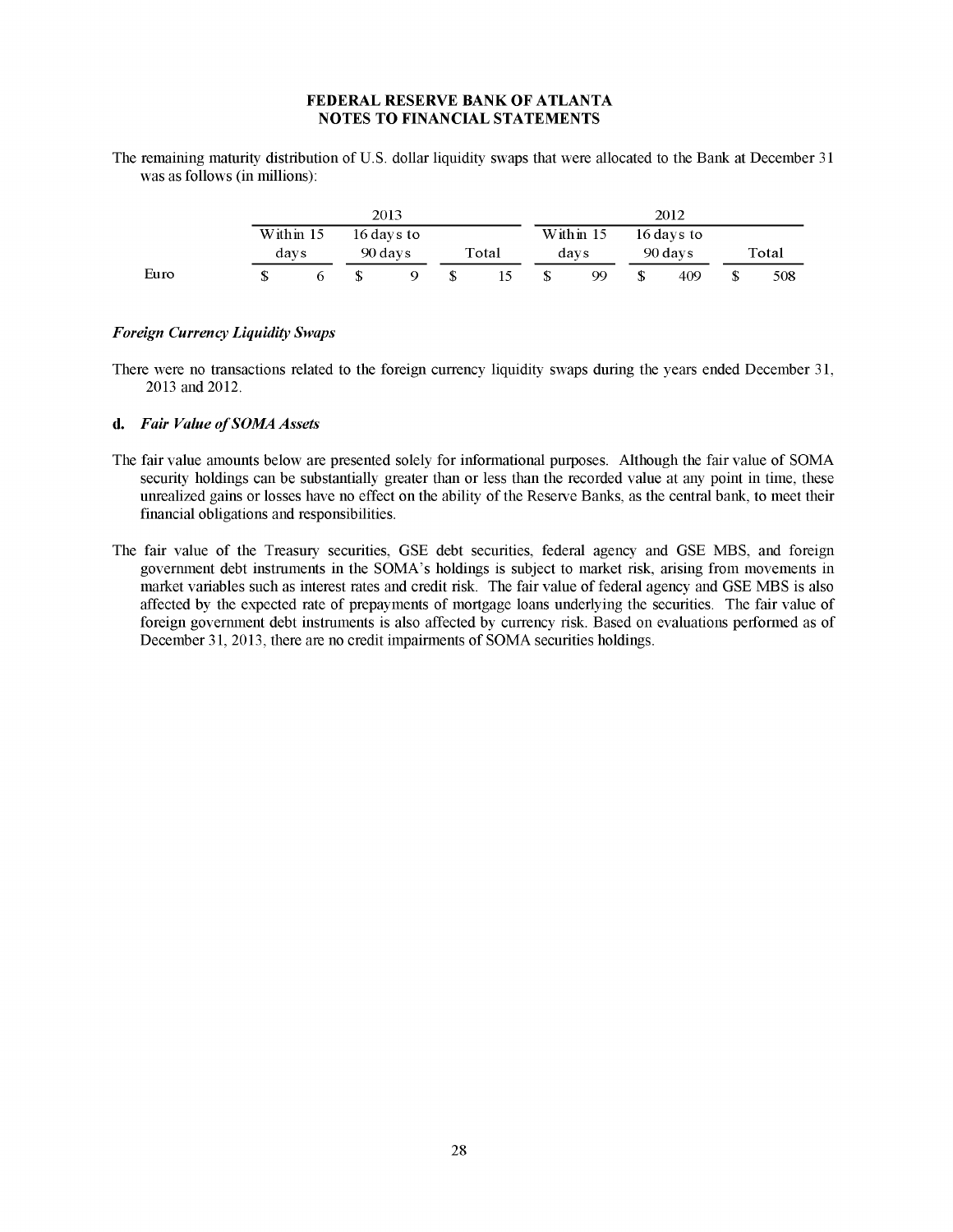FEDERAL RESERVE BANK OF ATLANTA
NOTES TO FINANCIAL STATEMENTS

The remaining maturity distribution of U.S. dollar liquidity swaps that were allocated to the Bank at December 31 was as follows (in millions):

| | 2013 | | | 2012 | | |
|---|---|---|---|---|---|---|
| | Within 15 days | 16 days to 90 days | Total | Within 15 days | 16 days to 90 days | Total |
| Euro | $ 6 | $ 9 | $ 15 | $ 99 | $ 409 | $ 508 |

### *Foreign Currency Liquidity Swaps*

There were no transactions related to the foreign currency liquidity swaps during the years ended December 31, 2013 and 2012.

### **d.** *Fair Value of SOMA Assets*

The fair value amounts below are presented solely for informational purposes. Although the fair value of SOMA security holdings can be substantially greater than or less than the recorded value at any point in time, these unrealized gains or losses have no effect on the ability of the Reserve Banks, as the central bank, to meet their financial obligations and responsibilities.

The fair value of the Treasury securities, GSE debt securities, federal agency and GSE MBS, and foreign government debt instruments in the SOMA's holdings is subject to market risk, arising from movements in market variables such as interest rates and credit risk. The fair value of federal agency and GSE MBS is also affected by the expected rate of prepayments of mortgage loans underlying the securities. The fair value of foreign government debt instruments is also affected by currency risk. Based on evaluations performed as of December 31, 2013, there are no credit impairments of SOMA securities holdings.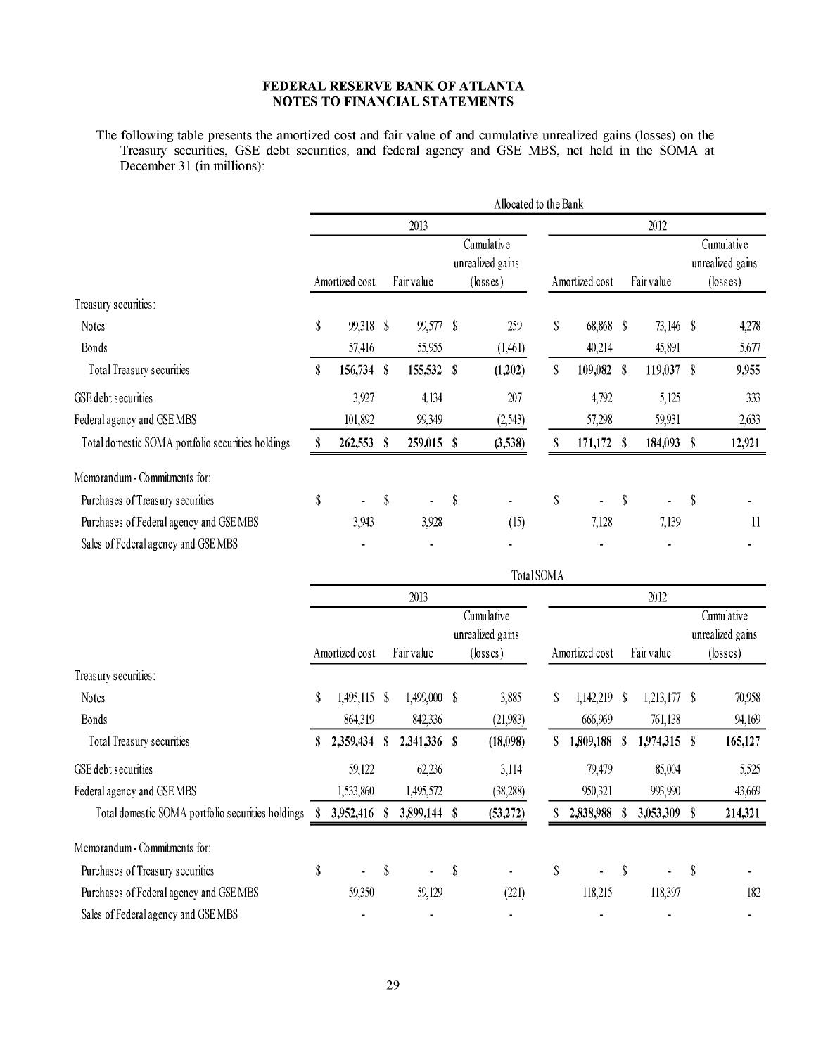**FEDERAL RESERVE BANK OF ATLANTA**
**NOTES TO FINANCIAL STATEMENTS**

The following table presents the amortized cost and fair value of and cumulative unrealized gains (losses) on the Treasury securities, GSE debt securities, and federal agency and GSE MBS, net held in the SOMA at December 31 (in millions):

| | Allocated to the Bank | | | | | |
|---|---|---|---|---|---|---|
| | 2013 | | | 2012 | | |
| | Amortized cost | Fair value | Cumulative unrealized gains (losses) | Amortized cost | Fair value | Cumulative unrealized gains (losses) |
| Treasury securities: | | | | | | |
| Notes | $ 99,318 | $ 99,577 | $ 259 | $ 68,868 | $ 73,146 | $ 4,278 |
| Bonds | 57,416 | 55,955 | (1,461) | 40,214 | 45,891 | 5,677 |
| Total Treasury securities | **$ 156,734** | **$ 155,532** | **$ (1,202)** | **$ 109,082** | **$ 119,037** | **$ 9,955** |
| GSE debt securities | 3,927 | 4,134 | 207 | 4,792 | 5,125 | 333 |
| Federal agency and GSE MBS | 101,892 | 99,349 | (2,543) | 57,298 | 59,931 | 2,633 |
| Total domestic SOMA portfolio securities holdings | **$ 262,553** | **$ 259,015** | **$ (3,538)** | **$ 171,172** | **$ 184,093** | **$ 12,921** |
| Memorandum - Commitments for: | | | | | | |
| Purchases of Treasury securities | $ - | $ - | $ - | $ - | $ - | $ - |
| Purchases of Federal agency and GSE MBS | 3,943 | 3,928 | (15) | 7,128 | 7,139 | 11 |
| Sales of Federal agency and GSE MBS | - | - | - | - | - | - |

| | Total SOMA | | | | | |
|---|---|---|---|---|---|---|
| | 2013 | | | 2012 | | |
| | Amortized cost | Fair value | Cumulative unrealized gains (losses) | Amortized cost | Fair value | Cumulative unrealized gains (losses) |
| Treasury securities: | | | | | | |
| Notes | $ 1,495,115 | $ 1,499,000 | $ 3,885 | $ 1,142,219 | $ 1,213,177 | $ 70,958 |
| Bonds | 864,319 | 842,336 | (21,983) | 666,969 | 761,138 | 94,169 |
| Total Treasury securities | **$ 2,359,434** | **$ 2,341,336** | **$ (18,098)** | **$ 1,809,188** | **$ 1,974,315** | **$ 165,127** |
| GSE debt securities | 59,122 | 62,236 | 3,114 | 79,479 | 85,004 | 5,525 |
| Federal agency and GSE MBS | 1,533,860 | 1,495,572 | (38,288) | 950,321 | 993,990 | 43,669 |
| Total domestic SOMA portfolio securities holdings | **$ 3,952,416** | **$ 3,899,144** | **$ (53,272)** | **$ 2,838,988** | **$ 3,053,309** | **$ 214,321** |
| Memorandum - Commitments for: | | | | | | |
| Purchases of Treasury securities | $ - | $ - | $ - | $ - | $ - | $ - |
| Purchases of Federal agency and GSE MBS | 59,350 | 59,129 | (221) | 118,215 | 118,397 | 182 |
| Sales of Federal agency and GSE MBS | - | - | - | - | - | - |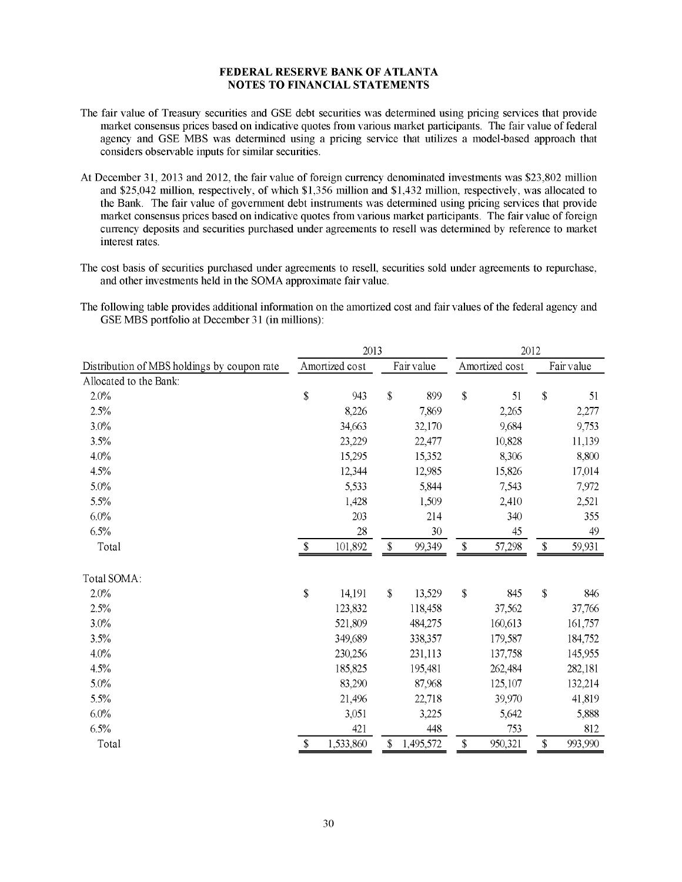## FEDERAL RESERVE BANK OF ATLANTA
## NOTES TO FINANCIAL STATEMENTS

The fair value of Treasury securities and GSE debt securities was determined using pricing services that provide market consensus prices based on indicative quotes from various market participants. The fair value of federal agency and GSE MBS was determined using a pricing service that utilizes a model-based approach that considers observable inputs for similar securities.

At December 31, 2013 and 2012, the fair value of foreign currency denominated investments was $23,802 million and $25,042 million, respectively, of which $1,356 million and $1,432 million, respectively, was allocated to the Bank. The fair value of government debt instruments was determined using pricing services that provide market consensus prices based on indicative quotes from various market participants. The fair value of foreign currency deposits and securities purchased under agreements to resell was determined by reference to market interest rates.

The cost basis of securities purchased under agreements to resell, securities sold under agreements to repurchase, and other investments held in the SOMA approximate fair value.

The following table provides additional information on the amortized cost and fair values of the federal agency and GSE MBS portfolio at December 31 (in millions):

| | 2013 | | 2012 | |
|---|---|---|---|---|
| Distribution of MBS holdings by coupon rate | Amortized cost | Fair value | Amortized cost | Fair value |
| Allocated to the Bank: | | | | |
| 2.0% | $ 943 | $ 899 | $ 51 | $ 51 |
| 2.5% | 8,226 | 7,869 | 2,265 | 2,277 |
| 3.0% | 34,663 | 32,170 | 9,684 | 9,753 |
| 3.5% | 23,229 | 22,477 | 10,828 | 11,139 |
| 4.0% | 15,295 | 15,352 | 8,306 | 8,800 |
| 4.5% | 12,344 | 12,985 | 15,826 | 17,014 |
| 5.0% | 5,533 | 5,844 | 7,543 | 7,972 |
| 5.5% | 1,428 | 1,509 | 2,410 | 2,521 |
| 6.0% | 203 | 214 | 340 | 355 |
| 6.5% | 28 | 30 | 45 | 49 |
| Total | $ 101,892 | $ 99,349 | $ 57,298 | $ 59,931 |
| | | | | |
| Total SOMA: | | | | |
| 2.0% | $ 14,191 | $ 13,529 | $ 845 | $ 846 |
| 2.5% | 123,832 | 118,458 | 37,562 | 37,766 |
| 3.0% | 521,809 | 484,275 | 160,613 | 161,757 |
| 3.5% | 349,689 | 338,357 | 179,587 | 184,752 |
| 4.0% | 230,256 | 231,113 | 137,758 | 145,955 |
| 4.5% | 185,825 | 195,481 | 262,484 | 282,181 |
| 5.0% | 83,290 | 87,968 | 125,107 | 132,214 |
| 5.5% | 21,496 | 22,718 | 39,970 | 41,819 |
| 6.0% | 3,051 | 3,225 | 5,642 | 5,888 |
| 6.5% | 421 | 448 | 753 | 812 |
| Total | $ 1,533,860 | $ 1,495,572 | $ 950,321 | $ 993,990 |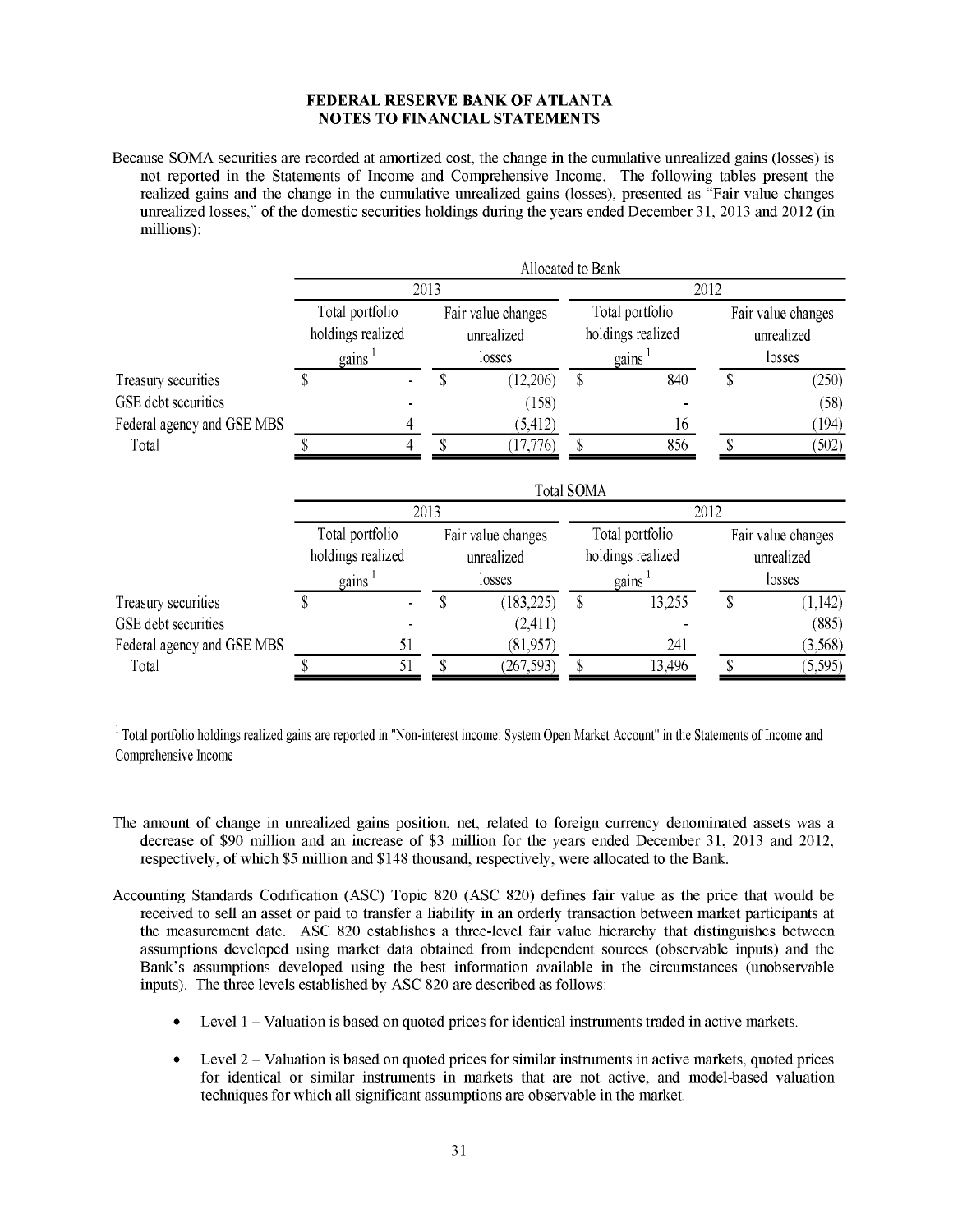**FEDERAL RESERVE BANK OF ATLANTA**
**NOTES TO FINANCIAL STATEMENTS**

Because SOMA securities are recorded at amortized cost, the change in the cumulative unrealized gains (losses) is not reported in the Statements of Income and Comprehensive Income. The following tables present the realized gains and the change in the cumulative unrealized gains (losses), presented as "Fair value changes unrealized losses," of the domestic securities holdings during the years ended December 31, 2013 and 2012 (in millions):

| | Allocated to Bank | | | |
|---|---|---|---|---|
| | 2013 | | 2012 | |
| | Total portfolio holdings realized gains [1] | Fair value changes unrealized losses | Total portfolio holdings realized gains [1] | Fair value changes unrealized losses |
| Treasury securities | $ - | $ (12,206) | $ 840 | $ (250) |
| GSE debt securities | - | (158) | - | (58) |
| Federal agency and GSE MBS | 4 | (5,412) | 16 | (194) |
| Total | $ 4 | $ (17,776) | $ 856 | $ (502) |

| | Total SOMA | | | |
|---|---|---|---|---|
| | 2013 | | 2012 | |
| | Total portfolio holdings realized gains [1] | Fair value changes unrealized losses | Total portfolio holdings realized gains [1] | Fair value changes unrealized losses |
| Treasury securities | $ - | $ (183,225) | $ 13,255 | $ (1,142) |
| GSE debt securities | - | (2,411) | - | (885) |
| Federal agency and GSE MBS | 51 | (81,957) | 241 | (3,568) |
| Total | $ 51 | $ (267,593) | $ 13,496 | $ (5,595) |

[1] Total portfolio holdings realized gains are reported in "Non-interest income: System Open Market Account" in the Statements of Income and Comprehensive Income

The amount of change in unrealized gains position, net, related to foreign currency denominated assets was a decrease of $90 million and an increase of $3 million for the years ended December 31, 2013 and 2012, respectively, of which $5 million and $148 thousand, respectively, were allocated to the Bank.

Accounting Standards Codification (ASC) Topic 820 (ASC 820) defines fair value as the price that would be received to sell an asset or paid to transfer a liability in an orderly transaction between market participants at the measurement date. ASC 820 establishes a three-level fair value hierarchy that distinguishes between assumptions developed using market data obtained from independent sources (observable inputs) and the Bank's assumptions developed using the best information available in the circumstances (unobservable inputs). The three levels established by ASC 820 are described as follows:

- Level 1 – Valuation is based on quoted prices for identical instruments traded in active markets.
- Level 2 – Valuation is based on quoted prices for similar instruments in active markets, quoted prices for identical or similar instruments in markets that are not active, and model-based valuation techniques for which all significant assumptions are observable in the market.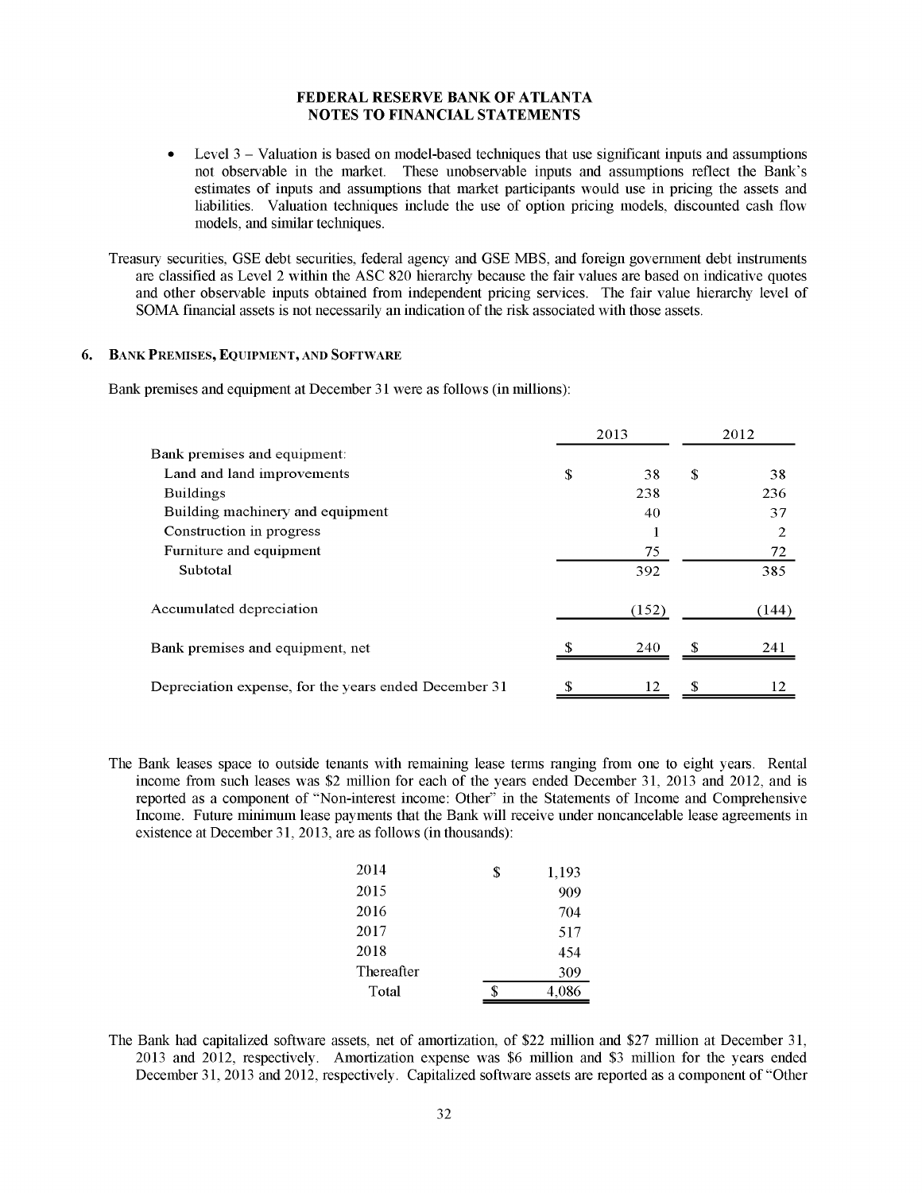- Level 3 – Valuation is based on model-based techniques that use significant inputs and assumptions not observable in the market. These unobservable inputs and assumptions reflect the Bank's estimates of inputs and assumptions that market participants would use in pricing the assets and liabilities. Valuation techniques include the use of option pricing models, discounted cash flow models, and similar techniques.

Treasury securities, GSE debt securities, federal agency and GSE MBS, and foreign government debt instruments are classified as Level 2 within the ASC 820 hierarchy because the fair values are based on indicative quotes and other observable inputs obtained from independent pricing services. The fair value hierarchy level of SOMA financial assets is not necessarily an indication of the risk associated with those assets.

## 6. Bank Premises, Equipment, and Software

Bank premises and equipment at December 31 were as follows (in millions):

| | 2013 | 2012 |
|---|---|---|
| Bank premises and equipment: | | |
| Land and land improvements | $ 38 | $ 38 |
| Buildings | 238 | 236 |
| Building machinery and equipment | 40 | 37 |
| Construction in progress | 1 | 2 |
| Furniture and equipment | 75 | 72 |
| Subtotal | 392 | 385 |
| Accumulated depreciation | (152) | (144) |
| Bank premises and equipment, net | $ 240 | $ 241 |
| Depreciation expense, for the years ended December 31 | $ 12 | $ 12 |

The Bank leases space to outside tenants with remaining lease terms ranging from one to eight years. Rental income from such leases was $2 million for each of the years ended December 31, 2013 and 2012, and is reported as a component of "Non-interest income: Other" in the Statements of Income and Comprehensive Income. Future minimum lease payments that the Bank will receive under noncancelable lease agreements in existence at December 31, 2013, are as follows (in thousands):

| | |
|---|---|
| 2014 | $ 1,193 |
| 2015 | 909 |
| 2016 | 704 |
| 2017 | 517 |
| 2018 | 454 |
| Thereafter | 309 |
| Total | $ 4,086 |

The Bank had capitalized software assets, net of amortization, of $22 million and $27 million at December 31, 2013 and 2012, respectively. Amortization expense was $6 million and $3 million for the years ended December 31, 2013 and 2012, respectively. Capitalized software assets are reported as a component of "Other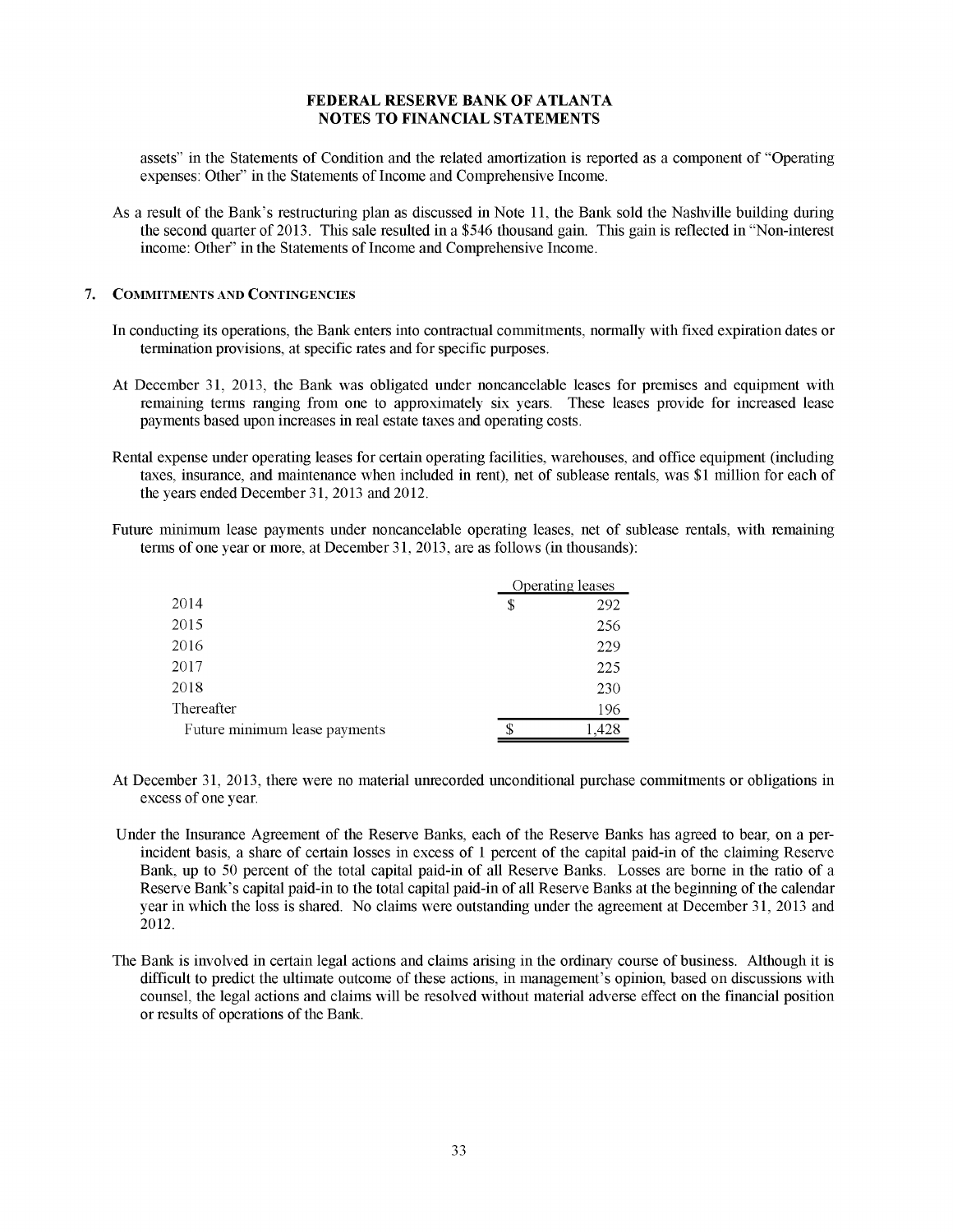assets" in the Statements of Condition and the related amortization is reported as a component of "Operating expenses: Other" in the Statements of Income and Comprehensive Income.

As a result of the Bank's restructuring plan as discussed in Note 11, the Bank sold the Nashville building during the second quarter of 2013. This sale resulted in a $546 thousand gain. This gain is reflected in "Non-interest income: Other" in the Statements of Income and Comprehensive Income.

## 7. Commitments and Contingencies

In conducting its operations, the Bank enters into contractual commitments, normally with fixed expiration dates or termination provisions, at specific rates and for specific purposes.

At December 31, 2013, the Bank was obligated under noncancelable leases for premises and equipment with remaining terms ranging from one to approximately six years. These leases provide for increased lease payments based upon increases in real estate taxes and operating costs.

Rental expense under operating leases for certain operating facilities, warehouses, and office equipment (including taxes, insurance, and maintenance when included in rent), net of sublease rentals, was $1 million for each of the years ended December 31, 2013 and 2012.

Future minimum lease payments under noncancelable operating leases, net of sublease rentals, with remaining terms of one year or more, at December 31, 2013, are as follows (in thousands):

| | Operating leases |
|---|---|
| 2014 | $ 292 |
| 2015 | 256 |
| 2016 | 229 |
| 2017 | 225 |
| 2018 | 230 |
| Thereafter | 196 |
| Future minimum lease payments | $ 1,428 |

At December 31, 2013, there were no material unrecorded unconditional purchase commitments or obligations in excess of one year.

Under the Insurance Agreement of the Reserve Banks, each of the Reserve Banks has agreed to bear, on a per-incident basis, a share of certain losses in excess of 1 percent of the capital paid-in of the claiming Reserve Bank, up to 50 percent of the total capital paid-in of all Reserve Banks. Losses are borne in the ratio of a Reserve Bank's capital paid-in to the total capital paid-in of all Reserve Banks at the beginning of the calendar year in which the loss is shared. No claims were outstanding under the agreement at December 31, 2013 and 2012.

The Bank is involved in certain legal actions and claims arising in the ordinary course of business. Although it is difficult to predict the ultimate outcome of these actions, in management's opinion, based on discussions with counsel, the legal actions and claims will be resolved without material adverse effect on the financial position or results of operations of the Bank.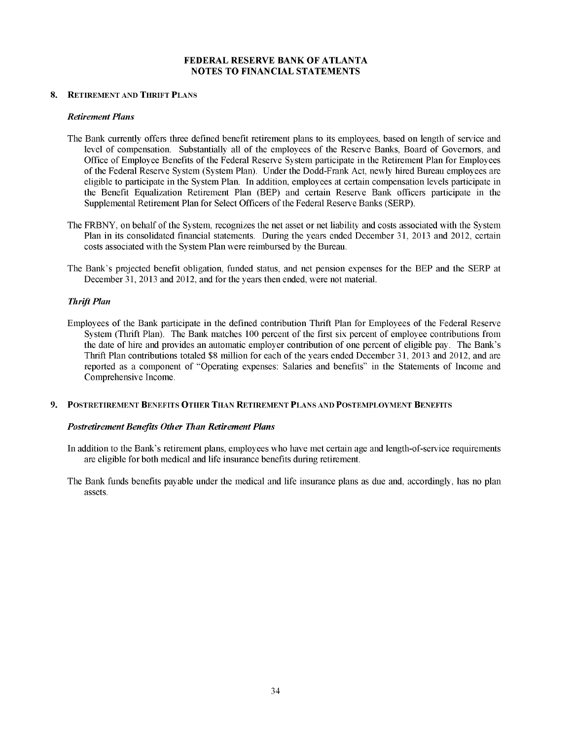# FEDERAL RESERVE BANK OF ATLANTA
# NOTES TO FINANCIAL STATEMENTS

## 8. Retirement and Thrift Plans

### *Retirement Plans*

The Bank currently offers three defined benefit retirement plans to its employees, based on length of service and level of compensation. Substantially all of the employees of the Reserve Banks, Board of Governors, and Office of Employee Benefits of the Federal Reserve System participate in the Retirement Plan for Employees of the Federal Reserve System (System Plan). Under the Dodd-Frank Act, newly hired Bureau employees are eligible to participate in the System Plan. In addition, employees at certain compensation levels participate in the Benefit Equalization Retirement Plan (BEP) and certain Reserve Bank officers participate in the Supplemental Retirement Plan for Select Officers of the Federal Reserve Banks (SERP).

The FRBNY, on behalf of the System, recognizes the net asset or net liability and costs associated with the System Plan in its consolidated financial statements. During the years ended December 31, 2013 and 2012, certain costs associated with the System Plan were reimbursed by the Bureau.

The Bank's projected benefit obligation, funded status, and net pension expenses for the BEP and the SERP at December 31, 2013 and 2012, and for the years then ended, were not material.

### *Thrift Plan*

Employees of the Bank participate in the defined contribution Thrift Plan for Employees of the Federal Reserve System (Thrift Plan). The Bank matches 100 percent of the first six percent of employee contributions from the date of hire and provides an automatic employer contribution of one percent of eligible pay. The Bank's Thrift Plan contributions totaled $8 million for each of the years ended December 31, 2013 and 2012, and are reported as a component of "Operating expenses: Salaries and benefits" in the Statements of Income and Comprehensive Income.

## 9. Postretirement Benefits Other Than Retirement Plans and Postemployment Benefits

### *Postretirement Benefits Other Than Retirement Plans*

In addition to the Bank's retirement plans, employees who have met certain age and length-of-service requirements are eligible for both medical and life insurance benefits during retirement.

The Bank funds benefits payable under the medical and life insurance plans as due and, accordingly, has no plan assets.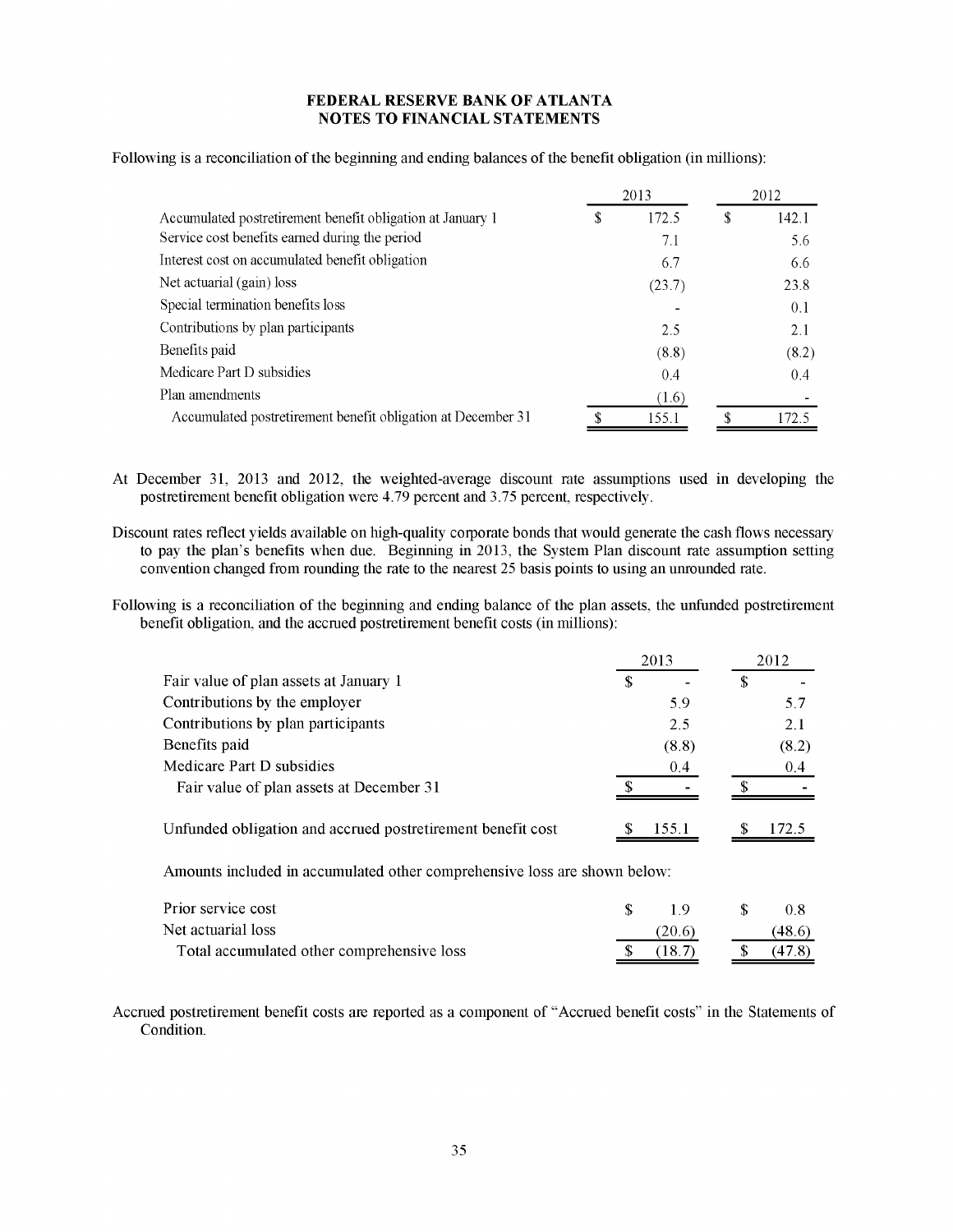# FEDERAL RESERVE BANK OF ATLANTA
## NOTES TO FINANCIAL STATEMENTS

Following is a reconciliation of the beginning and ending balances of the benefit obligation (in millions):

| | 2013 | 2012 |
|---|---|---|
| Accumulated postretirement benefit obligation at January 1 | $ 172.5 | $ 142.1 |
| Service cost benefits earned during the period | 7.1 | 5.6 |
| Interest cost on accumulated benefit obligation | 6.7 | 6.6 |
| Net actuarial (gain) loss | (23.7) | 23.8 |
| Special termination benefits loss | - | 0.1 |
| Contributions by plan participants | 2.5 | 2.1 |
| Benefits paid | (8.8) | (8.2) |
| Medicare Part D subsidies | 0.4 | 0.4 |
| Plan amendments | (1.6) | - |
| Accumulated postretirement benefit obligation at December 31 | $ 155.1 | $ 172.5 |

At December 31, 2013 and 2012, the weighted-average discount rate assumptions used in developing the postretirement benefit obligation were 4.79 percent and 3.75 percent, respectively.

Discount rates reflect yields available on high-quality corporate bonds that would generate the cash flows necessary to pay the plan's benefits when due. Beginning in 2013, the System Plan discount rate assumption setting convention changed from rounding the rate to the nearest 25 basis points to using an unrounded rate.

Following is a reconciliation of the beginning and ending balance of the plan assets, the unfunded postretirement benefit obligation, and the accrued postretirement benefit costs (in millions):

| | 2013 | 2012 |
|---|---|---|
| Fair value of plan assets at January 1 | $ - | $ - |
| Contributions by the employer | 5.9 | 5.7 |
| Contributions by plan participants | 2.5 | 2.1 |
| Benefits paid | (8.8) | (8.2) |
| Medicare Part D subsidies | 0.4 | 0.4 |
| Fair value of plan assets at December 31 | $ - | $ - |
| | | |
| Unfunded obligation and accrued postretirement benefit cost | $ 155.1 | $ 172.5 |

Amounts included in accumulated other comprehensive loss are shown below:

| | 2013 | 2012 |
|---|---|---|
| Prior service cost | $ 1.9 | $ 0.8 |
| Net actuarial loss | (20.6) | (48.6) |
| Total accumulated other comprehensive loss | $ (18.7) | $ (47.8) |

Accrued postretirement benefit costs are reported as a component of "Accrued benefit costs" in the Statements of Condition.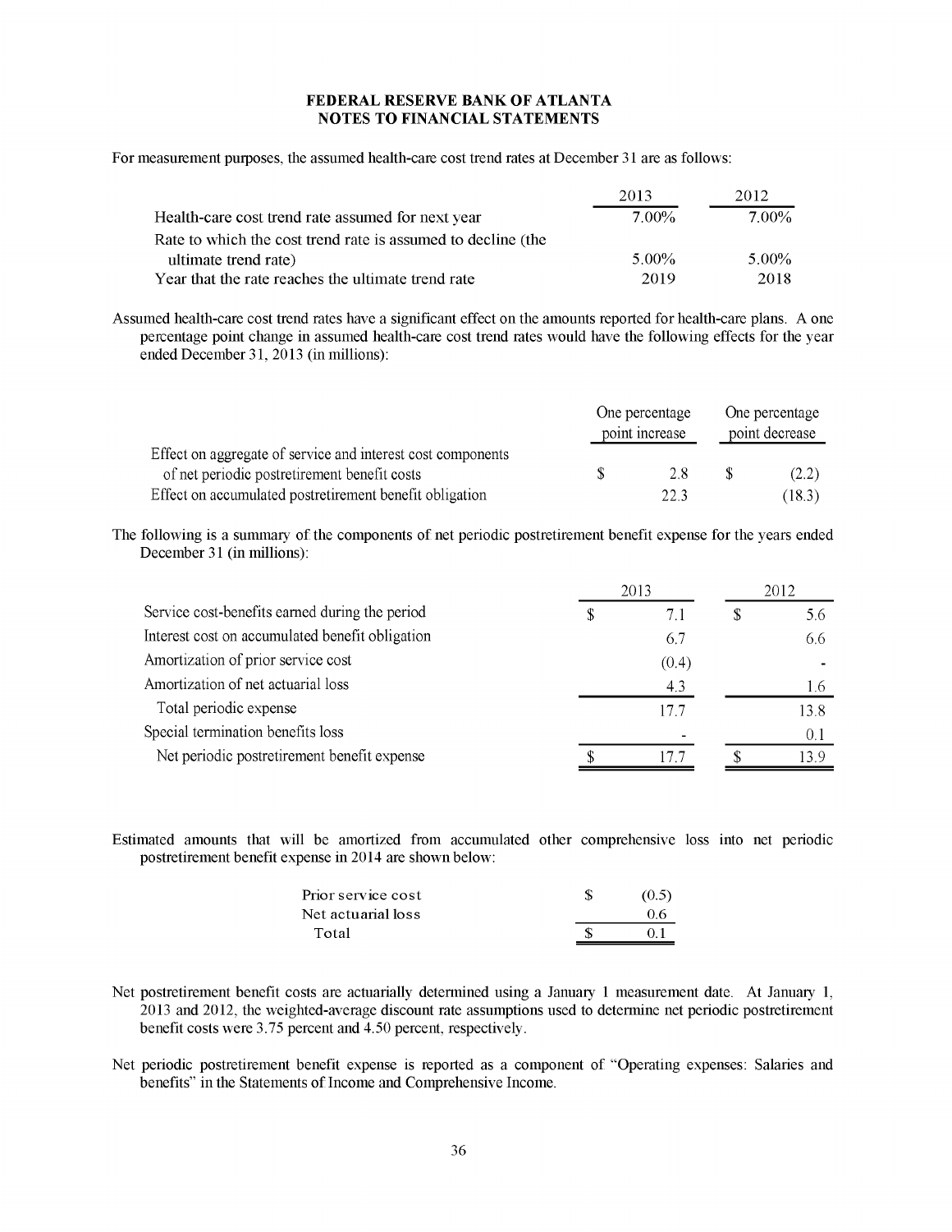**FEDERAL RESERVE BANK OF ATLANTA**
**NOTES TO FINANCIAL STATEMENTS**

For measurement purposes, the assumed health-care cost trend rates at December 31 are as follows:

| | 2013 | 2012 |
|---|---|---|
| Health-care cost trend rate assumed for next year | 7.00% | 7.00% |
| Rate to which the cost trend rate is assumed to decline (the ultimate trend rate) | 5.00% | 5.00% |
| Year that the rate reaches the ultimate trend rate | 2019 | 2018 |

Assumed health-care cost trend rates have a significant effect on the amounts reported for health-care plans. A one percentage point change in assumed health-care cost trend rates would have the following effects for the year ended December 31, 2013 (in millions):

| | One percentage point increase | One percentage point decrease |
|---|---|---|
| Effect on aggregate of service and interest cost components of net periodic postretirement benefit costs | $ 2.8 | $ (2.2) |
| Effect on accumulated postretirement benefit obligation | 22.3 | (18.3) |

The following is a summary of the components of net periodic postretirement benefit expense for the years ended December 31 (in millions):

| | 2013 | 2012 |
|---|---|---|
| Service cost-benefits earned during the period | $ 7.1 | $ 5.6 |
| Interest cost on accumulated benefit obligation | 6.7 | 6.6 |
| Amortization of prior service cost | (0.4) | - |
| Amortization of net actuarial loss | 4.3 | 1.6 |
| Total periodic expense | 17.7 | 13.8 |
| Special termination benefits loss | - | 0.1 |
| Net periodic postretirement benefit expense | $ 17.7 | $ 13.9 |

Estimated amounts that will be amortized from accumulated other comprehensive loss into net periodic postretirement benefit expense in 2014 are shown below:

| | |
|---|---|
| Prior service cost | $ (0.5) |
| Net actuarial loss | 0.6 |
| Total | $ 0.1 |

Net postretirement benefit costs are actuarially determined using a January 1 measurement date. At January 1, 2013 and 2012, the weighted-average discount rate assumptions used to determine net periodic postretirement benefit costs were 3.75 percent and 4.50 percent, respectively.

Net periodic postretirement benefit expense is reported as a component of "Operating expenses: Salaries and benefits" in the Statements of Income and Comprehensive Income.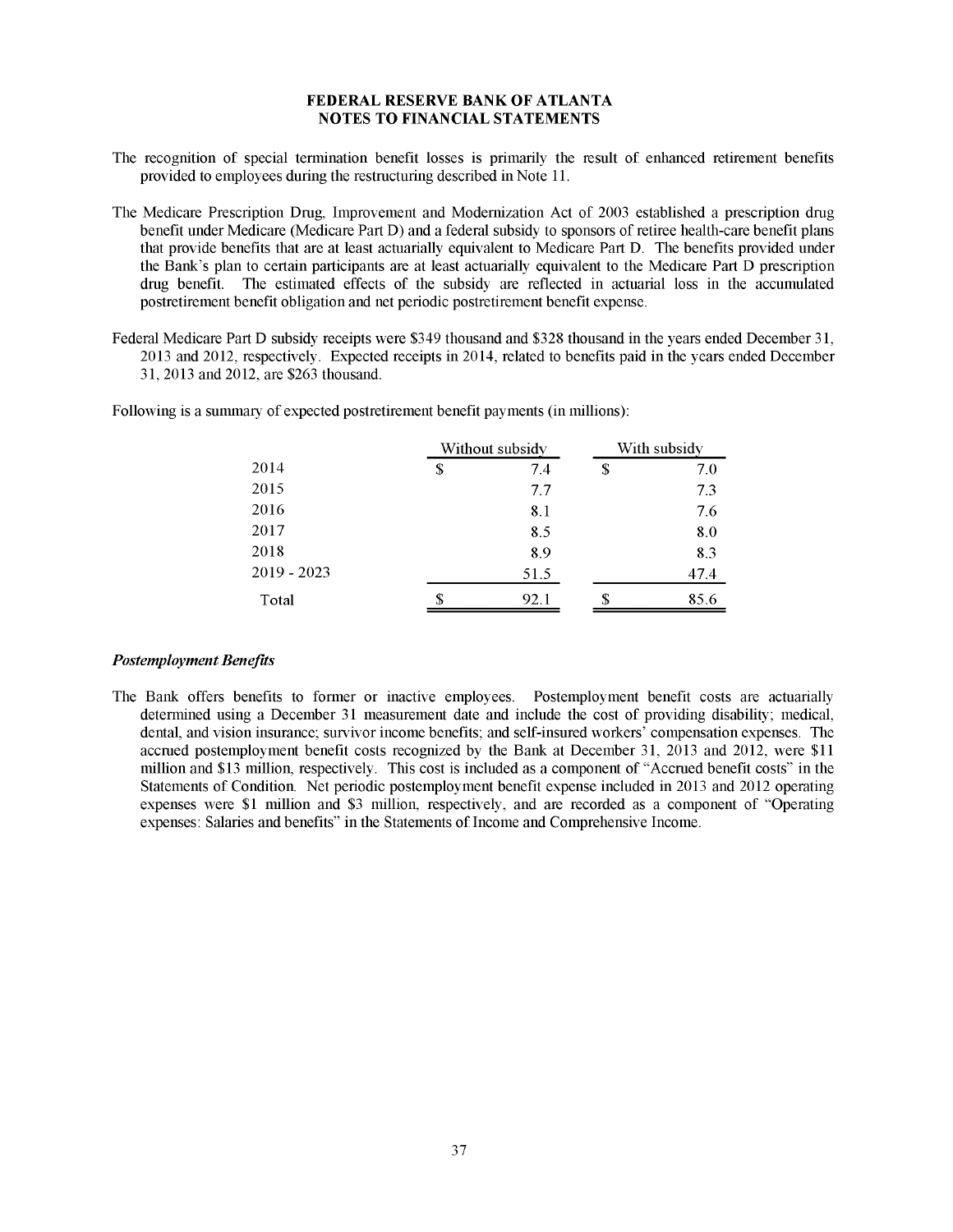The recognition of special termination benefit losses is primarily the result of enhanced retirement benefits provided to employees during the restructuring described in Note 11.

The Medicare Prescription Drug, Improvement and Modernization Act of 2003 established a prescription drug benefit under Medicare (Medicare Part D) and a federal subsidy to sponsors of retiree health-care benefit plans that provide benefits that are at least actuarially equivalent to Medicare Part D. The benefits provided under the Bank's plan to certain participants are at least actuarially equivalent to the Medicare Part D prescription drug benefit. The estimated effects of the subsidy are reflected in actuarial loss in the accumulated postretirement benefit obligation and net periodic postretirement benefit expense.

Federal Medicare Part D subsidy receipts were $349 thousand and $328 thousand in the years ended December 31, 2013 and 2012, respectively. Expected receipts in 2014, related to benefits paid in the years ended December 31, 2013 and 2012, are $263 thousand.

Following is a summary of expected postretirement benefit payments (in millions):

| | Without subsidy | With subsidy |
|---|---|---|
| 2014 | $ 7.4 | $ 7.0 |
| 2015 | 7.7 | 7.3 |
| 2016 | 8.1 | 7.6 |
| 2017 | 8.5 | 8.0 |
| 2018 | 8.9 | 8.3 |
| 2019 - 2023 | 51.5 | 47.4 |
| Total | $ 92.1 | $ 85.6 |

***Postemployment Benefits***

The Bank offers benefits to former or inactive employees. Postemployment benefit costs are actuarially determined using a December 31 measurement date and include the cost of providing disability; medical, dental, and vision insurance; survivor income benefits; and self-insured workers' compensation expenses. The accrued postemployment benefit costs recognized by the Bank at December 31, 2013 and 2012, were $11 million and $13 million, respectively. This cost is included as a component of "Accrued benefit costs" in the Statements of Condition. Net periodic postemployment benefit expense included in 2013 and 2012 operating expenses were $1 million and $3 million, respectively, and are recorded as a component of "Operating expenses: Salaries and benefits" in the Statements of Income and Comprehensive Income.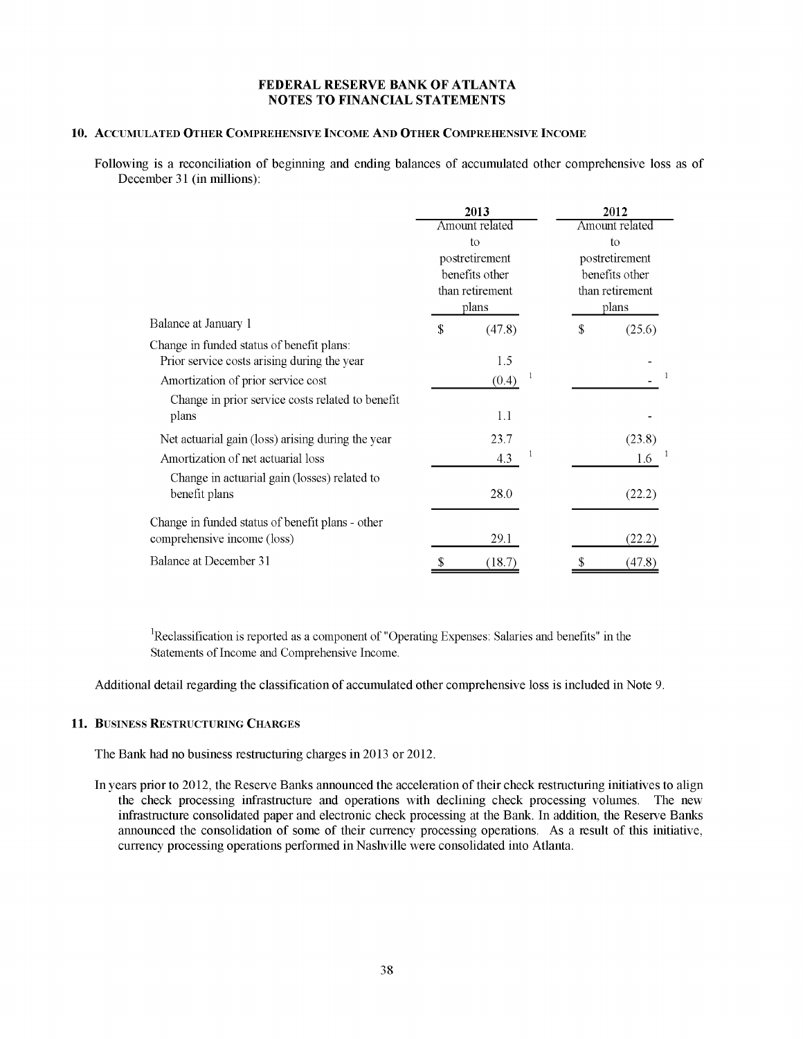FEDERAL RESERVE BANK OF ATLANTA
NOTES TO FINANCIAL STATEMENTS

## 10. Accumulated Other Comprehensive Income And Other Comprehensive Income

Following is a reconciliation of beginning and ending balances of accumulated other comprehensive loss as of December 31 (in millions):

| | 2013 | 2012 |
|---|---|---|
| | Amount related to postretirement benefits other than retirement plans | Amount related to postretirement benefits other than retirement plans |
| Balance at January 1 | $ (47.8) | $ (25.6) |
| Change in funded status of benefit plans: | | |
| Prior service costs arising during the year | 1.5 | - |
| Amortization of prior service cost | (0.4) [1] | - [1] |
| Change in prior service costs related to benefit plans | 1.1 | - |
| Net actuarial gain (loss) arising during the year | 23.7 | (23.8) |
| Amortization of net actuarial loss | 4.3 [1] | 1.6 [1] |
| Change in actuarial gain (losses) related to benefit plans | 28.0 | (22.2) |
| Change in funded status of benefit plans - other comprehensive income (loss) | 29.1 | (22.2) |
| Balance at December 31 | $ (18.7) | $ (47.8) |

[1]Reclassification is reported as a component of "Operating Expenses: Salaries and benefits" in the Statements of Income and Comprehensive Income.

Additional detail regarding the classification of accumulated other comprehensive loss is included in Note 9.

## 11. Business Restructuring Charges

The Bank had no business restructuring charges in 2013 or 2012.

In years prior to 2012, the Reserve Banks announced the acceleration of their check restructuring initiatives to align the check processing infrastructure and operations with declining check processing volumes. The new infrastructure consolidated paper and electronic check processing at the Bank. In addition, the Reserve Banks announced the consolidation of some of their currency processing operations. As a result of this initiative, currency processing operations performed in Nashville were consolidated into Atlanta.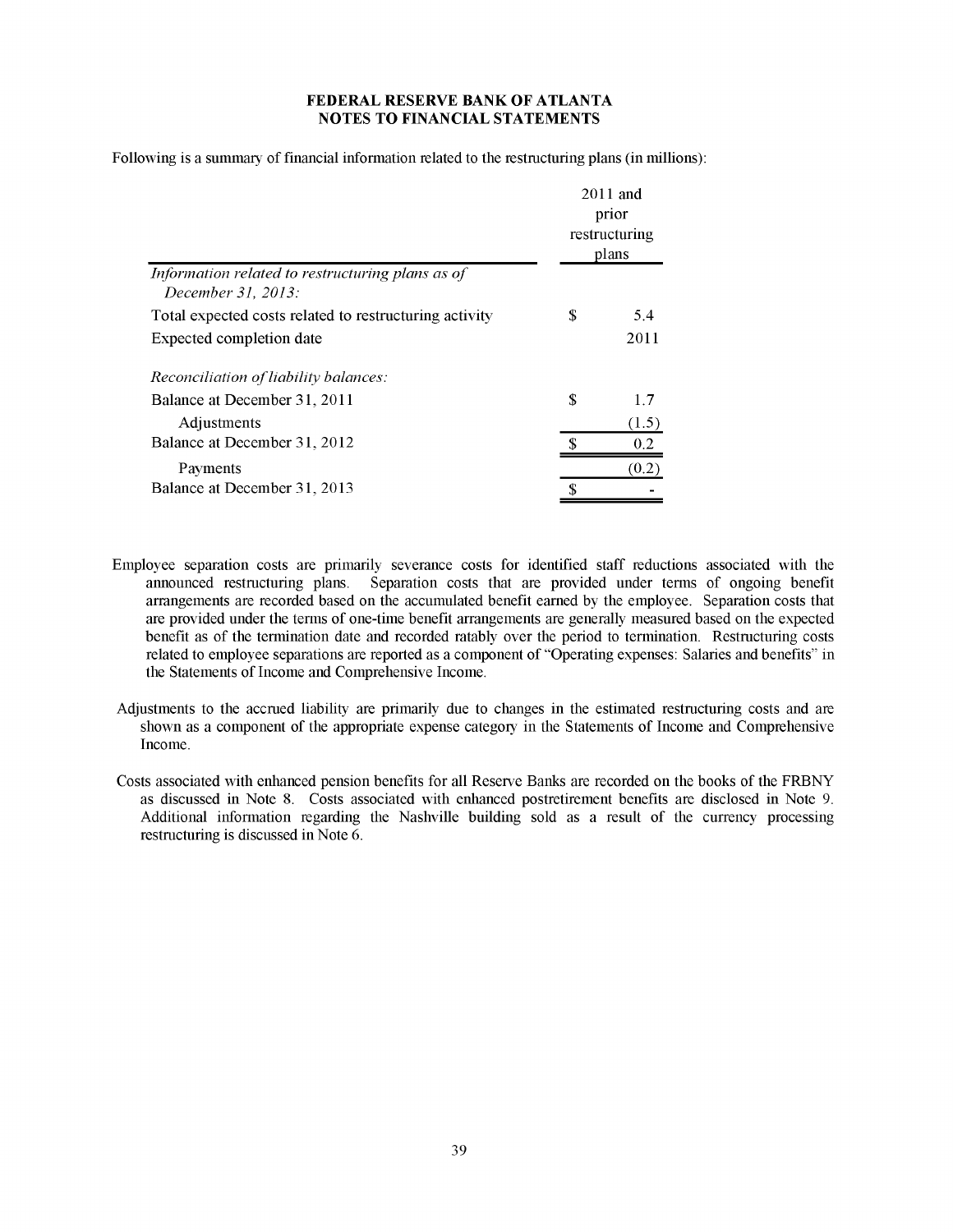**FEDERAL RESERVE BANK OF ATLANTA**
**NOTES TO FINANCIAL STATEMENTS**

Following is a summary of financial information related to the restructuring plans (in millions):

| | 2011 and prior restructuring plans |
|---|---|
| *Information related to restructuring plans as of December 31, 2013:* | |
| Total expected costs related to restructuring activity | $ 5.4 |
| Expected completion date | 2011 |
| *Reconciliation of liability balances:* | |
| Balance at December 31, 2011 | $ 1.7 |
| Adjustments | (1.5) |
| Balance at December 31, 2012 | $ 0.2 |
| Payments | (0.2) |
| Balance at December 31, 2013 | $ - |

Employee separation costs are primarily severance costs for identified staff reductions associated with the announced restructuring plans. Separation costs that are provided under terms of ongoing benefit arrangements are recorded based on the accumulated benefit earned by the employee. Separation costs that are provided under the terms of one-time benefit arrangements are generally measured based on the expected benefit as of the termination date and recorded ratably over the period to termination. Restructuring costs related to employee separations are reported as a component of "Operating expenses: Salaries and benefits" in the Statements of Income and Comprehensive Income.

Adjustments to the accrued liability are primarily due to changes in the estimated restructuring costs and are shown as a component of the appropriate expense category in the Statements of Income and Comprehensive Income.

Costs associated with enhanced pension benefits for all Reserve Banks are recorded on the books of the FRBNY as discussed in Note 8. Costs associated with enhanced postretirement benefits are disclosed in Note 9. Additional information regarding the Nashville building sold as a result of the currency processing restructuring is discussed in Note 6.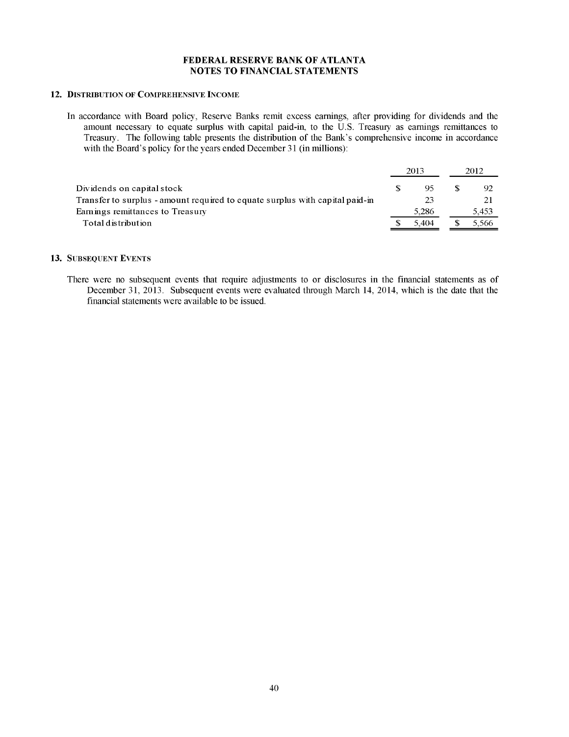**FEDERAL RESERVE BANK OF ATLANTA**
**NOTES TO FINANCIAL STATEMENTS**

**12. DISTRIBUTION OF COMPREHENSIVE INCOME**

In accordance with Board policy, Reserve Banks remit excess earnings, after providing for dividends and the amount necessary to equate surplus with capital paid-in, to the U.S. Treasury as earnings remittances to Treasury. The following table presents the distribution of the Bank's comprehensive income in accordance with the Board's policy for the years ended December 31 (in millions):

| | 2013 | 2012 |
|---|---|---|
| Dividends on capital stock | $ 95 | $ 92 |
| Transfer to surplus - amount required to equate surplus with capital paid-in | 23 | 21 |
| Earnings remittances to Treasury | 5,286 | 5,453 |
| Total distribution | $ 5,404 | $ 5,566 |

**13. SUBSEQUENT EVENTS**

There were no subsequent events that require adjustments to or disclosures in the financial statements as of December 31, 2013. Subsequent events were evaluated through March 14, 2014, which is the date that the financial statements were available to be issued.